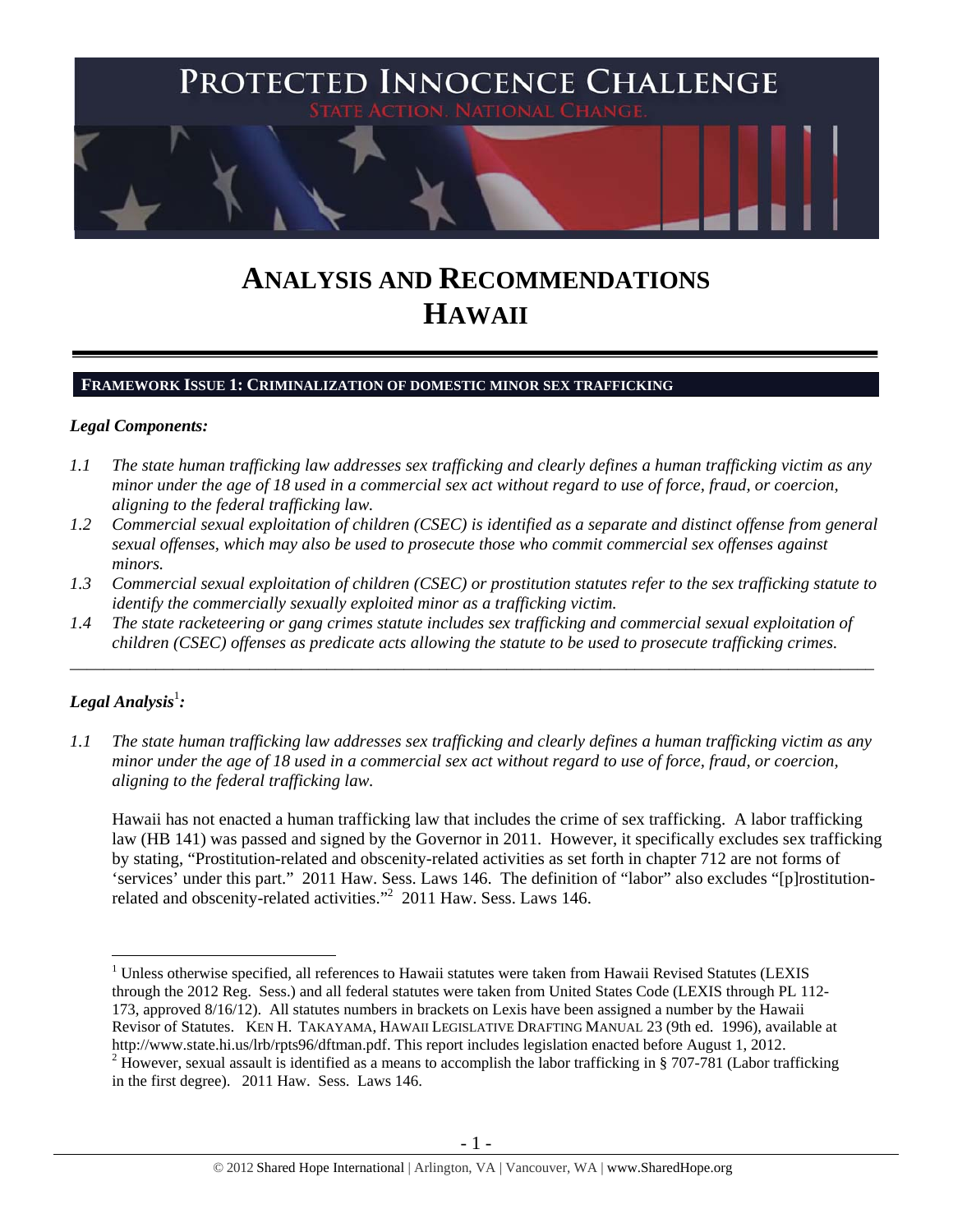# PROTECTED INNOCENCE CHALLENGE

STATE ACTION. NATIONAL CHANGE.

# ANALYSIS AND RECOMMENDATIONS
# HAWAII

## FRAMEWORK ISSUE 1: CRIMINALIZATION OF DOMESTIC MINOR SEX TRAFFICKING

### *Legal Components:*

*1.1 The state human trafficking law addresses sex trafficking and clearly defines a human trafficking victim as any minor under the age of 18 used in a commercial sex act without regard to use of force, fraud, or coercion, aligning to the federal trafficking law.*

*1.2 Commercial sexual exploitation of children (CSEC) is identified as a separate and distinct offense from general sexual offenses, which may also be used to prosecute those who commit commercial sex offenses against minors.*

*1.3 Commercial sexual exploitation of children (CSEC) or prostitution statutes refer to the sex trafficking statute to identify the commercially sexually exploited minor as a trafficking victim.*

*1.4 The state racketeering or gang crimes statute includes sex trafficking and commercial sexual exploitation of children (CSEC) offenses as predicate acts allowing the statute to be used to prosecute trafficking crimes.*

---

### *Legal Analysis*[1]*:*

*1.1 The state human trafficking law addresses sex trafficking and clearly defines a human trafficking victim as any minor under the age of 18 used in a commercial sex act without regard to use of force, fraud, or coercion, aligning to the federal trafficking law.*

Hawaii has not enacted a human trafficking law that includes the crime of sex trafficking. A labor trafficking law (HB 141) was passed and signed by the Governor in 2011. However, it specifically excludes sex trafficking by stating, "Prostitution-related and obscenity-related activities as set forth in chapter 712 are not forms of 'services' under this part." 2011 Haw. Sess. Laws 146. The definition of "labor" also excludes "[p]rostitution-related and obscenity-related activities."[2] 2011 Haw. Sess. Laws 146.

---

[1] Unless otherwise specified, all references to Hawaii statutes were taken from Hawaii Revised Statutes (LEXIS through the 2012 Reg. Sess.) and all federal statutes were taken from United States Code (LEXIS through PL 112-173, approved 8/16/12). All statutes numbers in brackets on Lexis have been assigned a number by the Hawaii Revisor of Statutes. KEN H. TAKAYAMA, HAWAII LEGISLATIVE DRAFTING MANUAL 23 (9th ed. 1996), available at http://www.state.hi.us/lrb/rpts96/dftman.pdf. This report includes legislation enacted before August 1, 2012.

[2] However, sexual assault is identified as a means to accomplish the labor trafficking in § 707-781 (Labor trafficking in the first degree). 2011 Haw. Sess. Laws 146.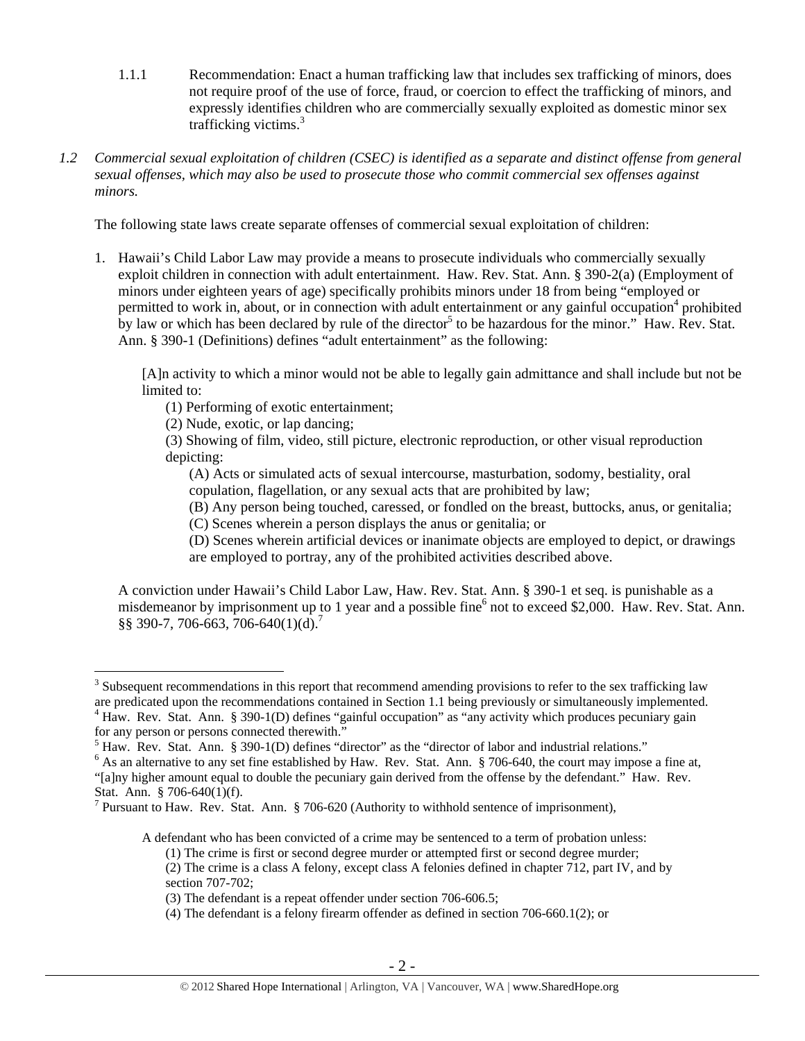1.1.1 Recommendation: Enact a human trafficking law that includes sex trafficking of minors, does not require proof of the use of force, fraud, or coercion to effect the trafficking of minors, and expressly identifies children who are commercially sexually exploited as domestic minor sex trafficking victims.[3]

*1.2 Commercial sexual exploitation of children (CSEC) is identified as a separate and distinct offense from general sexual offenses, which may also be used to prosecute those who commit commercial sex offenses against minors.*

The following state laws create separate offenses of commercial sexual exploitation of children:

1. Hawaii's Child Labor Law may provide a means to prosecute individuals who commercially sexually exploit children in connection with adult entertainment. Haw. Rev. Stat. Ann. § 390-2(a) (Employment of minors under eighteen years of age) specifically prohibits minors under 18 from being "employed or permitted to work in, about, or in connection with adult entertainment or any gainful occupation[4] prohibited by law or which has been declared by rule of the director[5] to be hazardous for the minor." Haw. Rev. Stat. Ann. § 390-1 (Definitions) defines "adult entertainment" as the following:

   [A]n activity to which a minor would not be able to legally gain admittance and shall include but not be limited to:
   (1) Performing of exotic entertainment;
   (2) Nude, exotic, or lap dancing;
   (3) Showing of film, video, still picture, electronic reproduction, or other visual reproduction depicting:
   (A) Acts or simulated acts of sexual intercourse, masturbation, sodomy, bestiality, oral copulation, flagellation, or any sexual acts that are prohibited by law;
   (B) Any person being touched, caressed, or fondled on the breast, buttocks, anus, or genitalia;
   (C) Scenes wherein a person displays the anus or genitalia; or
   (D) Scenes wherein artificial devices or inanimate objects are employed to depict, or drawings are employed to portray, any of the prohibited activities described above.

   A conviction under Hawaii's Child Labor Law, Haw. Rev. Stat. Ann. § 390-1 et seq. is punishable as a misdemeanor by imprisonment up to 1 year and a possible fine[6] not to exceed $2,000. Haw. Rev. Stat. Ann. §§ 390-7, 706-663, 706-640(1)(d).[7]

---

[3] Subsequent recommendations in this report that recommend amending provisions to refer to the sex trafficking law are predicated upon the recommendations contained in Section 1.1 being previously or simultaneously implemented.

[4] Haw. Rev. Stat. Ann. § 390-1(D) defines "gainful occupation" as "any activity which produces pecuniary gain for any person or persons connected therewith."

[5] Haw. Rev. Stat. Ann. § 390-1(D) defines "director" as the "director of labor and industrial relations."

[6] As an alternative to any set fine established by Haw. Rev. Stat. Ann. § 706-640, the court may impose a fine at, "[a]ny higher amount equal to double the pecuniary gain derived from the offense by the defendant." Haw. Rev. Stat. Ann. § 706-640(1)(f).

[7] Pursuant to Haw. Rev. Stat. Ann. § 706-620 (Authority to withhold sentence of imprisonment),

> A defendant who has been convicted of a crime may be sentenced to a term of probation unless:
> (1) The crime is first or second degree murder or attempted first or second degree murder;
> (2) The crime is a class A felony, except class A felonies defined in chapter 712, part IV, and by section 707-702;
> (3) The defendant is a repeat offender under section 706-606.5;
> (4) The defendant is a felony firearm offender as defined in section 706-660.1(2); or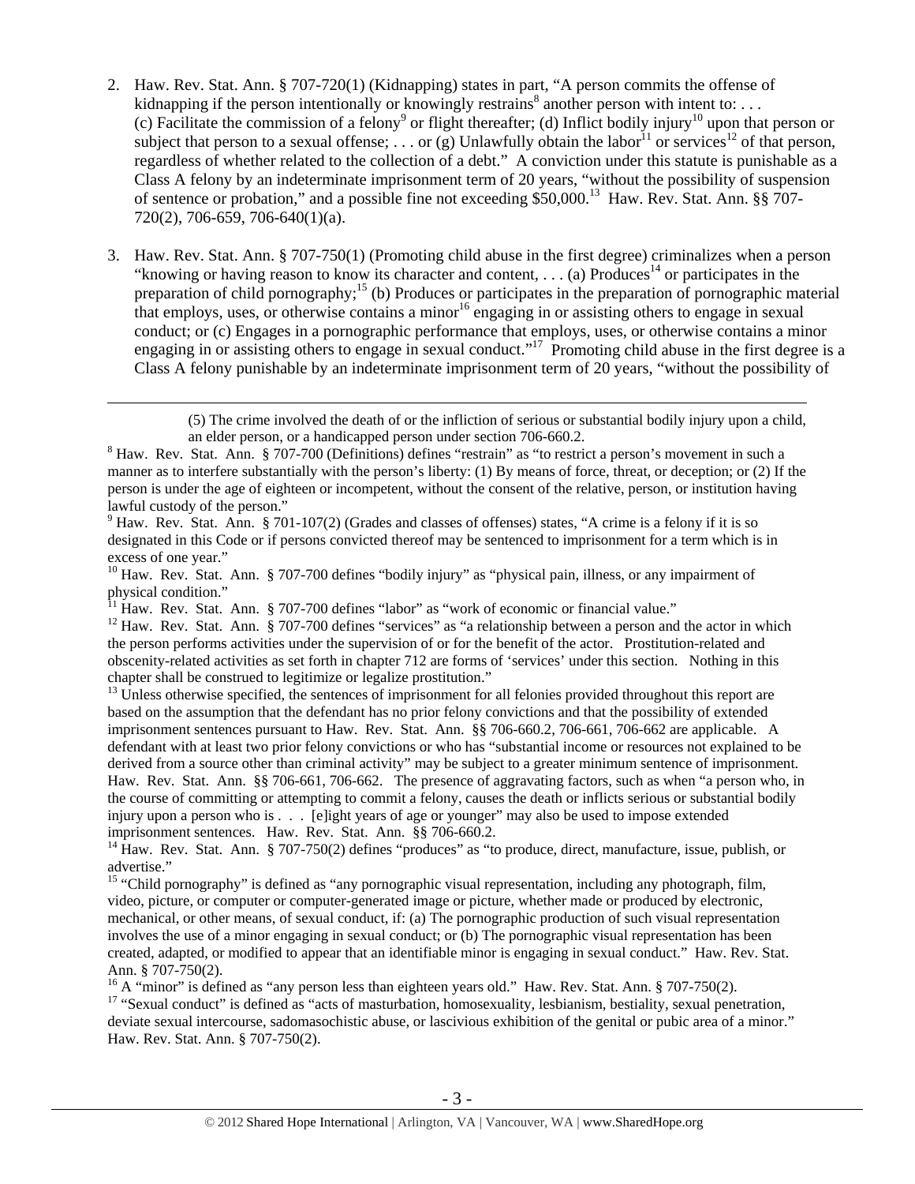2. Haw. Rev. Stat. Ann. § 707-720(1) (Kidnapping) states in part, "A person commits the offense of kidnapping if the person intentionally or knowingly restrains[8] another person with intent to: . . . (c) Facilitate the commission of a felony[9] or flight thereafter; (d) Inflict bodily injury[10] upon that person or subject that person to a sexual offense; . . . or (g) Unlawfully obtain the labor[11] or services[12] of that person, regardless of whether related to the collection of a debt." A conviction under this statute is punishable as a Class A felony by an indeterminate imprisonment term of 20 years, "without the possibility of suspension of sentence or probation," and a possible fine not exceeding $50,000.[13] Haw. Rev. Stat. Ann. §§ 707-720(2), 706-659, 706-640(1)(a).

3. Haw. Rev. Stat. Ann. § 707-750(1) (Promoting child abuse in the first degree) criminalizes when a person "knowing or having reason to know its character and content, . . . (a) Produces[14] or participates in the preparation of child pornography;[15] (b) Produces or participates in the preparation of pornographic material that employs, uses, or otherwise contains a minor[16] engaging in or assisting others to engage in sexual conduct; or (c) Engages in a pornographic performance that employs, uses, or otherwise contains a minor engaging in or assisting others to engage in sexual conduct."[17] Promoting child abuse in the first degree is a Class A felony punishable by an indeterminate imprisonment term of 20 years, "without the possibility of

---

(5) The crime involved the death of or the infliction of serious or substantial bodily injury upon a child, an elder person, or a handicapped person under section 706-660.2.

[8] Haw. Rev. Stat. Ann. § 707-700 (Definitions) defines "restrain" as "to restrict a person's movement in such a manner as to interfere substantially with the person's liberty: (1) By means of force, threat, or deception; or (2) If the person is under the age of eighteen or incompetent, without the consent of the relative, person, or institution having lawful custody of the person."

[9] Haw. Rev. Stat. Ann. § 701-107(2) (Grades and classes of offenses) states, "A crime is a felony if it is so designated in this Code or if persons convicted thereof may be sentenced to imprisonment for a term which is in excess of one year."

[10] Haw. Rev. Stat. Ann. § 707-700 defines "bodily injury" as "physical pain, illness, or any impairment of physical condition."

[11] Haw. Rev. Stat. Ann. § 707-700 defines "labor" as "work of economic or financial value."

[12] Haw. Rev. Stat. Ann. § 707-700 defines "services" as "a relationship between a person and the actor in which the person performs activities under the supervision of or for the benefit of the actor. Prostitution-related and obscenity-related activities as set forth in chapter 712 are forms of 'services' under this section. Nothing in this chapter shall be construed to legitimize or legalize prostitution."

[13] Unless otherwise specified, the sentences of imprisonment for all felonies provided throughout this report are based on the assumption that the defendant has no prior felony convictions and that the possibility of extended imprisonment sentences pursuant to Haw. Rev. Stat. Ann. §§ 706-660.2, 706-661, 706-662 are applicable. A defendant with at least two prior felony convictions or who has "substantial income or resources not explained to be derived from a source other than criminal activity" may be subject to a greater minimum sentence of imprisonment. Haw. Rev. Stat. Ann. §§ 706-661, 706-662. The presence of aggravating factors, such as when "a person who, in the course of committing or attempting to commit a felony, causes the death or inflicts serious or substantial bodily injury upon a person who is . . . [e]ight years of age or younger" may also be used to impose extended imprisonment sentences. Haw. Rev. Stat. Ann. §§ 706-660.2.

[14] Haw. Rev. Stat. Ann. § 707-750(2) defines "produces" as "to produce, direct, manufacture, issue, publish, or advertise."

[15] "Child pornography" is defined as "any pornographic visual representation, including any photograph, film, video, picture, or computer or computer-generated image or picture, whether made or produced by electronic, mechanical, or other means, of sexual conduct, if: (a) The pornographic production of such visual representation involves the use of a minor engaging in sexual conduct; or (b) The pornographic visual representation has been created, adapted, or modified to appear that an identifiable minor is engaging in sexual conduct." Haw. Rev. Stat. Ann. § 707-750(2).

[16] A "minor" is defined as "any person less than eighteen years old." Haw. Rev. Stat. Ann. § 707-750(2).

[17] "Sexual conduct" is defined as "acts of masturbation, homosexuality, lesbianism, bestiality, sexual penetration, deviate sexual intercourse, sadomasochistic abuse, or lascivious exhibition of the genital or pubic area of a minor." Haw. Rev. Stat. Ann. § 707-750(2).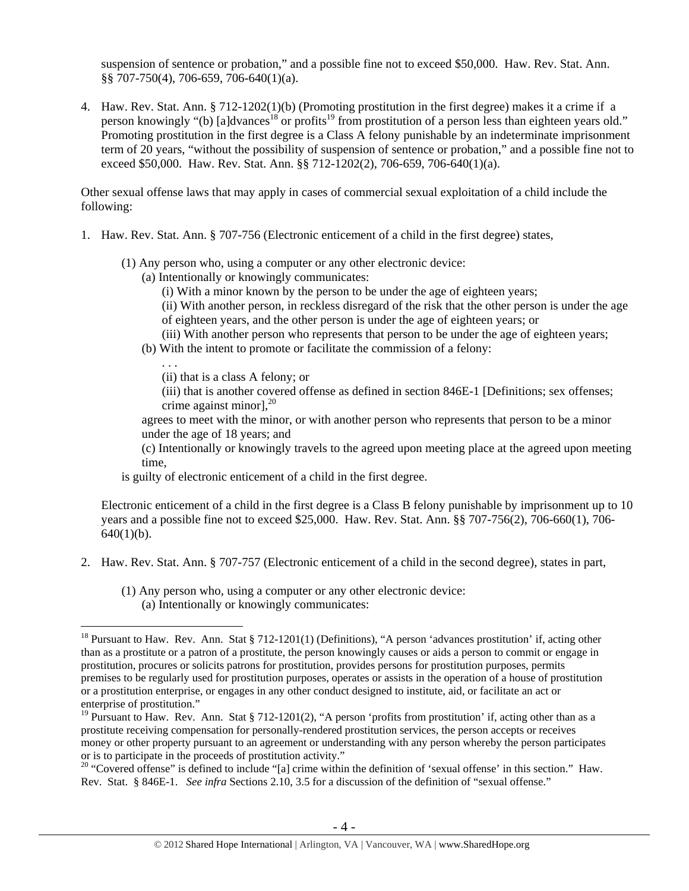suspension of sentence or probation," and a possible fine not to exceed $50,000. Haw. Rev. Stat. Ann. §§ 707-750(4), 706-659, 706-640(1)(a).

4. Haw. Rev. Stat. Ann. § 712-1202(1)(b) (Promoting prostitution in the first degree) makes it a crime if a person knowingly "(b) [a]dvances[18] or profits[19] from prostitution of a person less than eighteen years old." Promoting prostitution in the first degree is a Class A felony punishable by an indeterminate imprisonment term of 20 years, "without the possibility of suspension of sentence or probation," and a possible fine not to exceed $50,000. Haw. Rev. Stat. Ann. §§ 712-1202(2), 706-659, 706-640(1)(a).

Other sexual offense laws that may apply in cases of commercial sexual exploitation of a child include the following:

1. Haw. Rev. Stat. Ann. § 707-756 (Electronic enticement of a child in the first degree) states,

   (1) Any person who, using a computer or any other electronic device:
   
   (a) Intentionally or knowingly communicates:
   
   (i) With a minor known by the person to be under the age of eighteen years;
   
   (ii) With another person, in reckless disregard of the risk that the other person is under the age of eighteen years, and the other person is under the age of eighteen years; or
   
   (iii) With another person who represents that person to be under the age of eighteen years;
   
   (b) With the intent to promote or facilitate the commission of a felony:
   
   . . .
   
   (ii) that is a class A felony; or
   
   (iii) that is another covered offense as defined in section 846E-1 [Definitions; sex offenses; crime against minor],[20]
   
   agrees to meet with the minor, or with another person who represents that person to be a minor under the age of 18 years; and
   
   (c) Intentionally or knowingly travels to the agreed upon meeting place at the agreed upon meeting time,
   
   is guilty of electronic enticement of a child in the first degree.

   Electronic enticement of a child in the first degree is a Class B felony punishable by imprisonment up to 10 years and a possible fine not to exceed $25,000. Haw. Rev. Stat. Ann. §§ 707-756(2), 706-660(1), 706-640(1)(b).

2. Haw. Rev. Stat. Ann. § 707-757 (Electronic enticement of a child in the second degree), states in part,

   (1) Any person who, using a computer or any other electronic device:
   
   (a) Intentionally or knowingly communicates:

---

[18] Pursuant to Haw. Rev. Ann. Stat § 712-1201(1) (Definitions), "A person 'advances prostitution' if, acting other than as a prostitute or a patron of a prostitute, the person knowingly causes or aids a person to commit or engage in prostitution, procures or solicits patrons for prostitution, provides persons for prostitution purposes, permits premises to be regularly used for prostitution purposes, operates or assists in the operation of a house of prostitution or a prostitution enterprise, or engages in any other conduct designed to institute, aid, or facilitate an act or enterprise of prostitution."

[19] Pursuant to Haw. Rev. Ann. Stat § 712-1201(2), "A person 'profits from prostitution' if, acting other than as a prostitute receiving compensation for personally-rendered prostitution services, the person accepts or receives money or other property pursuant to an agreement or understanding with any person whereby the person participates or is to participate in the proceeds of prostitution activity."

[20] "Covered offense" is defined to include "[a] crime within the definition of 'sexual offense' in this section." Haw. Rev. Stat. § 846E-1. *See infra* Sections 2.10, 3.5 for a discussion of the definition of "sexual offense."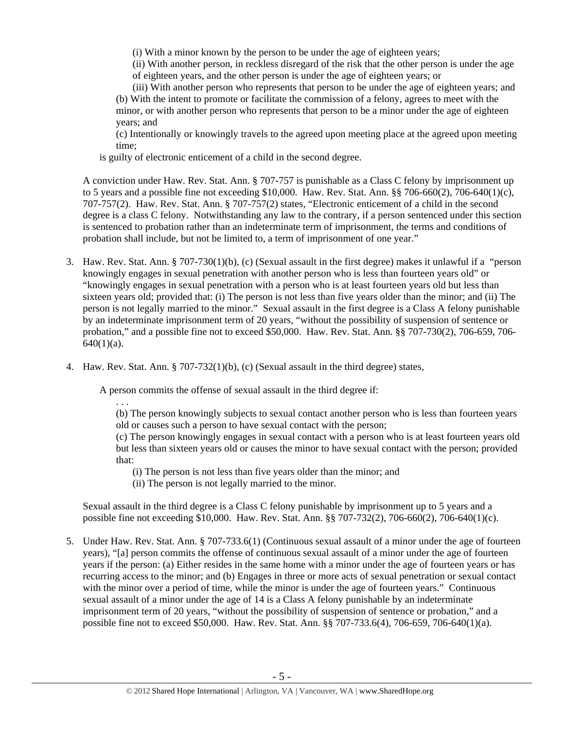(i) With a minor known by the person to be under the age of eighteen years;

(ii) With another person, in reckless disregard of the risk that the other person is under the age of eighteen years, and the other person is under the age of eighteen years; or

(iii) With another person who represents that person to be under the age of eighteen years; and

(b) With the intent to promote or facilitate the commission of a felony, agrees to meet with the minor, or with another person who represents that person to be a minor under the age of eighteen years; and

(c) Intentionally or knowingly travels to the agreed upon meeting place at the agreed upon meeting time;

is guilty of electronic enticement of a child in the second degree.

A conviction under Haw. Rev. Stat. Ann. § 707-757 is punishable as a Class C felony by imprisonment up to 5 years and a possible fine not exceeding $10,000. Haw. Rev. Stat. Ann. §§ 706-660(2), 706-640(1)(c), 707-757(2). Haw. Rev. Stat. Ann. § 707-757(2) states, "Electronic enticement of a child in the second degree is a class C felony. Notwithstanding any law to the contrary, if a person sentenced under this section is sentenced to probation rather than an indeterminate term of imprisonment, the terms and conditions of probation shall include, but not be limited to, a term of imprisonment of one year."

3. Haw. Rev. Stat. Ann. § 707-730(1)(b), (c) (Sexual assault in the first degree) makes it unlawful if a "person knowingly engages in sexual penetration with another person who is less than fourteen years old" or "knowingly engages in sexual penetration with a person who is at least fourteen years old but less than sixteen years old; provided that: (i) The person is not less than five years older than the minor; and (ii) The person is not legally married to the minor." Sexual assault in the first degree is a Class A felony punishable by an indeterminate imprisonment term of 20 years, "without the possibility of suspension of sentence or probation," and a possible fine not to exceed $50,000. Haw. Rev. Stat. Ann. §§ 707-730(2), 706-659, 706-640(1)(a).

4. Haw. Rev. Stat. Ann. § 707-732(1)(b), (c) (Sexual assault in the third degree) states,

   A person commits the offense of sexual assault in the third degree if:

   . . .

   (b) The person knowingly subjects to sexual contact another person who is less than fourteen years old or causes such a person to have sexual contact with the person;

   (c) The person knowingly engages in sexual contact with a person who is at least fourteen years old but less than sixteen years old or causes the minor to have sexual contact with the person; provided that:

   (i) The person is not less than five years older than the minor; and

   (ii) The person is not legally married to the minor.

   Sexual assault in the third degree is a Class C felony punishable by imprisonment up to 5 years and a possible fine not exceeding $10,000. Haw. Rev. Stat. Ann. §§ 707-732(2), 706-660(2), 706-640(1)(c).

5. Under Haw. Rev. Stat. Ann. § 707-733.6(1) (Continuous sexual assault of a minor under the age of fourteen years), "[a] person commits the offense of continuous sexual assault of a minor under the age of fourteen years if the person: (a) Either resides in the same home with a minor under the age of fourteen years or has recurring access to the minor; and (b) Engages in three or more acts of sexual penetration or sexual contact with the minor over a period of time, while the minor is under the age of fourteen years." Continuous sexual assault of a minor under the age of 14 is a Class A felony punishable by an indeterminate imprisonment term of 20 years, "without the possibility of suspension of sentence or probation," and a possible fine not to exceed $50,000. Haw. Rev. Stat. Ann. §§ 707-733.6(4), 706-659, 706-640(1)(a).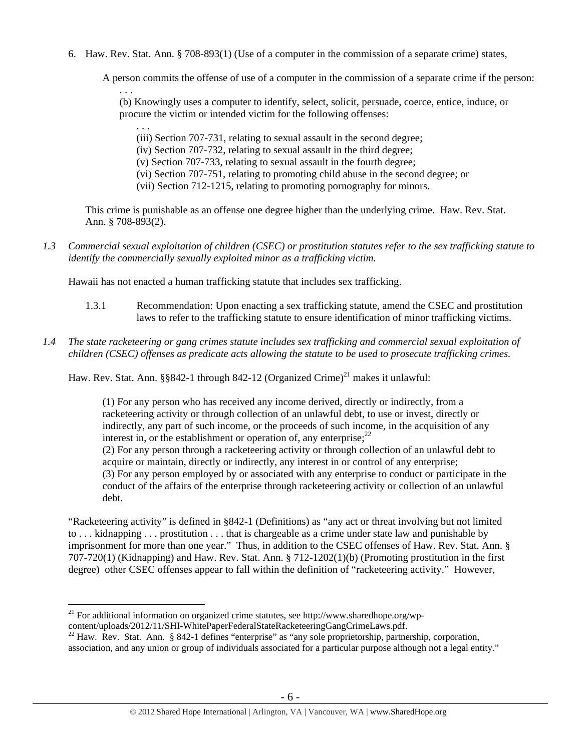6. Haw. Rev. Stat. Ann. § 708-893(1) (Use of a computer in the commission of a separate crime) states,

   A person commits the offense of use of a computer in the commission of a separate crime if the person:

   . . .

   (b) Knowingly uses a computer to identify, select, solicit, persuade, coerce, entice, induce, or procure the victim or intended victim for the following offenses:

   . . .

   (iii) Section 707-731, relating to sexual assault in the second degree;
   (iv) Section 707-732, relating to sexual assault in the third degree;
   (v) Section 707-733, relating to sexual assault in the fourth degree;
   (vi) Section 707-751, relating to promoting child abuse in the second degree; or
   (vii) Section 712-1215, relating to promoting pornography for minors.

   This crime is punishable as an offense one degree higher than the underlying crime. Haw. Rev. Stat. Ann. § 708-893(2).

*1.3 Commercial sexual exploitation of children (CSEC) or prostitution statutes refer to the sex trafficking statute to identify the commercially sexually exploited minor as a trafficking victim.*

Hawaii has not enacted a human trafficking statute that includes sex trafficking.

1.3.1 Recommendation: Upon enacting a sex trafficking statute, amend the CSEC and prostitution laws to refer to the trafficking statute to ensure identification of minor trafficking victims.

*1.4 The state racketeering or gang crimes statute includes sex trafficking and commercial sexual exploitation of children (CSEC) offenses as predicate acts allowing the statute to be used to prosecute trafficking crimes.*

Haw. Rev. Stat. Ann. §§842-1 through 842-12 (Organized Crime)[21] makes it unlawful:

> (1) For any person who has received any income derived, directly or indirectly, from a racketeering activity or through collection of an unlawful debt, to use or invest, directly or indirectly, any part of such income, or the proceeds of such income, in the acquisition of any interest in, or the establishment or operation of, any enterprise;[22]
> (2) For any person through a racketeering activity or through collection of an unlawful debt to acquire or maintain, directly or indirectly, any interest in or control of any enterprise;
> (3) For any person employed by or associated with any enterprise to conduct or participate in the conduct of the affairs of the enterprise through racketeering activity or collection of an unlawful debt.

"Racketeering activity" is defined in §842-1 (Definitions) as "any act or threat involving but not limited to . . . kidnapping . . . prostitution . . . that is chargeable as a crime under state law and punishable by imprisonment for more than one year." Thus, in addition to the CSEC offenses of Haw. Rev. Stat. Ann. § 707-720(1) (Kidnapping) and Haw. Rev. Stat. Ann. § 712-1202(1)(b) (Promoting prostitution in the first degree) other CSEC offenses appear to fall within the definition of "racketeering activity." However,

---

[21] For additional information on organized crime statutes, see http://www.sharedhope.org/wp-content/uploads/2012/11/SHI-WhitePaperFederalStateRacketeeringGangCrimeLaws.pdf.

[22] Haw. Rev. Stat. Ann. § 842-1 defines "enterprise" as "any sole proprietorship, partnership, corporation, association, and any union or group of individuals associated for a particular purpose although not a legal entity."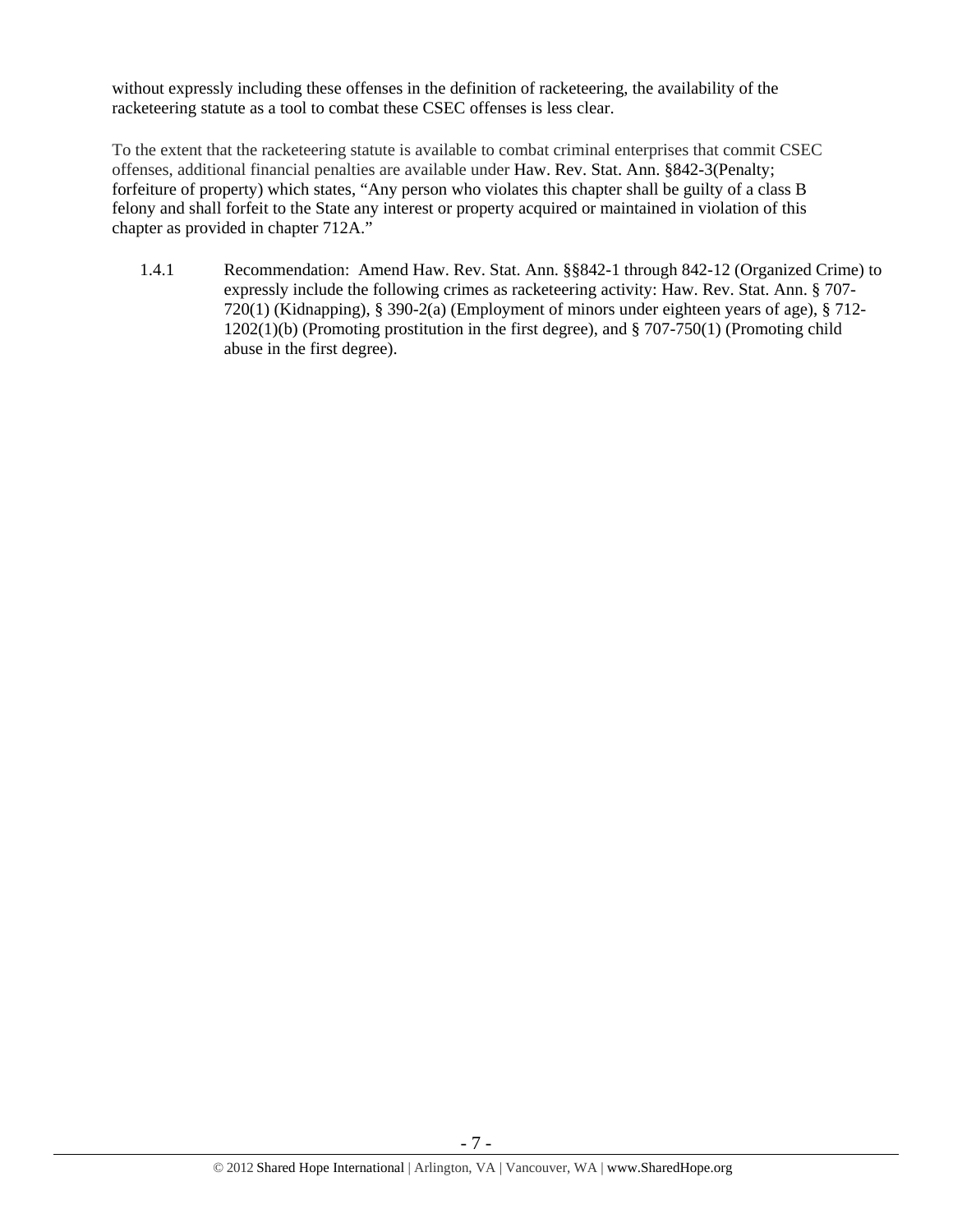without expressly including these offenses in the definition of racketeering, the availability of the racketeering statute as a tool to combat these CSEC offenses is less clear.

To the extent that the racketeering statute is available to combat criminal enterprises that commit CSEC offenses, additional financial penalties are available under Haw. Rev. Stat. Ann. §842-3(Penalty; forfeiture of property) which states, "Any person who violates this chapter shall be guilty of a class B felony and shall forfeit to the State any interest or property acquired or maintained in violation of this chapter as provided in chapter 712A."

1.4.1 Recommendation: Amend Haw. Rev. Stat. Ann. §§842-1 through 842-12 (Organized Crime) to expressly include the following crimes as racketeering activity: Haw. Rev. Stat. Ann. § 707-720(1) (Kidnapping), § 390-2(a) (Employment of minors under eighteen years of age), § 712-1202(1)(b) (Promoting prostitution in the first degree), and § 707-750(1) (Promoting child abuse in the first degree).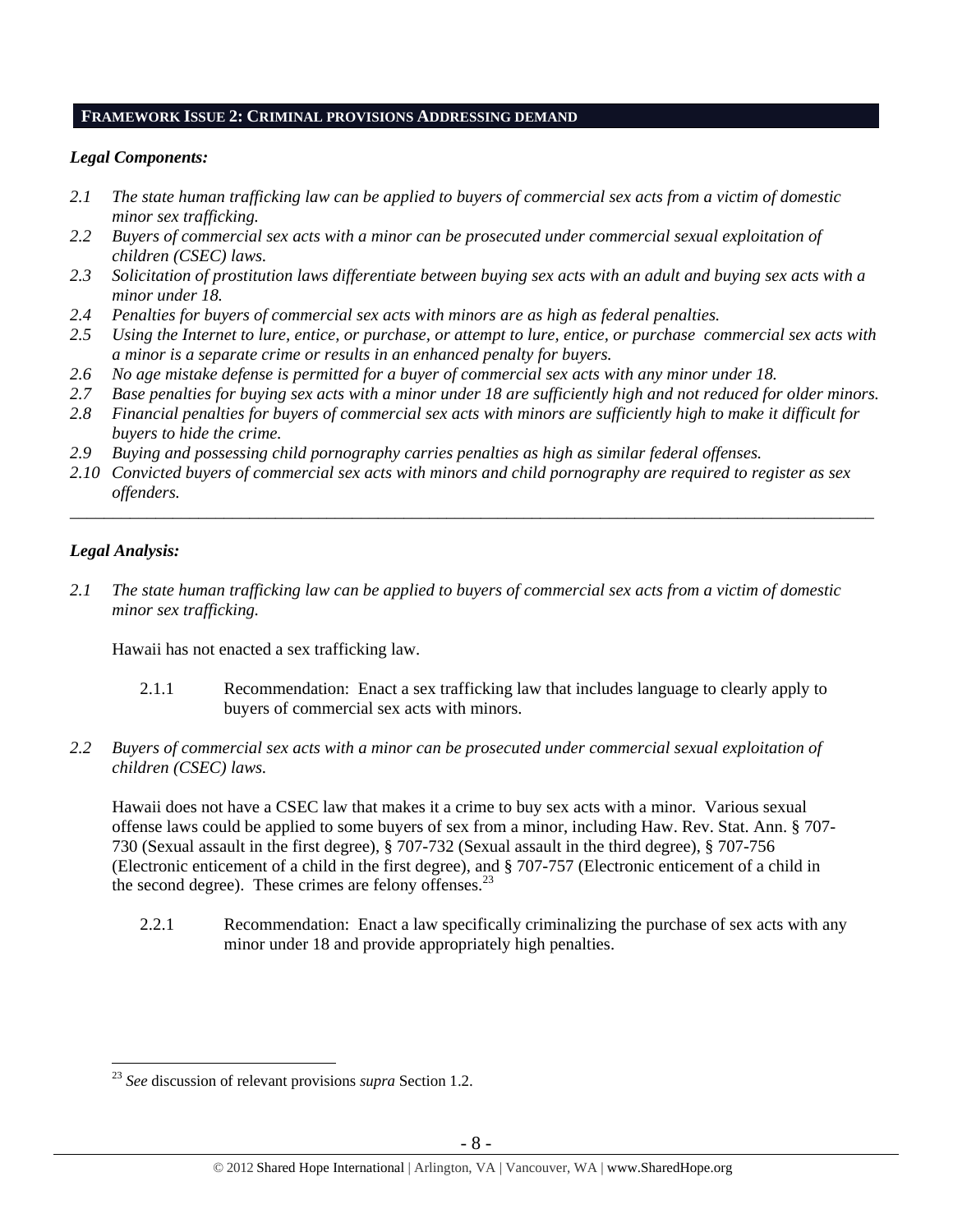## FRAMEWORK ISSUE 2: CRIMINAL PROVISIONS ADDRESSING DEMAND

### *Legal Components:*

*2.1 The state human trafficking law can be applied to buyers of commercial sex acts from a victim of domestic minor sex trafficking.*
*2.2 Buyers of commercial sex acts with a minor can be prosecuted under commercial sexual exploitation of children (CSEC) laws.*
*2.3 Solicitation of prostitution laws differentiate between buying sex acts with an adult and buying sex acts with a minor under 18.*
*2.4 Penalties for buyers of commercial sex acts with minors are as high as federal penalties.*
*2.5 Using the Internet to lure, entice, or purchase, or attempt to lure, entice, or purchase commercial sex acts with a minor is a separate crime or results in an enhanced penalty for buyers.*
*2.6 No age mistake defense is permitted for a buyer of commercial sex acts with any minor under 18.*
*2.7 Base penalties for buying sex acts with a minor under 18 are sufficiently high and not reduced for older minors.*
*2.8 Financial penalties for buyers of commercial sex acts with minors are sufficiently high to make it difficult for buyers to hide the crime.*
*2.9 Buying and possessing child pornography carries penalties as high as similar federal offenses.*
*2.10 Convicted buyers of commercial sex acts with minors and child pornography are required to register as sex offenders.*

---

### *Legal Analysis:*

*2.1 The state human trafficking law can be applied to buyers of commercial sex acts from a victim of domestic minor sex trafficking.*

Hawaii has not enacted a sex trafficking law.

2.1.1 Recommendation: Enact a sex trafficking law that includes language to clearly apply to buyers of commercial sex acts with minors.

*2.2 Buyers of commercial sex acts with a minor can be prosecuted under commercial sexual exploitation of children (CSEC) laws.*

Hawaii does not have a CSEC law that makes it a crime to buy sex acts with a minor. Various sexual offense laws could be applied to some buyers of sex from a minor, including Haw. Rev. Stat. Ann. § 707-730 (Sexual assault in the first degree), § 707-732 (Sexual assault in the third degree), § 707-756 (Electronic enticement of a child in the first degree), and § 707-757 (Electronic enticement of a child in the second degree). These crimes are felony offenses.[23]

2.2.1 Recommendation: Enact a law specifically criminalizing the purchase of sex acts with any minor under 18 and provide appropriately high penalties.

---

[23] *See* discussion of relevant provisions *supra* Section 1.2.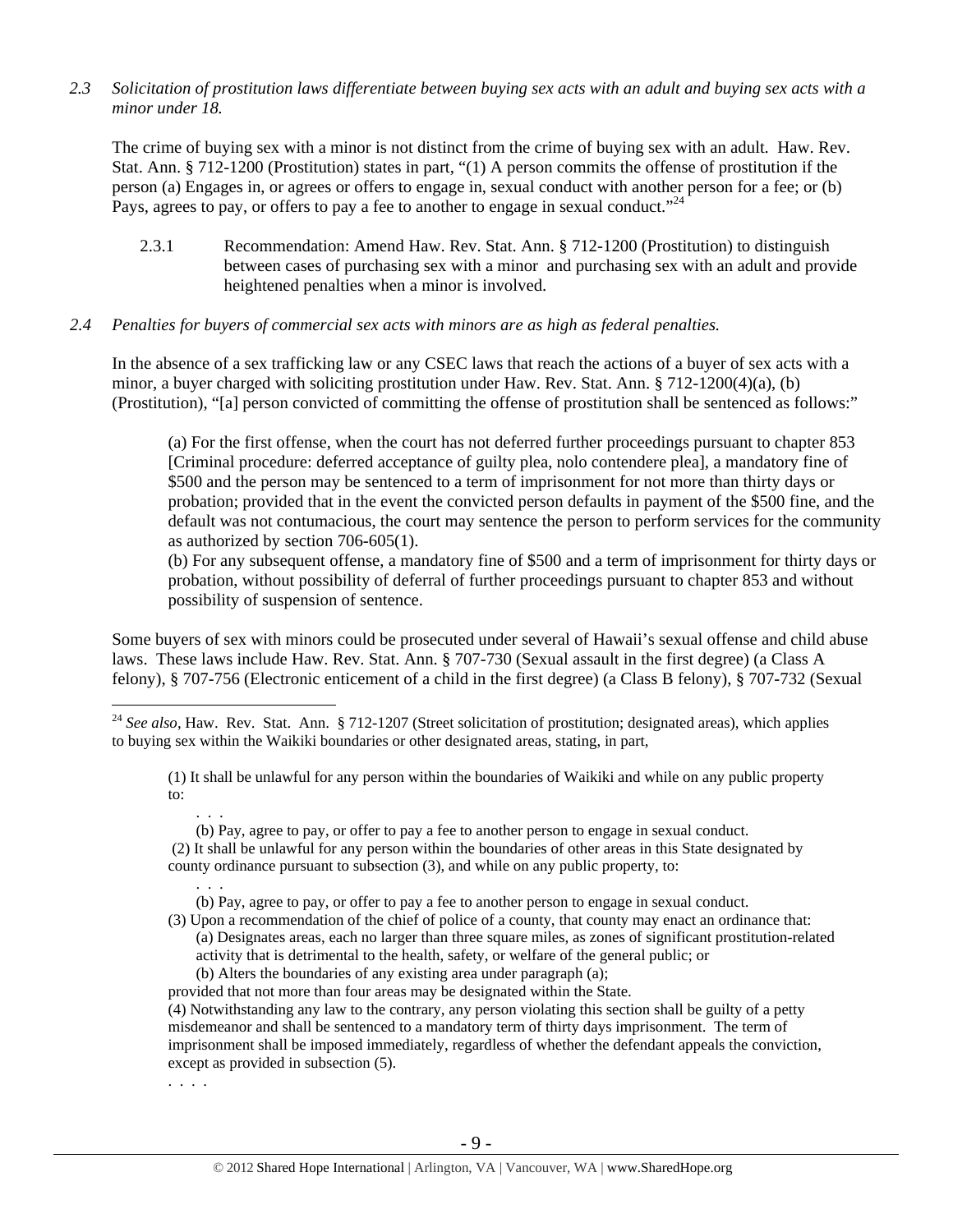*2.3 Solicitation of prostitution laws differentiate between buying sex acts with an adult and buying sex acts with a minor under 18.*

The crime of buying sex with a minor is not distinct from the crime of buying sex with an adult. Haw. Rev. Stat. Ann. § 712-1200 (Prostitution) states in part, "(1) A person commits the offense of prostitution if the person (a) Engages in, or agrees or offers to engage in, sexual conduct with another person for a fee; or (b) Pays, agrees to pay, or offers to pay a fee to another to engage in sexual conduct."[24]

2.3.1 Recommendation: Amend Haw. Rev. Stat. Ann. § 712-1200 (Prostitution) to distinguish between cases of purchasing sex with a minor and purchasing sex with an adult and provide heightened penalties when a minor is involved.

*2.4 Penalties for buyers of commercial sex acts with minors are as high as federal penalties.*

In the absence of a sex trafficking law or any CSEC laws that reach the actions of a buyer of sex acts with a minor, a buyer charged with soliciting prostitution under Haw. Rev. Stat. Ann. § 712-1200(4)(a), (b) (Prostitution), "[a] person convicted of committing the offense of prostitution shall be sentenced as follows:"

> (a) For the first offense, when the court has not deferred further proceedings pursuant to chapter 853 [Criminal procedure: deferred acceptance of guilty plea, nolo contendere plea], a mandatory fine of $500 and the person may be sentenced to a term of imprisonment for not more than thirty days or probation; provided that in the event the convicted person defaults in payment of the $500 fine, and the default was not contumacious, the court may sentence the person to perform services for the community as authorized by section 706-605(1).
> (b) For any subsequent offense, a mandatory fine of $500 and a term of imprisonment for thirty days or probation, without possibility of deferral of further proceedings pursuant to chapter 853 and without possibility of suspension of sentence.

Some buyers of sex with minors could be prosecuted under several of Hawaii's sexual offense and child abuse laws. These laws include Haw. Rev. Stat. Ann. § 707-730 (Sexual assault in the first degree) (a Class A felony), § 707-756 (Electronic enticement of a child in the first degree) (a Class B felony), § 707-732 (Sexual

---

[24] *See also*, Haw. Rev. Stat. Ann. § 712-1207 (Street solicitation of prostitution; designated areas), which applies to buying sex within the Waikiki boundaries or other designated areas, stating, in part,

> (1) It shall be unlawful for any person within the boundaries of Waikiki and while on any public property to:
> . . .
> (b) Pay, agree to pay, or offer to pay a fee to another person to engage in sexual conduct.
> (2) It shall be unlawful for any person within the boundaries of other areas in this State designated by county ordinance pursuant to subsection (3), and while on any public property, to:
> . . .
> (b) Pay, agree to pay, or offer to pay a fee to another person to engage in sexual conduct.
> (3) Upon a recommendation of the chief of police of a county, that county may enact an ordinance that:
> (a) Designates areas, each no larger than three square miles, as zones of significant prostitution-related activity that is detrimental to the health, safety, or welfare of the general public; or
> (b) Alters the boundaries of any existing area under paragraph (a);
> provided that not more than four areas may be designated within the State.
> (4) Notwithstanding any law to the contrary, any person violating this section shall be guilty of a petty misdemeanor and shall be sentenced to a mandatory term of thirty days imprisonment. The term of imprisonment shall be imposed immediately, regardless of whether the defendant appeals the conviction, except as provided in subsection (5).
> . . . .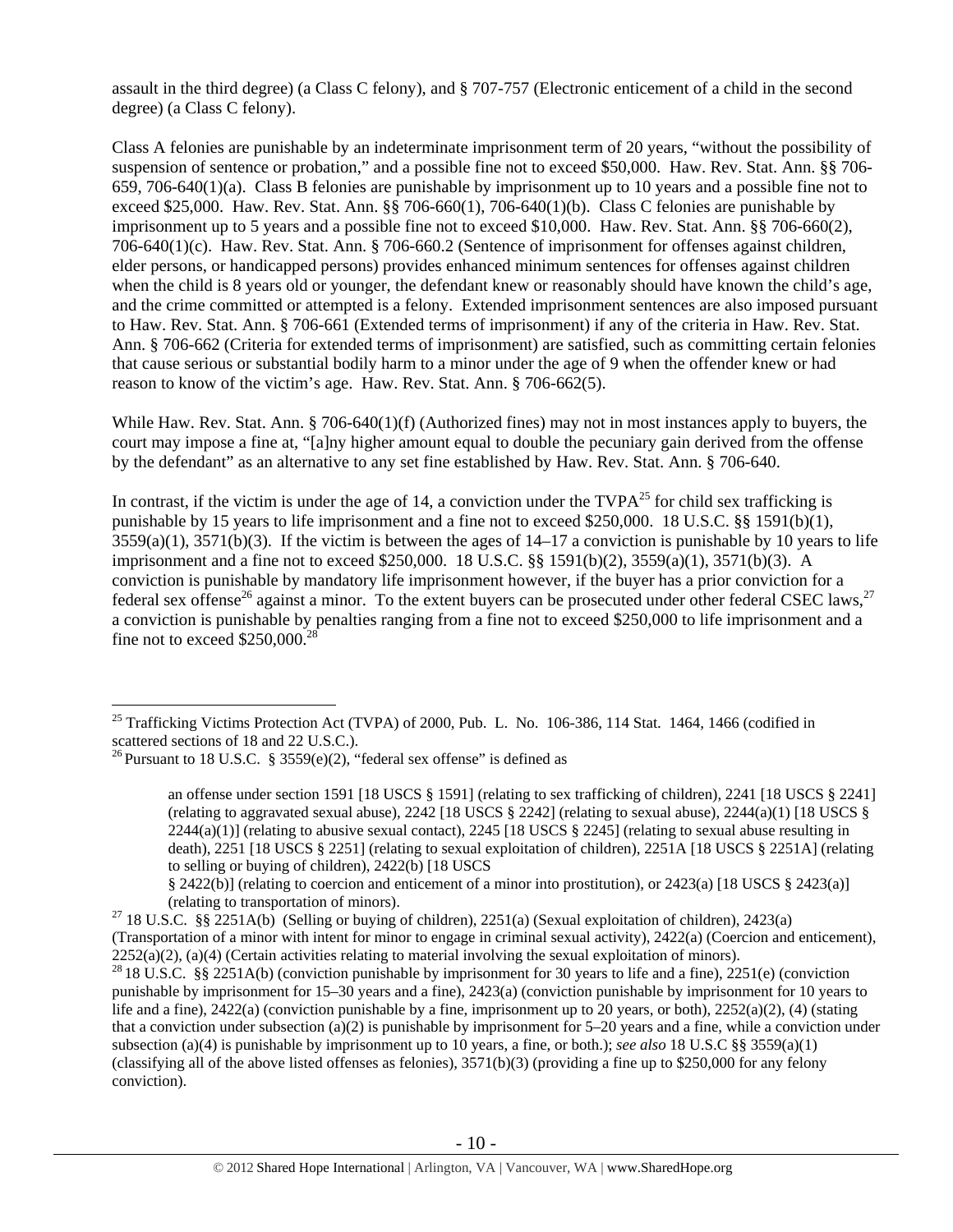assault in the third degree) (a Class C felony), and § 707-757 (Electronic enticement of a child in the second degree) (a Class C felony).

Class A felonies are punishable by an indeterminate imprisonment term of 20 years, "without the possibility of suspension of sentence or probation," and a possible fine not to exceed $50,000. Haw. Rev. Stat. Ann. §§ 706-659, 706-640(1)(a). Class B felonies are punishable by imprisonment up to 10 years and a possible fine not to exceed $25,000. Haw. Rev. Stat. Ann. §§ 706-660(1), 706-640(1)(b). Class C felonies are punishable by imprisonment up to 5 years and a possible fine not to exceed $10,000. Haw. Rev. Stat. Ann. §§ 706-660(2), 706-640(1)(c). Haw. Rev. Stat. Ann. § 706-660.2 (Sentence of imprisonment for offenses against children, elder persons, or handicapped persons) provides enhanced minimum sentences for offenses against children when the child is 8 years old or younger, the defendant knew or reasonably should have known the child's age, and the crime committed or attempted is a felony. Extended imprisonment sentences are also imposed pursuant to Haw. Rev. Stat. Ann. § 706-661 (Extended terms of imprisonment) if any of the criteria in Haw. Rev. Stat. Ann. § 706-662 (Criteria for extended terms of imprisonment) are satisfied, such as committing certain felonies that cause serious or substantial bodily harm to a minor under the age of 9 when the offender knew or had reason to know of the victim's age. Haw. Rev. Stat. Ann. § 706-662(5).

While Haw. Rev. Stat. Ann. § 706-640(1)(f) (Authorized fines) may not in most instances apply to buyers, the court may impose a fine at, "[a]ny higher amount equal to double the pecuniary gain derived from the offense by the defendant" as an alternative to any set fine established by Haw. Rev. Stat. Ann. § 706-640.

In contrast, if the victim is under the age of 14, a conviction under the TVPA[25] for child sex trafficking is punishable by 15 years to life imprisonment and a fine not to exceed $250,000. 18 U.S.C. §§ 1591(b)(1), 3559(a)(1), 3571(b)(3). If the victim is between the ages of 14–17 a conviction is punishable by 10 years to life imprisonment and a fine not to exceed $250,000. 18 U.S.C. §§ 1591(b)(2), 3559(a)(1), 3571(b)(3). A conviction is punishable by mandatory life imprisonment however, if the buyer has a prior conviction for a federal sex offense[26] against a minor. To the extent buyers can be prosecuted under other federal CSEC laws,[27] a conviction is punishable by penalties ranging from a fine not to exceed $250,000 to life imprisonment and a fine not to exceed $250,000.[28]

---

[25] Trafficking Victims Protection Act (TVPA) of 2000, Pub. L. No. 106-386, 114 Stat. 1464, 1466 (codified in scattered sections of 18 and 22 U.S.C.).

[26] Pursuant to 18 U.S.C. § 3559(e)(2), "federal sex offense" is defined as

> an offense under section 1591 [18 USCS § 1591] (relating to sex trafficking of children), 2241 [18 USCS § 2241] (relating to aggravated sexual abuse), 2242 [18 USCS § 2242] (relating to sexual abuse), 2244(a)(1) [18 USCS § 2244(a)(1)] (relating to abusive sexual contact), 2245 [18 USCS § 2245] (relating to sexual abuse resulting in death), 2251 [18 USCS § 2251] (relating to sexual exploitation of children), 2251A [18 USCS § 2251A] (relating to selling or buying of children), 2422(b) [18 USCS § 2422(b)] (relating to coercion and enticement of a minor into prostitution), or 2423(a) [18 USCS § 2423(a)] (relating to transportation of minors).

[27] 18 U.S.C. §§ 2251A(b) (Selling or buying of children), 2251(a) (Sexual exploitation of children), 2423(a) (Transportation of a minor with intent for minor to engage in criminal sexual activity), 2422(a) (Coercion and enticement), 2252(a)(2), (a)(4) (Certain activities relating to material involving the sexual exploitation of minors).

[28] 18 U.S.C. §§ 2251A(b) (conviction punishable by imprisonment for 30 years to life and a fine), 2251(e) (conviction punishable by imprisonment for 15–30 years and a fine), 2423(a) (conviction punishable by imprisonment for 10 years to life and a fine), 2422(a) (conviction punishable by a fine, imprisonment up to 20 years, or both), 2252(a)(2), (4) (stating that a conviction under subsection (a)(2) is punishable by imprisonment for 5–20 years and a fine, while a conviction under subsection (a)(4) is punishable by imprisonment up to 10 years, a fine, or both.); *see also* 18 U.S.C §§ 3559(a)(1) (classifying all of the above listed offenses as felonies), 3571(b)(3) (providing a fine up to $250,000 for any felony conviction).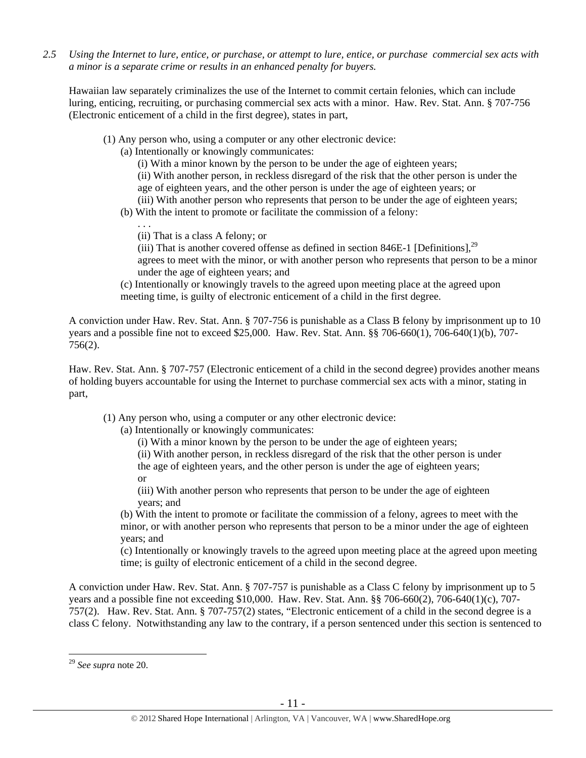*2.5 Using the Internet to lure, entice, or purchase, or attempt to lure, entice, or purchase commercial sex acts with a minor is a separate crime or results in an enhanced penalty for buyers.*

Hawaiian law separately criminalizes the use of the Internet to commit certain felonies, which can include luring, enticing, recruiting, or purchasing commercial sex acts with a minor. Haw. Rev. Stat. Ann. § 707-756 (Electronic enticement of a child in the first degree), states in part,

> (1) Any person who, using a computer or any other electronic device:
> (a) Intentionally or knowingly communicates:
> (i) With a minor known by the person to be under the age of eighteen years;
> (ii) With another person, in reckless disregard of the risk that the other person is under the age of eighteen years, and the other person is under the age of eighteen years; or
> (iii) With another person who represents that person to be under the age of eighteen years;
> (b) With the intent to promote or facilitate the commission of a felony:
> . . .
> (ii) That is a class A felony; or
> (iii) That is another covered offense as defined in section 846E-1 [Definitions],[29]
> agrees to meet with the minor, or with another person who represents that person to be a minor under the age of eighteen years; and
> (c) Intentionally or knowingly travels to the agreed upon meeting place at the agreed upon meeting time, is guilty of electronic enticement of a child in the first degree.

A conviction under Haw. Rev. Stat. Ann. § 707-756 is punishable as a Class B felony by imprisonment up to 10 years and a possible fine not to exceed $25,000. Haw. Rev. Stat. Ann. §§ 706-660(1), 706-640(1)(b), 707-756(2).

Haw. Rev. Stat. Ann. § 707-757 (Electronic enticement of a child in the second degree) provides another means of holding buyers accountable for using the Internet to purchase commercial sex acts with a minor, stating in part,

> (1) Any person who, using a computer or any other electronic device:
> (a) Intentionally or knowingly communicates:
> (i) With a minor known by the person to be under the age of eighteen years;
> (ii) With another person, in reckless disregard of the risk that the other person is under the age of eighteen years, and the other person is under the age of eighteen years; or
> (iii) With another person who represents that person to be under the age of eighteen years; and
> (b) With the intent to promote or facilitate the commission of a felony, agrees to meet with the minor, or with another person who represents that person to be a minor under the age of eighteen years; and
> (c) Intentionally or knowingly travels to the agreed upon meeting place at the agreed upon meeting time; is guilty of electronic enticement of a child in the second degree.

A conviction under Haw. Rev. Stat. Ann. § 707-757 is punishable as a Class C felony by imprisonment up to 5 years and a possible fine not exceeding $10,000. Haw. Rev. Stat. Ann. §§ 706-660(2), 706-640(1)(c), 707-757(2). Haw. Rev. Stat. Ann. § 707-757(2) states, "Electronic enticement of a child in the second degree is a class C felony. Notwithstanding any law to the contrary, if a person sentenced under this section is sentenced to

---

[29] *See supra* note 20.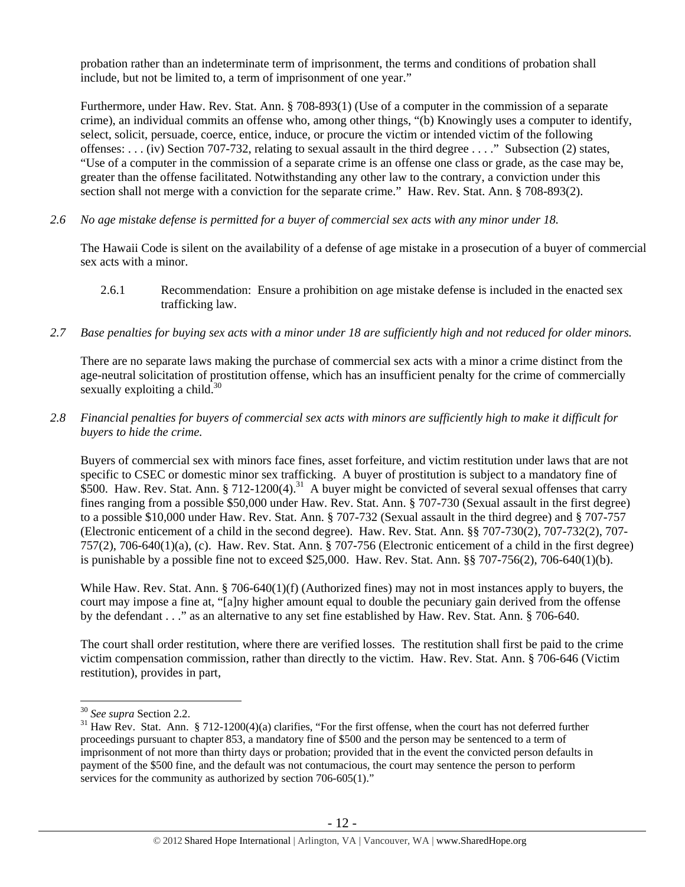probation rather than an indeterminate term of imprisonment, the terms and conditions of probation shall include, but not be limited to, a term of imprisonment of one year."

Furthermore, under Haw. Rev. Stat. Ann. § 708-893(1) (Use of a computer in the commission of a separate crime), an individual commits an offense who, among other things, "(b) Knowingly uses a computer to identify, select, solicit, persuade, coerce, entice, induce, or procure the victim or intended victim of the following offenses: . . . (iv) Section 707-732, relating to sexual assault in the third degree . . . ." Subsection (2) states, "Use of a computer in the commission of a separate crime is an offense one class or grade, as the case may be, greater than the offense facilitated. Notwithstanding any other law to the contrary, a conviction under this section shall not merge with a conviction for the separate crime." Haw. Rev. Stat. Ann. § 708-893(2).

*2.6 No age mistake defense is permitted for a buyer of commercial sex acts with any minor under 18.*

The Hawaii Code is silent on the availability of a defense of age mistake in a prosecution of a buyer of commercial sex acts with a minor.

2.6.1 Recommendation: Ensure a prohibition on age mistake defense is included in the enacted sex trafficking law.

*2.7 Base penalties for buying sex acts with a minor under 18 are sufficiently high and not reduced for older minors.*

There are no separate laws making the purchase of commercial sex acts with a minor a crime distinct from the age-neutral solicitation of prostitution offense, which has an insufficient penalty for the crime of commercially sexually exploiting a child.[30]

*2.8 Financial penalties for buyers of commercial sex acts with minors are sufficiently high to make it difficult for buyers to hide the crime.*

Buyers of commercial sex with minors face fines, asset forfeiture, and victim restitution under laws that are not specific to CSEC or domestic minor sex trafficking. A buyer of prostitution is subject to a mandatory fine of $500. Haw. Rev. Stat. Ann. § 712-1200(4).[31] A buyer might be convicted of several sexual offenses that carry fines ranging from a possible $50,000 under Haw. Rev. Stat. Ann. § 707-730 (Sexual assault in the first degree) to a possible $10,000 under Haw. Rev. Stat. Ann. § 707-732 (Sexual assault in the third degree) and § 707-757 (Electronic enticement of a child in the second degree). Haw. Rev. Stat. Ann. §§ 707-730(2), 707-732(2), 707-757(2), 706-640(1)(a), (c). Haw. Rev. Stat. Ann. § 707-756 (Electronic enticement of a child in the first degree) is punishable by a possible fine not to exceed $25,000. Haw. Rev. Stat. Ann. §§ 707-756(2), 706-640(1)(b).

While Haw. Rev. Stat. Ann. § 706-640(1)(f) (Authorized fines) may not in most instances apply to buyers, the court may impose a fine at, "[a]ny higher amount equal to double the pecuniary gain derived from the offense by the defendant . . ." as an alternative to any set fine established by Haw. Rev. Stat. Ann. § 706-640.

The court shall order restitution, where there are verified losses. The restitution shall first be paid to the crime victim compensation commission, rather than directly to the victim. Haw. Rev. Stat. Ann. § 706-646 (Victim restitution), provides in part,

[30] *See supra* Section 2.2.

[31] Haw Rev. Stat. Ann. § 712-1200(4)(a) clarifies, "For the first offense, when the court has not deferred further proceedings pursuant to chapter 853, a mandatory fine of $500 and the person may be sentenced to a term of imprisonment of not more than thirty days or probation; provided that in the event the convicted person defaults in payment of the $500 fine, and the default was not contumacious, the court may sentence the person to perform services for the community as authorized by section 706-605(1)."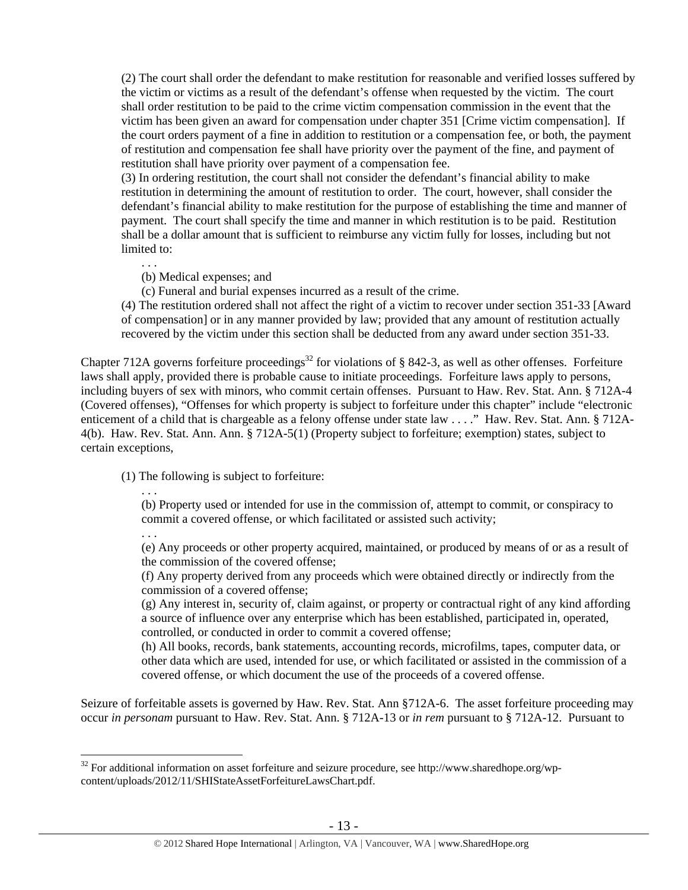> (2) The court shall order the defendant to make restitution for reasonable and verified losses suffered by the victim or victims as a result of the defendant's offense when requested by the victim. The court shall order restitution to be paid to the crime victim compensation commission in the event that the victim has been given an award for compensation under chapter 351 [Crime victim compensation]. If the court orders payment of a fine in addition to restitution or a compensation fee, or both, the payment of restitution and compensation fee shall have priority over the payment of the fine, and payment of restitution shall have priority over payment of a compensation fee.
>
> (3) In ordering restitution, the court shall not consider the defendant's financial ability to make restitution in determining the amount of restitution to order. The court, however, shall consider the defendant's financial ability to make restitution for the purpose of establishing the time and manner of payment. The court shall specify the time and manner in which restitution is to be paid. Restitution shall be a dollar amount that is sufficient to reimburse any victim fully for losses, including but not limited to:
>
> > . . .
> >
> > (b) Medical expenses; and
> >
> > (c) Funeral and burial expenses incurred as a result of the crime.
>
> (4) The restitution ordered shall not affect the right of a victim to recover under section 351-33 [Award of compensation] or in any manner provided by law; provided that any amount of restitution actually recovered by the victim under this section shall be deducted from any award under section 351-33.

Chapter 712A governs forfeiture proceedings[32] for violations of § 842-3, as well as other offenses. Forfeiture laws shall apply, provided there is probable cause to initiate proceedings. Forfeiture laws apply to persons, including buyers of sex with minors, who commit certain offenses. Pursuant to Haw. Rev. Stat. Ann. § 712A-4 (Covered offenses), "Offenses for which property is subject to forfeiture under this chapter" include "electronic enticement of a child that is chargeable as a felony offense under state law . . . ." Haw. Rev. Stat. Ann. § 712A-4(b). Haw. Rev. Stat. Ann. Ann. § 712A-5(1) (Property subject to forfeiture; exemption) states, subject to certain exceptions,

> (1) The following is subject to forfeiture:
>
> > . . .
> >
> > (b) Property used or intended for use in the commission of, attempt to commit, or conspiracy to commit a covered offense, or which facilitated or assisted such activity;
> >
> > . . .
> >
> > (e) Any proceeds or other property acquired, maintained, or produced by means of or as a result of the commission of the covered offense;
> >
> > (f) Any property derived from any proceeds which were obtained directly or indirectly from the commission of a covered offense;
> >
> > (g) Any interest in, security of, claim against, or property or contractual right of any kind affording a source of influence over any enterprise which has been established, participated in, operated, controlled, or conducted in order to commit a covered offense;
> >
> > (h) All books, records, bank statements, accounting records, microfilms, tapes, computer data, or other data which are used, intended for use, or which facilitated or assisted in the commission of a covered offense, or which document the use of the proceeds of a covered offense.

Seizure of forfeitable assets is governed by Haw. Rev. Stat. Ann §712A-6. The asset forfeiture proceeding may occur *in personam* pursuant to Haw. Rev. Stat. Ann. § 712A-13 or *in rem* pursuant to § 712A-12. Pursuant to

---

[32] For additional information on asset forfeiture and seizure procedure, see http://www.sharedhope.org/wp-content/uploads/2012/11/SHIStateAssetForfeitureLawsChart.pdf.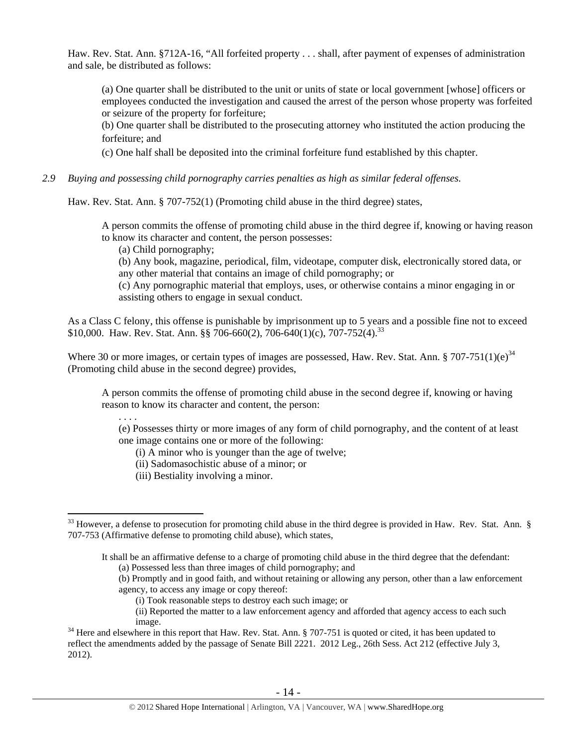Haw. Rev. Stat. Ann. §712A-16, "All forfeited property . . . shall, after payment of expenses of administration and sale, be distributed as follows:

> (a) One quarter shall be distributed to the unit or units of state or local government [whose] officers or employees conducted the investigation and caused the arrest of the person whose property was forfeited or seizure of the property for forfeiture;
> (b) One quarter shall be distributed to the prosecuting attorney who instituted the action producing the forfeiture; and
> (c) One half shall be deposited into the criminal forfeiture fund established by this chapter.

*2.9 Buying and possessing child pornography carries penalties as high as similar federal offenses.*

Haw. Rev. Stat. Ann. § 707-752(1) (Promoting child abuse in the third degree) states,

> A person commits the offense of promoting child abuse in the third degree if, knowing or having reason to know its character and content, the person possesses:
> (a) Child pornography;
> (b) Any book, magazine, periodical, film, videotape, computer disk, electronically stored data, or any other material that contains an image of child pornography; or
> (c) Any pornographic material that employs, uses, or otherwise contains a minor engaging in or assisting others to engage in sexual conduct.

As a Class C felony, this offense is punishable by imprisonment up to 5 years and a possible fine not to exceed $10,000. Haw. Rev. Stat. Ann. §§ 706-660(2), 706-640(1)(c), 707-752(4).[33]

Where 30 or more images, or certain types of images are possessed, Haw. Rev. Stat. Ann. § 707-751(1)(e)[34] (Promoting child abuse in the second degree) provides,

> A person commits the offense of promoting child abuse in the second degree if, knowing or having reason to know its character and content, the person:
> . . . .
> (e) Possesses thirty or more images of any form of child pornography, and the content of at least one image contains one or more of the following:
> (i) A minor who is younger than the age of twelve;
> (ii) Sadomasochistic abuse of a minor; or
> (iii) Bestiality involving a minor.

---

[33] However, a defense to prosecution for promoting child abuse in the third degree is provided in Haw. Rev. Stat. Ann. § 707-753 (Affirmative defense to promoting child abuse), which states,

> It shall be an affirmative defense to a charge of promoting child abuse in the third degree that the defendant:
> (a) Possessed less than three images of child pornography; and
> (b) Promptly and in good faith, and without retaining or allowing any person, other than a law enforcement agency, to access any image or copy thereof:
> (i) Took reasonable steps to destroy each such image; or
> (ii) Reported the matter to a law enforcement agency and afforded that agency access to each such image.

[34] Here and elsewhere in this report that Haw. Rev. Stat. Ann. § 707-751 is quoted or cited, it has been updated to reflect the amendments added by the passage of Senate Bill 2221. 2012 Leg., 26th Sess. Act 212 (effective July 3, 2012).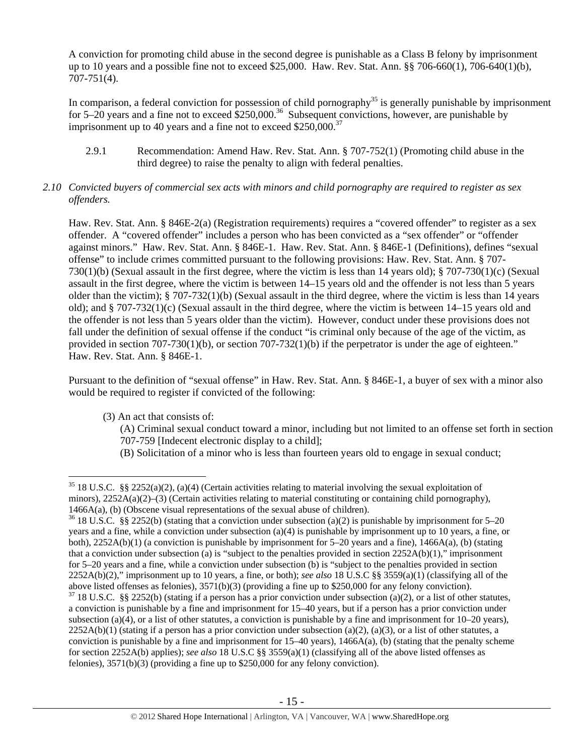A conviction for promoting child abuse in the second degree is punishable as a Class B felony by imprisonment up to 10 years and a possible fine not to exceed $25,000. Haw. Rev. Stat. Ann. §§ 706-660(1), 706-640(1)(b), 707-751(4).

In comparison, a federal conviction for possession of child pornography[35] is generally punishable by imprisonment for 5–20 years and a fine not to exceed $250,000.[36] Subsequent convictions, however, are punishable by imprisonment up to 40 years and a fine not to exceed $250,000.[37]

2.9.1 Recommendation: Amend Haw. Rev. Stat. Ann. § 707-752(1) (Promoting child abuse in the third degree) to raise the penalty to align with federal penalties.

*2.10 Convicted buyers of commercial sex acts with minors and child pornography are required to register as sex offenders.*

Haw. Rev. Stat. Ann. § 846E-2(a) (Registration requirements) requires a "covered offender" to register as a sex offender. A "covered offender" includes a person who has been convicted as a "sex offender" or "offender against minors." Haw. Rev. Stat. Ann. § 846E-1. Haw. Rev. Stat. Ann. § 846E-1 (Definitions), defines "sexual offense" to include crimes committed pursuant to the following provisions: Haw. Rev. Stat. Ann. § 707-730(1)(b) (Sexual assault in the first degree, where the victim is less than 14 years old); § 707-730(1)(c) (Sexual assault in the first degree, where the victim is between 14–15 years old and the offender is not less than 5 years older than the victim); § 707-732(1)(b) (Sexual assault in the third degree, where the victim is less than 14 years old); and § 707-732(1)(c) (Sexual assault in the third degree, where the victim is between 14–15 years old and the offender is not less than 5 years older than the victim). However, conduct under these provisions does not fall under the definition of sexual offense if the conduct "is criminal only because of the age of the victim, as provided in section 707-730(1)(b), or section 707-732(1)(b) if the perpetrator is under the age of eighteen." Haw. Rev. Stat. Ann. § 846E-1.

Pursuant to the definition of "sexual offense" in Haw. Rev. Stat. Ann. § 846E-1, a buyer of sex with a minor also would be required to register if convicted of the following:

> (3) An act that consists of:
>
> (A) Criminal sexual conduct toward a minor, including but not limited to an offense set forth in section 707-759 [Indecent electronic display to a child];
>
> (B) Solicitation of a minor who is less than fourteen years old to engage in sexual conduct;

---

[35] 18 U.S.C. §§ 2252(a)(2), (a)(4) (Certain activities relating to material involving the sexual exploitation of minors), 2252A(a)(2)–(3) (Certain activities relating to material constituting or containing child pornography), 1466A(a), (b) (Obscene visual representations of the sexual abuse of children).

[36] 18 U.S.C. §§ 2252(b) (stating that a conviction under subsection (a)(2) is punishable by imprisonment for 5–20 years and a fine, while a conviction under subsection (a)(4) is punishable by imprisonment up to 10 years, a fine, or both), 2252A(b)(1) (a conviction is punishable by imprisonment for 5–20 years and a fine), 1466A(a), (b) (stating that a conviction under subsection (a) is "subject to the penalties provided in section 2252A(b)(1)," imprisonment for 5–20 years and a fine, while a conviction under subsection (b) is "subject to the penalties provided in section 2252A(b)(2)," imprisonment up to 10 years, a fine, or both); *see also* 18 U.S.C §§ 3559(a)(1) (classifying all of the above listed offenses as felonies), 3571(b)(3) (providing a fine up to $250,000 for any felony conviction).

[37] 18 U.S.C. §§ 2252(b) (stating if a person has a prior conviction under subsection (a)(2), or a list of other statutes, a conviction is punishable by a fine and imprisonment for 15–40 years, but if a person has a prior conviction under subsection (a)(4), or a list of other statutes, a conviction is punishable by a fine and imprisonment for 10–20 years), 2252A(b)(1) (stating if a person has a prior conviction under subsection (a)(2), (a)(3), or a list of other statutes, a conviction is punishable by a fine and imprisonment for 15–40 years), 1466A(a), (b) (stating that the penalty scheme for section 2252A(b) applies); *see also* 18 U.S.C §§ 3559(a)(1) (classifying all of the above listed offenses as felonies), 3571(b)(3) (providing a fine up to $250,000 for any felony conviction).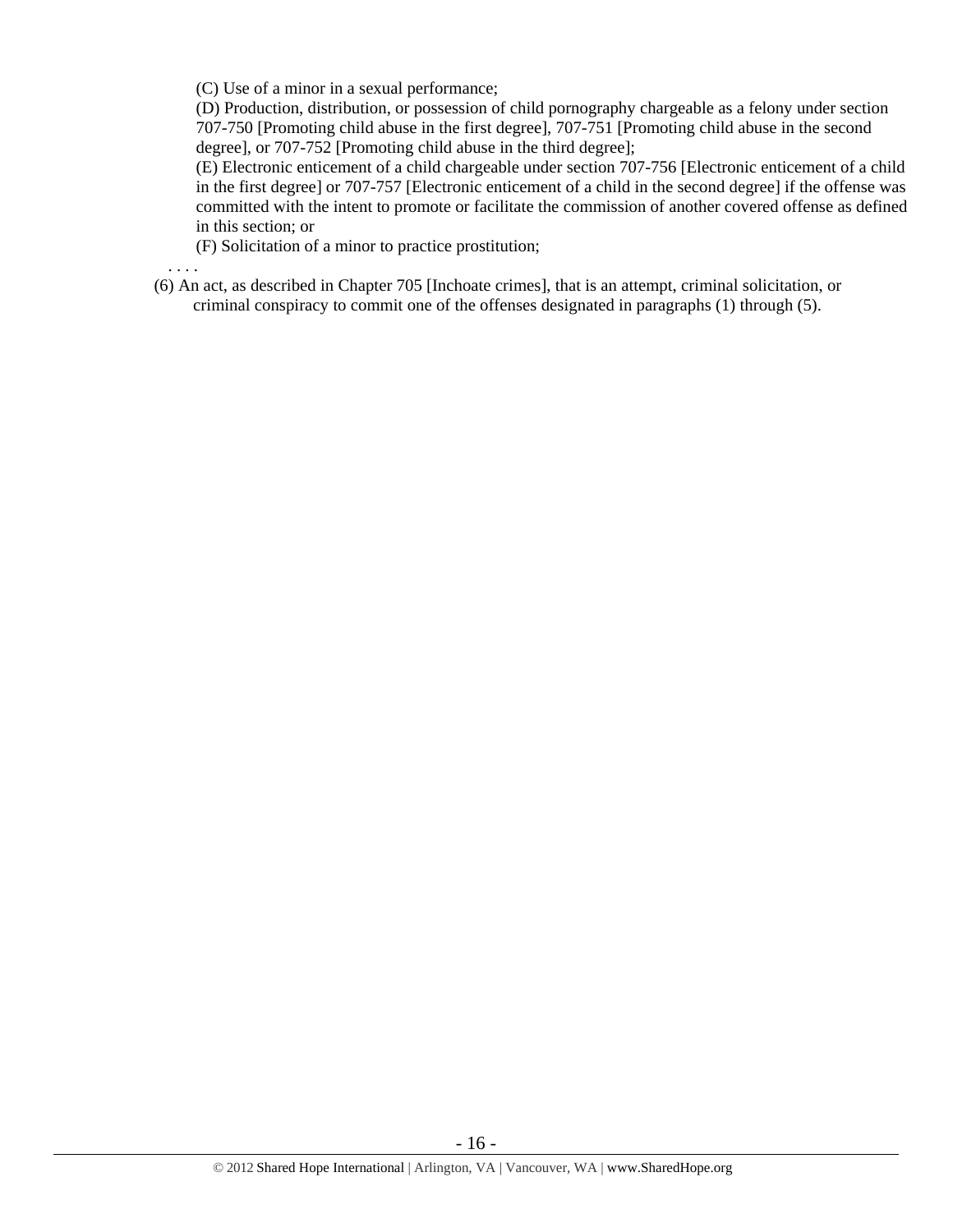(C) Use of a minor in a sexual performance;

(D) Production, distribution, or possession of child pornography chargeable as a felony under section 707-750 [Promoting child abuse in the first degree], 707-751 [Promoting child abuse in the second degree], or 707-752 [Promoting child abuse in the third degree];

(E) Electronic enticement of a child chargeable under section 707-756 [Electronic enticement of a child in the first degree] or 707-757 [Electronic enticement of a child in the second degree] if the offense was committed with the intent to promote or facilitate the commission of another covered offense as defined in this section; or

(F) Solicitation of a minor to practice prostitution;

. . . .

(6) An act, as described in Chapter 705 [Inchoate crimes], that is an attempt, criminal solicitation, or criminal conspiracy to commit one of the offenses designated in paragraphs (1) through (5).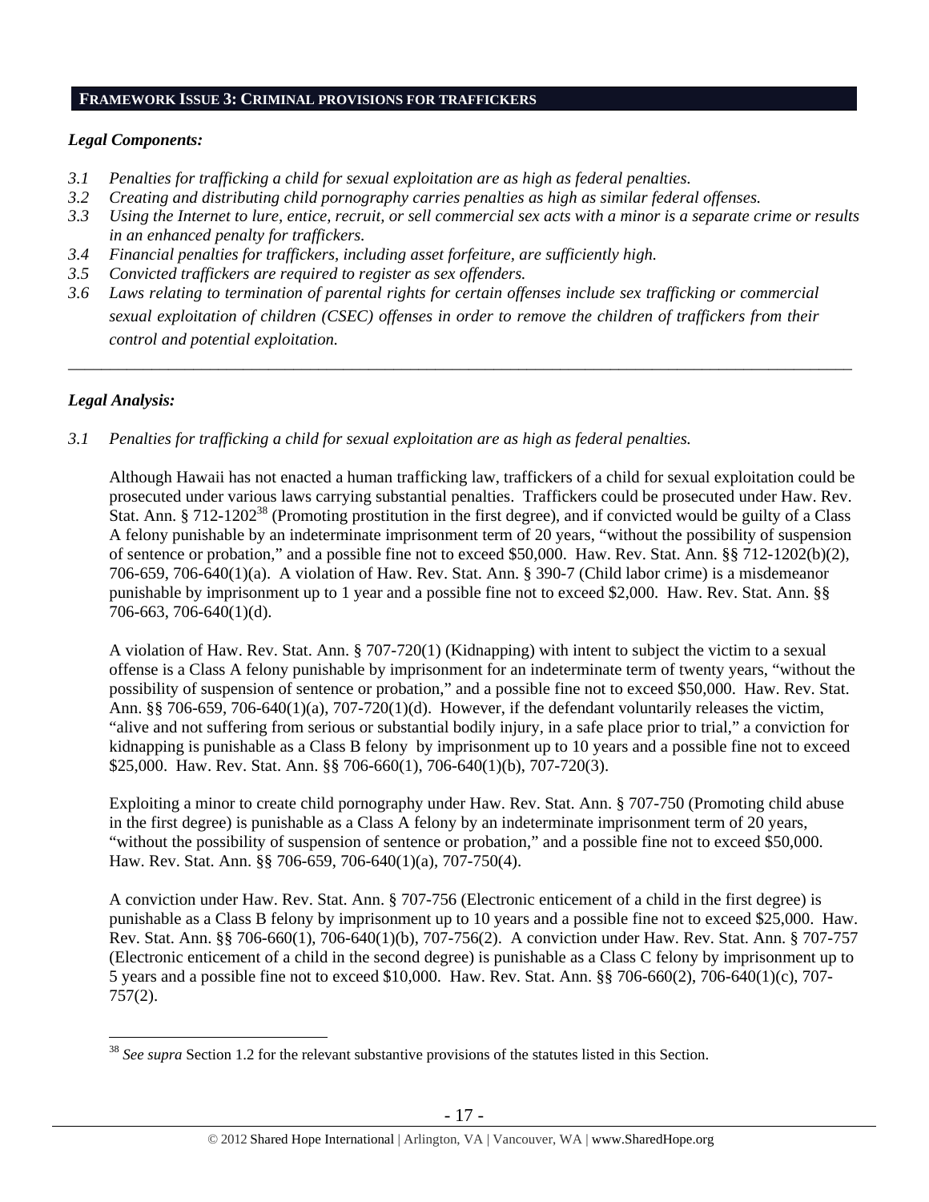## FRAMEWORK ISSUE 3: CRIMINAL PROVISIONS FOR TRAFFICKERS

***Legal Components:***

*3.1 Penalties for trafficking a child for sexual exploitation are as high as federal penalties.*
*3.2 Creating and distributing child pornography carries penalties as high as similar federal offenses.*
*3.3 Using the Internet to lure, entice, recruit, or sell commercial sex acts with a minor is a separate crime or results in an enhanced penalty for traffickers.*
*3.4 Financial penalties for traffickers, including asset forfeiture, are sufficiently high.*
*3.5 Convicted traffickers are required to register as sex offenders.*
*3.6 Laws relating to termination of parental rights for certain offenses include sex trafficking or commercial sexual exploitation of children (CSEC) offenses in order to remove the children of traffickers from their control and potential exploitation.*

---

***Legal Analysis:***

*3.1 Penalties for trafficking a child for sexual exploitation are as high as federal penalties.*

Although Hawaii has not enacted a human trafficking law, traffickers of a child for sexual exploitation could be prosecuted under various laws carrying substantial penalties. Traffickers could be prosecuted under Haw. Rev. Stat. Ann. § 712-1202[38] (Promoting prostitution in the first degree), and if convicted would be guilty of a Class A felony punishable by an indeterminate imprisonment term of 20 years, "without the possibility of suspension of sentence or probation," and a possible fine not to exceed $50,000. Haw. Rev. Stat. Ann. §§ 712-1202(b)(2), 706-659, 706-640(1)(a). A violation of Haw. Rev. Stat. Ann. § 390-7 (Child labor crime) is a misdemeanor punishable by imprisonment up to 1 year and a possible fine not to exceed $2,000. Haw. Rev. Stat. Ann. §§ 706-663, 706-640(1)(d).

A violation of Haw. Rev. Stat. Ann. § 707-720(1) (Kidnapping) with intent to subject the victim to a sexual offense is a Class A felony punishable by imprisonment for an indeterminate term of twenty years, "without the possibility of suspension of sentence or probation," and a possible fine not to exceed $50,000. Haw. Rev. Stat. Ann. §§ 706-659, 706-640(1)(a), 707-720(1)(d). However, if the defendant voluntarily releases the victim, "alive and not suffering from serious or substantial bodily injury, in a safe place prior to trial," a conviction for kidnapping is punishable as a Class B felony by imprisonment up to 10 years and a possible fine not to exceed $25,000. Haw. Rev. Stat. Ann. §§ 706-660(1), 706-640(1)(b), 707-720(3).

Exploiting a minor to create child pornography under Haw. Rev. Stat. Ann. § 707-750 (Promoting child abuse in the first degree) is punishable as a Class A felony by an indeterminate imprisonment term of 20 years, "without the possibility of suspension of sentence or probation," and a possible fine not to exceed $50,000. Haw. Rev. Stat. Ann. §§ 706-659, 706-640(1)(a), 707-750(4).

A conviction under Haw. Rev. Stat. Ann. § 707-756 (Electronic enticement of a child in the first degree) is punishable as a Class B felony by imprisonment up to 10 years and a possible fine not to exceed $25,000. Haw. Rev. Stat. Ann. §§ 706-660(1), 706-640(1)(b), 707-756(2). A conviction under Haw. Rev. Stat. Ann. § 707-757 (Electronic enticement of a child in the second degree) is punishable as a Class C felony by imprisonment up to 5 years and a possible fine not to exceed $10,000. Haw. Rev. Stat. Ann. §§ 706-660(2), 706-640(1)(c), 707-757(2).

[38] *See supra* Section 1.2 for the relevant substantive provisions of the statutes listed in this Section.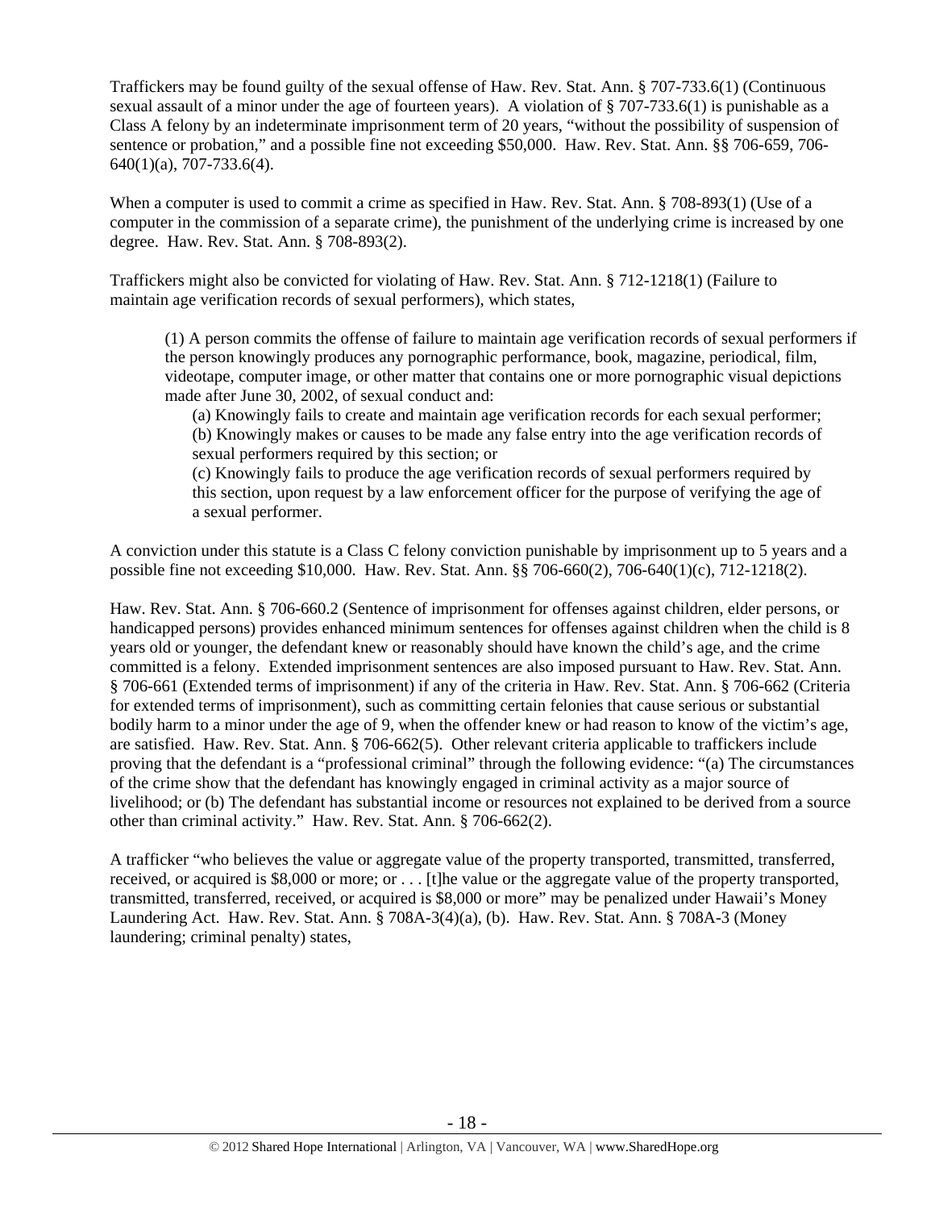Traffickers may be found guilty of the sexual offense of Haw. Rev. Stat. Ann. § 707-733.6(1) (Continuous sexual assault of a minor under the age of fourteen years). A violation of § 707-733.6(1) is punishable as a Class A felony by an indeterminate imprisonment term of 20 years, "without the possibility of suspension of sentence or probation," and a possible fine not exceeding $50,000. Haw. Rev. Stat. Ann. §§ 706-659, 706-640(1)(a), 707-733.6(4).

When a computer is used to commit a crime as specified in Haw. Rev. Stat. Ann. § 708-893(1) (Use of a computer in the commission of a separate crime), the punishment of the underlying crime is increased by one degree. Haw. Rev. Stat. Ann. § 708-893(2).

Traffickers might also be convicted for violating of Haw. Rev. Stat. Ann. § 712-1218(1) (Failure to maintain age verification records of sexual performers), which states,

> (1) A person commits the offense of failure to maintain age verification records of sexual performers if the person knowingly produces any pornographic performance, book, magazine, periodical, film, videotape, computer image, or other matter that contains one or more pornographic visual depictions made after June 30, 2002, of sexual conduct and:
>
> > (a) Knowingly fails to create and maintain age verification records for each sexual performer;
> > (b) Knowingly makes or causes to be made any false entry into the age verification records of sexual performers required by this section; or
> > (c) Knowingly fails to produce the age verification records of sexual performers required by this section, upon request by a law enforcement officer for the purpose of verifying the age of a sexual performer.

A conviction under this statute is a Class C felony conviction punishable by imprisonment up to 5 years and a possible fine not exceeding $10,000. Haw. Rev. Stat. Ann. §§ 706-660(2), 706-640(1)(c), 712-1218(2).

Haw. Rev. Stat. Ann. § 706-660.2 (Sentence of imprisonment for offenses against children, elder persons, or handicapped persons) provides enhanced minimum sentences for offenses against children when the child is 8 years old or younger, the defendant knew or reasonably should have known the child's age, and the crime committed is a felony. Extended imprisonment sentences are also imposed pursuant to Haw. Rev. Stat. Ann. § 706-661 (Extended terms of imprisonment) if any of the criteria in Haw. Rev. Stat. Ann. § 706-662 (Criteria for extended terms of imprisonment), such as committing certain felonies that cause serious or substantial bodily harm to a minor under the age of 9, when the offender knew or had reason to know of the victim's age, are satisfied. Haw. Rev. Stat. Ann. § 706-662(5). Other relevant criteria applicable to traffickers include proving that the defendant is a "professional criminal" through the following evidence: "(a) The circumstances of the crime show that the defendant has knowingly engaged in criminal activity as a major source of livelihood; or (b) The defendant has substantial income or resources not explained to be derived from a source other than criminal activity." Haw. Rev. Stat. Ann. § 706-662(2).

A trafficker "who believes the value or aggregate value of the property transported, transmitted, transferred, received, or acquired is $8,000 or more; or . . . [t]he value or the aggregate value of the property transported, transmitted, transferred, received, or acquired is $8,000 or more" may be penalized under Hawaii's Money Laundering Act. Haw. Rev. Stat. Ann. § 708A-3(4)(a), (b). Haw. Rev. Stat. Ann. § 708A-3 (Money laundering; criminal penalty) states,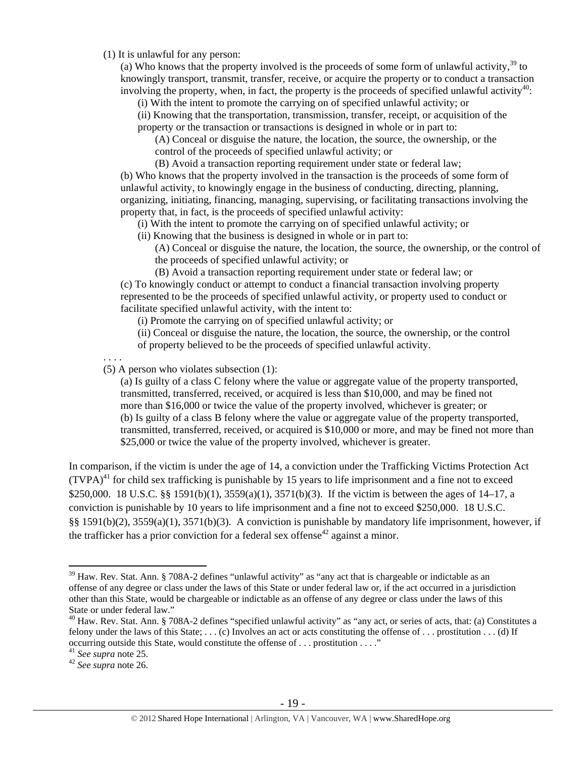(1) It is unlawful for any person:

(a) Who knows that the property involved is the proceeds of some form of unlawful activity,[39] to knowingly transport, transmit, transfer, receive, or acquire the property or to conduct a transaction involving the property, when, in fact, the property is the proceeds of specified unlawful activity[40]:

(i) With the intent to promote the carrying on of specified unlawful activity; or

(ii) Knowing that the transportation, transmission, transfer, receipt, or acquisition of the property or the transaction or transactions is designed in whole or in part to:

(A) Conceal or disguise the nature, the location, the source, the ownership, or the control of the proceeds of specified unlawful activity; or

(B) Avoid a transaction reporting requirement under state or federal law;

(b) Who knows that the property involved in the transaction is the proceeds of some form of unlawful activity, to knowingly engage in the business of conducting, directing, planning, organizing, initiating, financing, managing, supervising, or facilitating transactions involving the property that, in fact, is the proceeds of specified unlawful activity:

(i) With the intent to promote the carrying on of specified unlawful activity; or

(ii) Knowing that the business is designed in whole or in part to:

(A) Conceal or disguise the nature, the location, the source, the ownership, or the control of the proceeds of specified unlawful activity; or

(B) Avoid a transaction reporting requirement under state or federal law; or

(c) To knowingly conduct or attempt to conduct a financial transaction involving property represented to be the proceeds of specified unlawful activity, or property used to conduct or facilitate specified unlawful activity, with the intent to:

(i) Promote the carrying on of specified unlawful activity; or

(ii) Conceal or disguise the nature, the location, the source, the ownership, or the control of property believed to be the proceeds of specified unlawful activity.

. . . .

(5) A person who violates subsection (1):

(a) Is guilty of a class C felony where the value or aggregate value of the property transported, transmitted, transferred, received, or acquired is less than $10,000, and may be fined not more than $16,000 or twice the value of the property involved, whichever is greater; or

(b) Is guilty of a class B felony where the value or aggregate value of the property transported, transmitted, transferred, received, or acquired is $10,000 or more, and may be fined not more than $25,000 or twice the value of the property involved, whichever is greater.

In comparison, if the victim is under the age of 14, a conviction under the Trafficking Victims Protection Act (TVPA)[41] for child sex trafficking is punishable by 15 years to life imprisonment and a fine not to exceed $250,000. 18 U.S.C. §§ 1591(b)(1), 3559(a)(1), 3571(b)(3). If the victim is between the ages of 14–17, a conviction is punishable by 10 years to life imprisonment and a fine not to exceed $250,000. 18 U.S.C. §§ 1591(b)(2), 3559(a)(1), 3571(b)(3). A conviction is punishable by mandatory life imprisonment, however, if the trafficker has a prior conviction for a federal sex offense[42] against a minor.

---

[39] Haw. Rev. Stat. Ann. § 708A-2 defines "unlawful activity" as "any act that is chargeable or indictable as an offense of any degree or class under the laws of this State or under federal law or, if the act occurred in a jurisdiction other than this State, would be chargeable or indictable as an offense of any degree or class under the laws of this State or under federal law."

[40] Haw. Rev. Stat. Ann. § 708A-2 defines "specified unlawful activity" as "any act, or series of acts, that: (a) Constitutes a felony under the laws of this State; . . . (c) Involves an act or acts constituting the offense of . . . prostitution . . . (d) If occurring outside this State, would constitute the offense of . . . prostitution . . . ."

[41] *See supra* note 25.

[42] *See supra* note 26.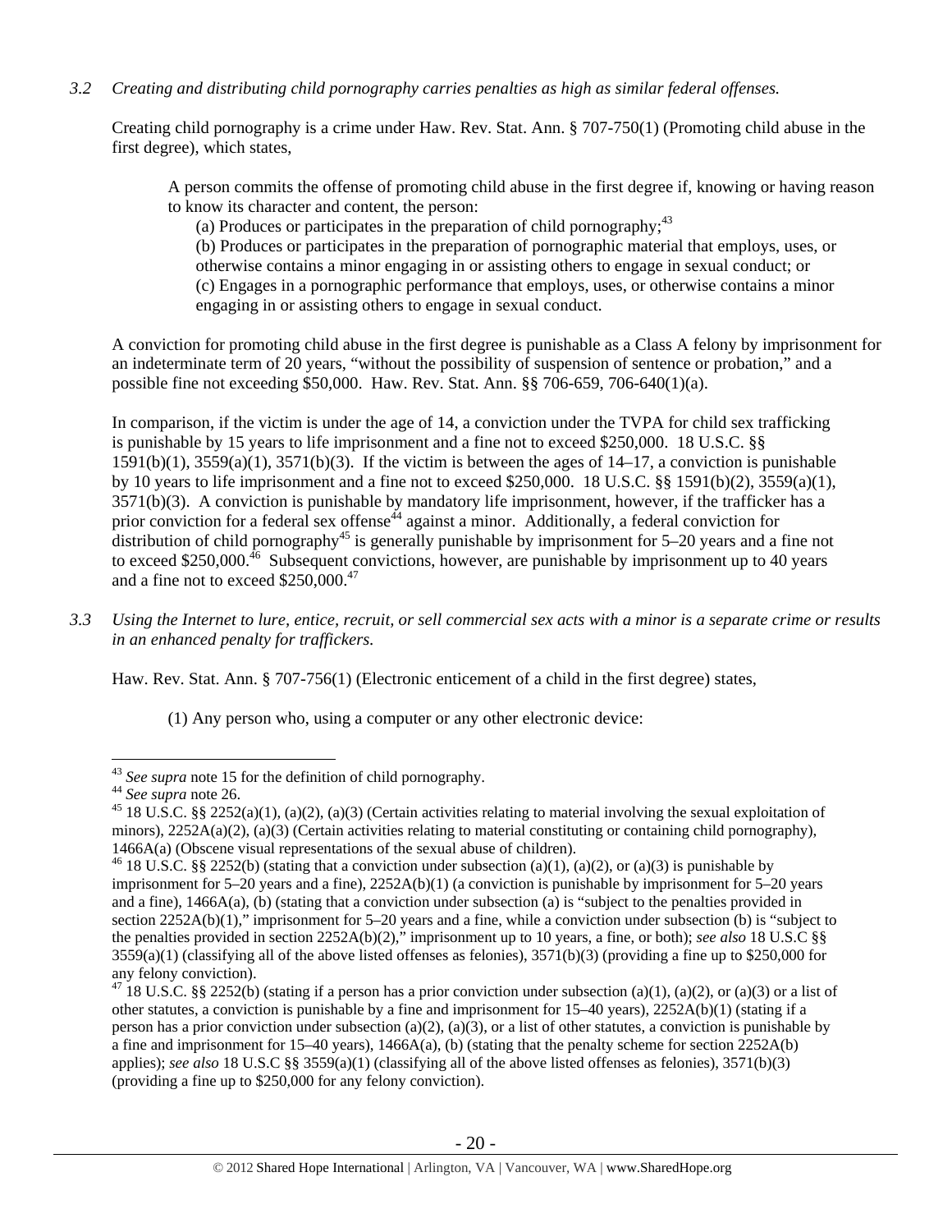*3.2 Creating and distributing child pornography carries penalties as high as similar federal offenses.*

Creating child pornography is a crime under Haw. Rev. Stat. Ann. § 707-750(1) (Promoting child abuse in the first degree), which states,

> A person commits the offense of promoting child abuse in the first degree if, knowing or having reason to know its character and content, the person:
>
> (a) Produces or participates in the preparation of child pornography;[43]
>
> (b) Produces or participates in the preparation of pornographic material that employs, uses, or otherwise contains a minor engaging in or assisting others to engage in sexual conduct; or
>
> (c) Engages in a pornographic performance that employs, uses, or otherwise contains a minor engaging in or assisting others to engage in sexual conduct.

A conviction for promoting child abuse in the first degree is punishable as a Class A felony by imprisonment for an indeterminate term of 20 years, "without the possibility of suspension of sentence or probation," and a possible fine not exceeding $50,000. Haw. Rev. Stat. Ann. §§ 706-659, 706-640(1)(a).

In comparison, if the victim is under the age of 14, a conviction under the TVPA for child sex trafficking is punishable by 15 years to life imprisonment and a fine not to exceed $250,000. 18 U.S.C. §§ 1591(b)(1), 3559(a)(1), 3571(b)(3). If the victim is between the ages of 14–17, a conviction is punishable by 10 years to life imprisonment and a fine not to exceed $250,000. 18 U.S.C. §§ 1591(b)(2), 3559(a)(1), 3571(b)(3). A conviction is punishable by mandatory life imprisonment, however, if the trafficker has a prior conviction for a federal sex offense[44] against a minor. Additionally, a federal conviction for distribution of child pornography[45] is generally punishable by imprisonment for 5–20 years and a fine not to exceed $250,000.[46] Subsequent convictions, however, are punishable by imprisonment up to 40 years and a fine not to exceed $250,000.[47]

*3.3 Using the Internet to lure, entice, recruit, or sell commercial sex acts with a minor is a separate crime or results in an enhanced penalty for traffickers.*

Haw. Rev. Stat. Ann. § 707-756(1) (Electronic enticement of a child in the first degree) states,

> (1) Any person who, using a computer or any other electronic device:

---

[43] *See supra* note 15 for the definition of child pornography.

[44] *See supra* note 26.

[45] 18 U.S.C. §§ 2252(a)(1), (a)(2), (a)(3) (Certain activities relating to material involving the sexual exploitation of minors), 2252A(a)(2), (a)(3) (Certain activities relating to material constituting or containing child pornography), 1466A(a) (Obscene visual representations of the sexual abuse of children).

[46] 18 U.S.C. §§ 2252(b) (stating that a conviction under subsection (a)(1), (a)(2), or (a)(3) is punishable by imprisonment for 5–20 years and a fine), 2252A(b)(1) (a conviction is punishable by imprisonment for 5–20 years and a fine), 1466A(a), (b) (stating that a conviction under subsection (a) is "subject to the penalties provided in section 2252A(b)(1)," imprisonment for 5–20 years and a fine, while a conviction under subsection (b) is "subject to the penalties provided in section 2252A(b)(2)," imprisonment up to 10 years, a fine, or both); *see also* 18 U.S.C §§ 3559(a)(1) (classifying all of the above listed offenses as felonies), 3571(b)(3) (providing a fine up to $250,000 for any felony conviction).

[47] 18 U.S.C. §§ 2252(b) (stating if a person has a prior conviction under subsection (a)(1), (a)(2), or (a)(3) or a list of other statutes, a conviction is punishable by a fine and imprisonment for 15–40 years), 2252A(b)(1) (stating if a person has a prior conviction under subsection (a)(2), (a)(3), or a list of other statutes, a conviction is punishable by a fine and imprisonment for 15–40 years), 1466A(a), (b) (stating that the penalty scheme for section 2252A(b) applies); *see also* 18 U.S.C §§ 3559(a)(1) (classifying all of the above listed offenses as felonies), 3571(b)(3) (providing a fine up to $250,000 for any felony conviction).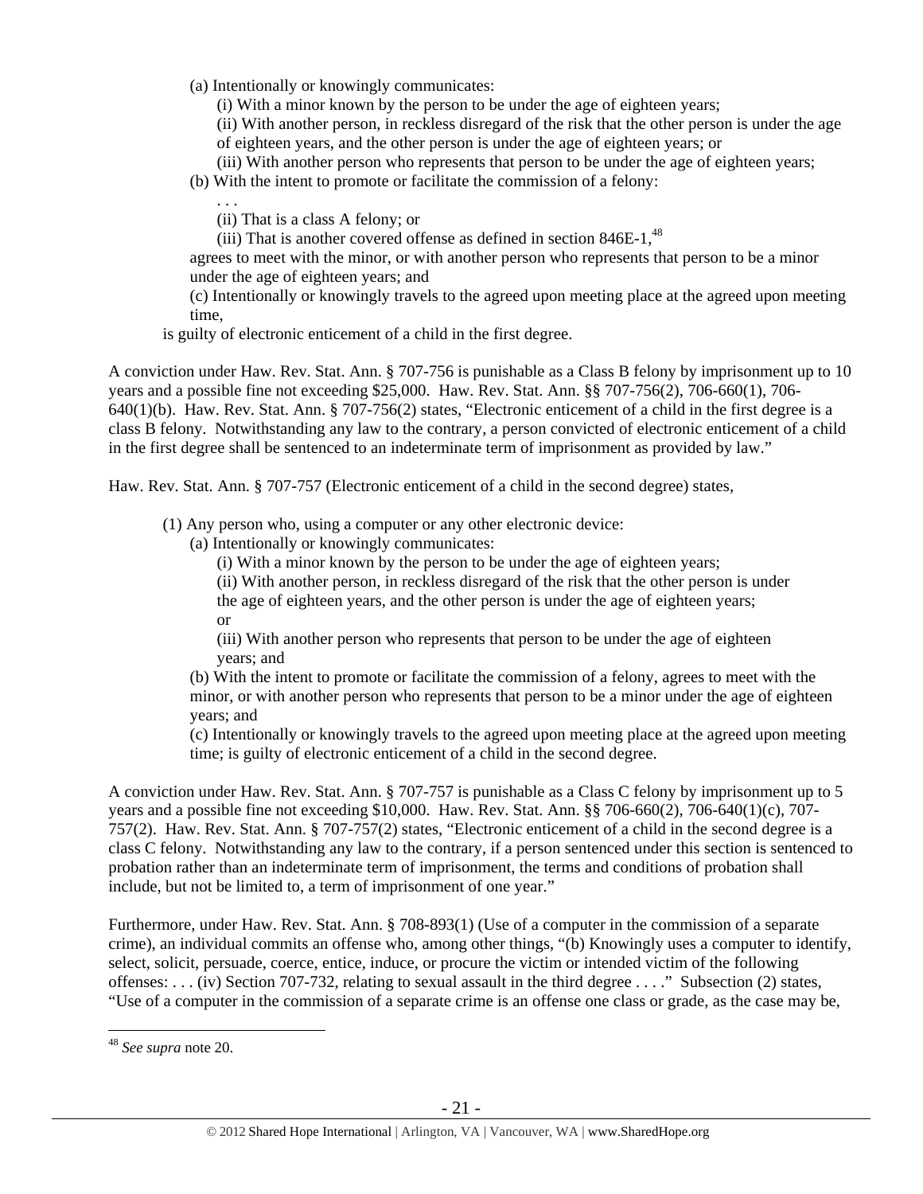(a) Intentionally or knowingly communicates:

(i) With a minor known by the person to be under the age of eighteen years;

(ii) With another person, in reckless disregard of the risk that the other person is under the age of eighteen years, and the other person is under the age of eighteen years; or

(iii) With another person who represents that person to be under the age of eighteen years;

(b) With the intent to promote or facilitate the commission of a felony:

. . .

(ii) That is a class A felony; or

(iii) That is another covered offense as defined in section 846E-1,[48]

agrees to meet with the minor, or with another person who represents that person to be a minor under the age of eighteen years; and

(c) Intentionally or knowingly travels to the agreed upon meeting place at the agreed upon meeting time,

is guilty of electronic enticement of a child in the first degree.

A conviction under Haw. Rev. Stat. Ann. § 707-756 is punishable as a Class B felony by imprisonment up to 10 years and a possible fine not exceeding $25,000. Haw. Rev. Stat. Ann. §§ 707-756(2), 706-660(1), 706-640(1)(b). Haw. Rev. Stat. Ann. § 707-756(2) states, "Electronic enticement of a child in the first degree is a class B felony. Notwithstanding any law to the contrary, a person convicted of electronic enticement of a child in the first degree shall be sentenced to an indeterminate term of imprisonment as provided by law."

Haw. Rev. Stat. Ann. § 707-757 (Electronic enticement of a child in the second degree) states,

(1) Any person who, using a computer or any other electronic device:

(a) Intentionally or knowingly communicates:

(i) With a minor known by the person to be under the age of eighteen years;

(ii) With another person, in reckless disregard of the risk that the other person is under the age of eighteen years, and the other person is under the age of eighteen years; or

(iii) With another person who represents that person to be under the age of eighteen years; and

(b) With the intent to promote or facilitate the commission of a felony, agrees to meet with the minor, or with another person who represents that person to be a minor under the age of eighteen years; and

(c) Intentionally or knowingly travels to the agreed upon meeting place at the agreed upon meeting time; is guilty of electronic enticement of a child in the second degree.

A conviction under Haw. Rev. Stat. Ann. § 707-757 is punishable as a Class C felony by imprisonment up to 5 years and a possible fine not exceeding $10,000. Haw. Rev. Stat. Ann. §§ 706-660(2), 706-640(1)(c), 707-757(2). Haw. Rev. Stat. Ann. § 707-757(2) states, "Electronic enticement of a child in the second degree is a class C felony. Notwithstanding any law to the contrary, if a person sentenced under this section is sentenced to probation rather than an indeterminate term of imprisonment, the terms and conditions of probation shall include, but not be limited to, a term of imprisonment of one year."

Furthermore, under Haw. Rev. Stat. Ann. § 708-893(1) (Use of a computer in the commission of a separate crime), an individual commits an offense who, among other things, "(b) Knowingly uses a computer to identify, select, solicit, persuade, coerce, entice, induce, or procure the victim or intended victim of the following offenses: . . . (iv) Section 707-732, relating to sexual assault in the third degree . . . ." Subsection (2) states, "Use of a computer in the commission of a separate crime is an offense one class or grade, as the case may be,

---

[48] *See supra* note 20.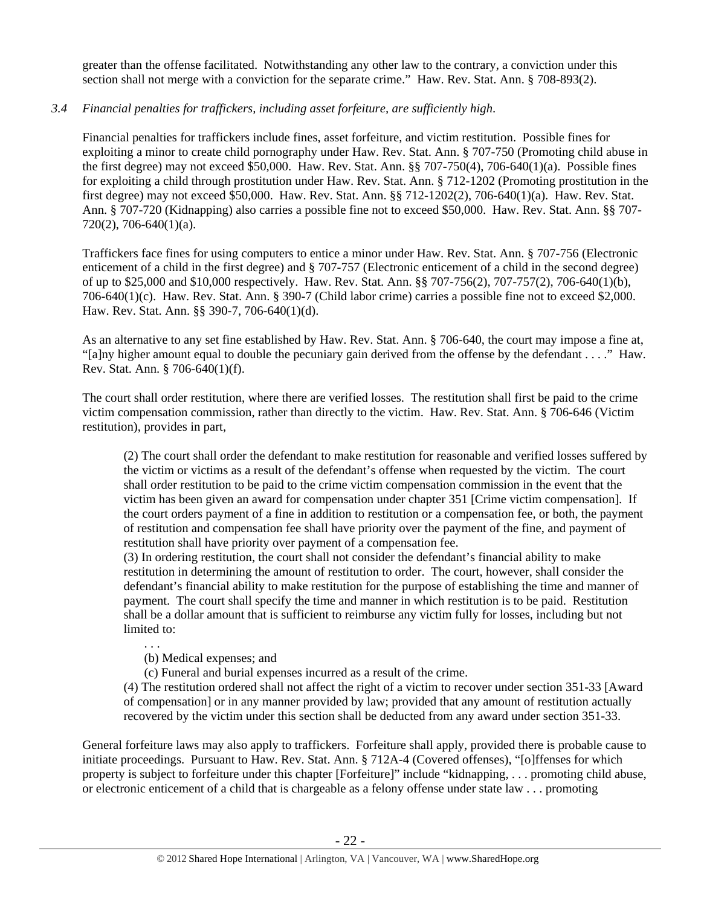greater than the offense facilitated. Notwithstanding any other law to the contrary, a conviction under this section shall not merge with a conviction for the separate crime." Haw. Rev. Stat. Ann. § 708-893(2).

*3.4 Financial penalties for traffickers, including asset forfeiture, are sufficiently high.*

Financial penalties for traffickers include fines, asset forfeiture, and victim restitution. Possible fines for exploiting a minor to create child pornography under Haw. Rev. Stat. Ann. § 707-750 (Promoting child abuse in the first degree) may not exceed $50,000. Haw. Rev. Stat. Ann. §§ 707-750(4), 706-640(1)(a). Possible fines for exploiting a child through prostitution under Haw. Rev. Stat. Ann. § 712-1202 (Promoting prostitution in the first degree) may not exceed $50,000. Haw. Rev. Stat. Ann. §§ 712-1202(2), 706-640(1)(a). Haw. Rev. Stat. Ann. § 707-720 (Kidnapping) also carries a possible fine not to exceed $50,000. Haw. Rev. Stat. Ann. §§ 707-720(2), 706-640(1)(a).

Traffickers face fines for using computers to entice a minor under Haw. Rev. Stat. Ann. § 707-756 (Electronic enticement of a child in the first degree) and § 707-757 (Electronic enticement of a child in the second degree) of up to $25,000 and $10,000 respectively. Haw. Rev. Stat. Ann. §§ 707-756(2), 707-757(2), 706-640(1)(b), 706-640(1)(c). Haw. Rev. Stat. Ann. § 390-7 (Child labor crime) carries a possible fine not to exceed $2,000. Haw. Rev. Stat. Ann. §§ 390-7, 706-640(1)(d).

As an alternative to any set fine established by Haw. Rev. Stat. Ann. § 706-640, the court may impose a fine at, "[a]ny higher amount equal to double the pecuniary gain derived from the offense by the defendant . . . ." Haw. Rev. Stat. Ann. § 706-640(1)(f).

The court shall order restitution, where there are verified losses. The restitution shall first be paid to the crime victim compensation commission, rather than directly to the victim. Haw. Rev. Stat. Ann. § 706-646 (Victim restitution), provides in part,

> (2) The court shall order the defendant to make restitution for reasonable and verified losses suffered by the victim or victims as a result of the defendant's offense when requested by the victim. The court shall order restitution to be paid to the crime victim compensation commission in the event that the victim has been given an award for compensation under chapter 351 [Crime victim compensation]. If the court orders payment of a fine in addition to restitution or a compensation fee, or both, the payment of restitution and compensation fee shall have priority over the payment of the fine, and payment of restitution shall have priority over payment of a compensation fee.
> (3) In ordering restitution, the court shall not consider the defendant's financial ability to make restitution in determining the amount of restitution to order. The court, however, shall consider the defendant's financial ability to make restitution for the purpose of establishing the time and manner of payment. The court shall specify the time and manner in which restitution is to be paid. Restitution shall be a dollar amount that is sufficient to reimburse any victim fully for losses, including but not limited to:
>
> . . .
> (b) Medical expenses; and
> (c) Funeral and burial expenses incurred as a result of the crime.
>
> (4) The restitution ordered shall not affect the right of a victim to recover under section 351-33 [Award of compensation] or in any manner provided by law; provided that any amount of restitution actually recovered by the victim under this section shall be deducted from any award under section 351-33.

General forfeiture laws may also apply to traffickers. Forfeiture shall apply, provided there is probable cause to initiate proceedings. Pursuant to Haw. Rev. Stat. Ann. § 712A-4 (Covered offenses), "[o]ffenses for which property is subject to forfeiture under this chapter [Forfeiture]" include "kidnapping, . . . promoting child abuse, or electronic enticement of a child that is chargeable as a felony offense under state law . . . promoting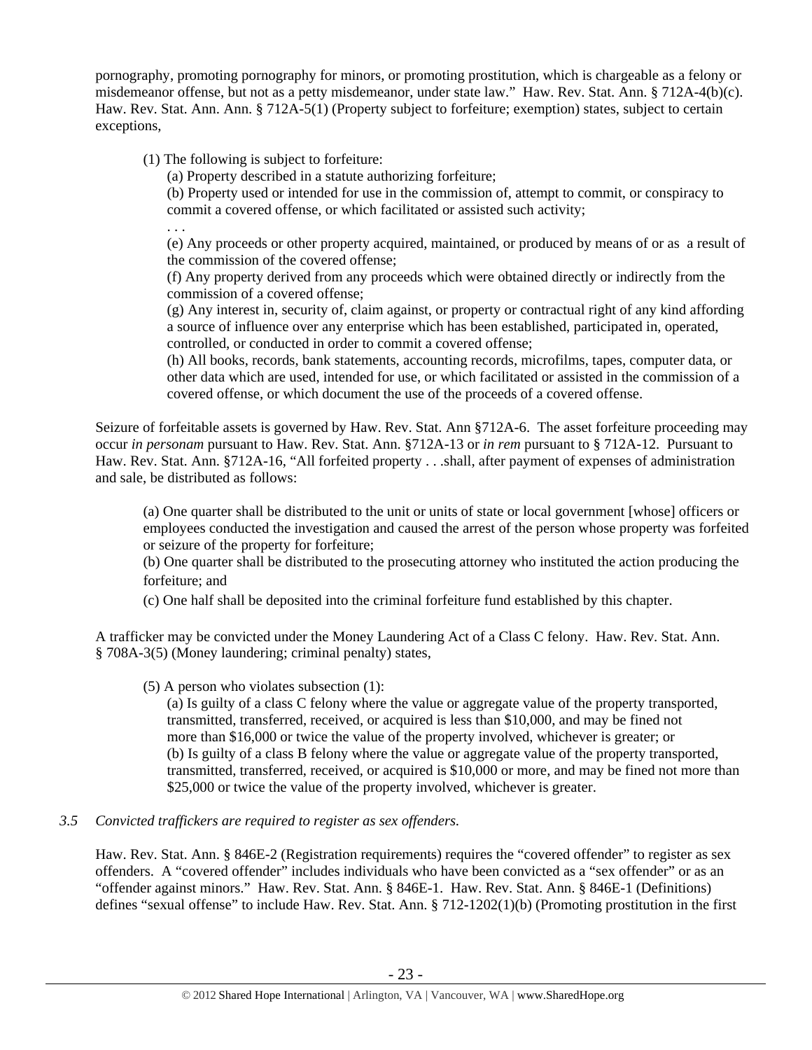pornography, promoting pornography for minors, or promoting prostitution, which is chargeable as a felony or misdemeanor offense, but not as a petty misdemeanor, under state law." Haw. Rev. Stat. Ann. § 712A-4(b)(c). Haw. Rev. Stat. Ann. Ann. § 712A-5(1) (Property subject to forfeiture; exemption) states, subject to certain exceptions,

> (1) The following is subject to forfeiture:
>
> (a) Property described in a statute authorizing forfeiture;
>
> (b) Property used or intended for use in the commission of, attempt to commit, or conspiracy to commit a covered offense, or which facilitated or assisted such activity;
>
> . . .
>
> (e) Any proceeds or other property acquired, maintained, or produced by means of or as a result of the commission of the covered offense;
>
> (f) Any property derived from any proceeds which were obtained directly or indirectly from the commission of a covered offense;
>
> (g) Any interest in, security of, claim against, or property or contractual right of any kind affording a source of influence over any enterprise which has been established, participated in, operated, controlled, or conducted in order to commit a covered offense;
>
> (h) All books, records, bank statements, accounting records, microfilms, tapes, computer data, or other data which are used, intended for use, or which facilitated or assisted in the commission of a covered offense, or which document the use of the proceeds of a covered offense.

Seizure of forfeitable assets is governed by Haw. Rev. Stat. Ann §712A-6. The asset forfeiture proceeding may occur *in personam* pursuant to Haw. Rev. Stat. Ann. §712A-13 or *in rem* pursuant to § 712A-12. Pursuant to Haw. Rev. Stat. Ann. §712A-16, "All forfeited property . . .shall, after payment of expenses of administration and sale, be distributed as follows:

> (a) One quarter shall be distributed to the unit or units of state or local government [whose] officers or employees conducted the investigation and caused the arrest of the person whose property was forfeited or seizure of the property for forfeiture;
>
> (b) One quarter shall be distributed to the prosecuting attorney who instituted the action producing the forfeiture; and
>
> (c) One half shall be deposited into the criminal forfeiture fund established by this chapter.

A trafficker may be convicted under the Money Laundering Act of a Class C felony. Haw. Rev. Stat. Ann. § 708A-3(5) (Money laundering; criminal penalty) states,

> (5) A person who violates subsection (1):
>
> (a) Is guilty of a class C felony where the value or aggregate value of the property transported, transmitted, transferred, received, or acquired is less than $10,000, and may be fined not more than $16,000 or twice the value of the property involved, whichever is greater; or
>
> (b) Is guilty of a class B felony where the value or aggregate value of the property transported, transmitted, transferred, received, or acquired is $10,000 or more, and may be fined not more than $25,000 or twice the value of the property involved, whichever is greater.

*3.5 Convicted traffickers are required to register as sex offenders.*

Haw. Rev. Stat. Ann. § 846E-2 (Registration requirements) requires the "covered offender" to register as sex offenders. A "covered offender" includes individuals who have been convicted as a "sex offender" or as an "offender against minors." Haw. Rev. Stat. Ann. § 846E-1. Haw. Rev. Stat. Ann. § 846E-1 (Definitions) defines "sexual offense" to include Haw. Rev. Stat. Ann. § 712-1202(1)(b) (Promoting prostitution in the first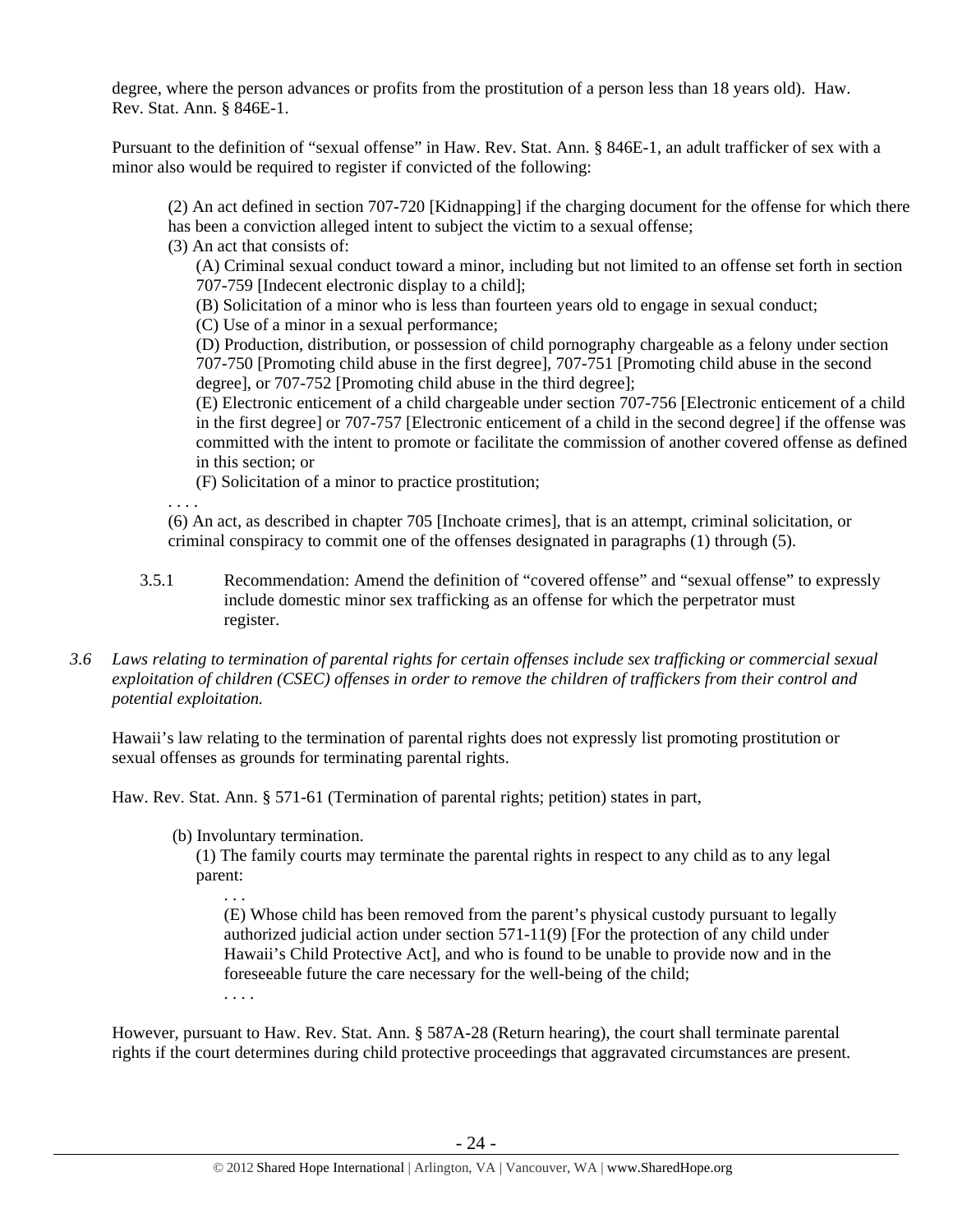degree, where the person advances or profits from the prostitution of a person less than 18 years old). Haw. Rev. Stat. Ann. § 846E-1.

Pursuant to the definition of "sexual offense" in Haw. Rev. Stat. Ann. § 846E-1, an adult trafficker of sex with a minor also would be required to register if convicted of the following:

> (2) An act defined in section 707-720 [Kidnapping] if the charging document for the offense for which there has been a conviction alleged intent to subject the victim to a sexual offense;
>
> (3) An act that consists of:
>
> (A) Criminal sexual conduct toward a minor, including but not limited to an offense set forth in section 707-759 [Indecent electronic display to a child];
>
> (B) Solicitation of a minor who is less than fourteen years old to engage in sexual conduct;
>
> (C) Use of a minor in a sexual performance;
>
> (D) Production, distribution, or possession of child pornography chargeable as a felony under section 707-750 [Promoting child abuse in the first degree], 707-751 [Promoting child abuse in the second degree], or 707-752 [Promoting child abuse in the third degree];
>
> (E) Electronic enticement of a child chargeable under section 707-756 [Electronic enticement of a child in the first degree] or 707-757 [Electronic enticement of a child in the second degree] if the offense was committed with the intent to promote or facilitate the commission of another covered offense as defined in this section; or
>
> (F) Solicitation of a minor to practice prostitution;
>
> . . . .
>
> (6) An act, as described in chapter 705 [Inchoate crimes], that is an attempt, criminal solicitation, or criminal conspiracy to commit one of the offenses designated in paragraphs (1) through (5).

3.5.1 Recommendation: Amend the definition of "covered offense" and "sexual offense" to expressly include domestic minor sex trafficking as an offense for which the perpetrator must register.

*3.6 Laws relating to termination of parental rights for certain offenses include sex trafficking or commercial sexual exploitation of children (CSEC) offenses in order to remove the children of traffickers from their control and potential exploitation.*

Hawaii's law relating to the termination of parental rights does not expressly list promoting prostitution or sexual offenses as grounds for terminating parental rights.

Haw. Rev. Stat. Ann. § 571-61 (Termination of parental rights; petition) states in part,

> (b) Involuntary termination.
>
> (1) The family courts may terminate the parental rights in respect to any child as to any legal parent:
>
> . . .
>
> (E) Whose child has been removed from the parent's physical custody pursuant to legally authorized judicial action under section 571-11(9) [For the protection of any child under Hawaii's Child Protective Act], and who is found to be unable to provide now and in the foreseeable future the care necessary for the well-being of the child;
>
> . . . .

However, pursuant to Haw. Rev. Stat. Ann. § 587A-28 (Return hearing), the court shall terminate parental rights if the court determines during child protective proceedings that aggravated circumstances are present.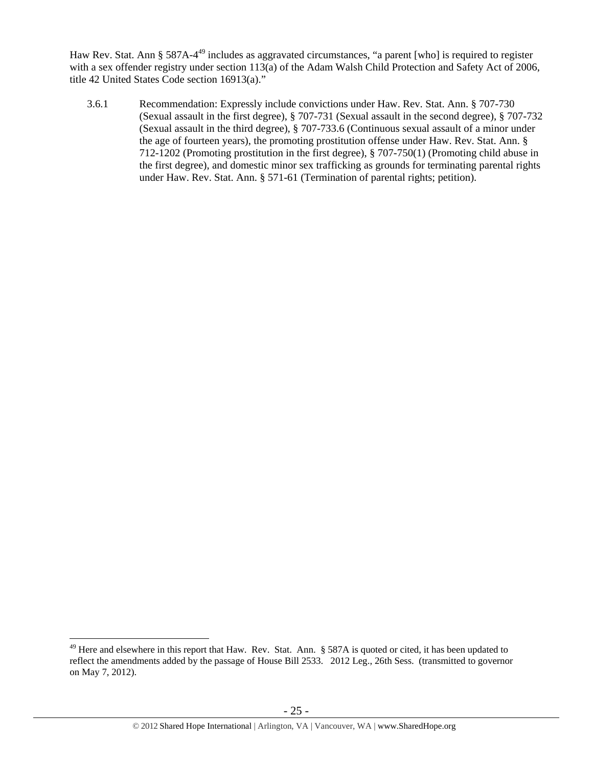Haw Rev. Stat. Ann § 587A-4[49] includes as aggravated circumstances, "a parent [who] is required to register with a sex offender registry under section 113(a) of the Adam Walsh Child Protection and Safety Act of 2006, title 42 United States Code section 16913(a)."

3.6.1 Recommendation: Expressly include convictions under Haw. Rev. Stat. Ann. § 707-730 (Sexual assault in the first degree), § 707-731 (Sexual assault in the second degree), § 707-732 (Sexual assault in the third degree), § 707-733.6 (Continuous sexual assault of a minor under the age of fourteen years), the promoting prostitution offense under Haw. Rev. Stat. Ann. § 712-1202 (Promoting prostitution in the first degree), § 707-750(1) (Promoting child abuse in the first degree), and domestic minor sex trafficking as grounds for terminating parental rights under Haw. Rev. Stat. Ann. § 571-61 (Termination of parental rights; petition).

---

[49] Here and elsewhere in this report that Haw. Rev. Stat. Ann. § 587A is quoted or cited, it has been updated to reflect the amendments added by the passage of House Bill 2533. 2012 Leg., 26th Sess. (transmitted to governor on May 7, 2012).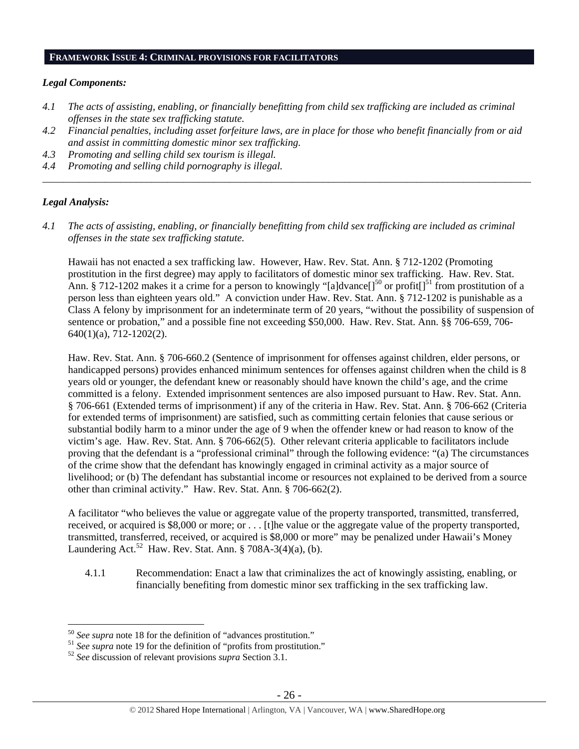## FRAMEWORK ISSUE 4: CRIMINAL PROVISIONS FOR FACILITATORS

### *Legal Components:*

*4.1 The acts of assisting, enabling, or financially benefitting from child sex trafficking are included as criminal offenses in the state sex trafficking statute.*

*4.2 Financial penalties, including asset forfeiture laws, are in place for those who benefit financially from or aid and assist in committing domestic minor sex trafficking.*

*4.3 Promoting and selling child sex tourism is illegal.*

*4.4 Promoting and selling child pornography is illegal.*

---

### *Legal Analysis:*

*4.1 The acts of assisting, enabling, or financially benefitting from child sex trafficking are included as criminal offenses in the state sex trafficking statute.*

Hawaii has not enacted a sex trafficking law. However, Haw. Rev. Stat. Ann. § 712-1202 (Promoting prostitution in the first degree) may apply to facilitators of domestic minor sex trafficking. Haw. Rev. Stat. Ann. § 712-1202 makes it a crime for a person to knowingly "[a]dvance[][50] or profit[][51] from prostitution of a person less than eighteen years old." A conviction under Haw. Rev. Stat. Ann. § 712-1202 is punishable as a Class A felony by imprisonment for an indeterminate term of 20 years, "without the possibility of suspension of sentence or probation," and a possible fine not exceeding $50,000. Haw. Rev. Stat. Ann. §§ 706-659, 706-640(1)(a), 712-1202(2).

Haw. Rev. Stat. Ann. § 706-660.2 (Sentence of imprisonment for offenses against children, elder persons, or handicapped persons) provides enhanced minimum sentences for offenses against children when the child is 8 years old or younger, the defendant knew or reasonably should have known the child's age, and the crime committed is a felony. Extended imprisonment sentences are also imposed pursuant to Haw. Rev. Stat. Ann. § 706-661 (Extended terms of imprisonment) if any of the criteria in Haw. Rev. Stat. Ann. § 706-662 (Criteria for extended terms of imprisonment) are satisfied, such as committing certain felonies that cause serious or substantial bodily harm to a minor under the age of 9 when the offender knew or had reason to know of the victim's age. Haw. Rev. Stat. Ann. § 706-662(5). Other relevant criteria applicable to facilitators include proving that the defendant is a "professional criminal" through the following evidence: "(a) The circumstances of the crime show that the defendant has knowingly engaged in criminal activity as a major source of livelihood; or (b) The defendant has substantial income or resources not explained to be derived from a source other than criminal activity." Haw. Rev. Stat. Ann. § 706-662(2).

A facilitator "who believes the value or aggregate value of the property transported, transmitted, transferred, received, or acquired is $8,000 or more; or . . . [t]he value or the aggregate value of the property transported, transmitted, transferred, received, or acquired is $8,000 or more" may be penalized under Hawaii's Money Laundering Act.[52] Haw. Rev. Stat. Ann. § 708A-3(4)(a), (b).

4.1.1 Recommendation: Enact a law that criminalizes the act of knowingly assisting, enabling, or financially benefiting from domestic minor sex trafficking in the sex trafficking law.

---

[50] *See supra* note 18 for the definition of "advances prostitution."

[51] *See supra* note 19 for the definition of "profits from prostitution."

[52] *See* discussion of relevant provisions *supra* Section 3.1.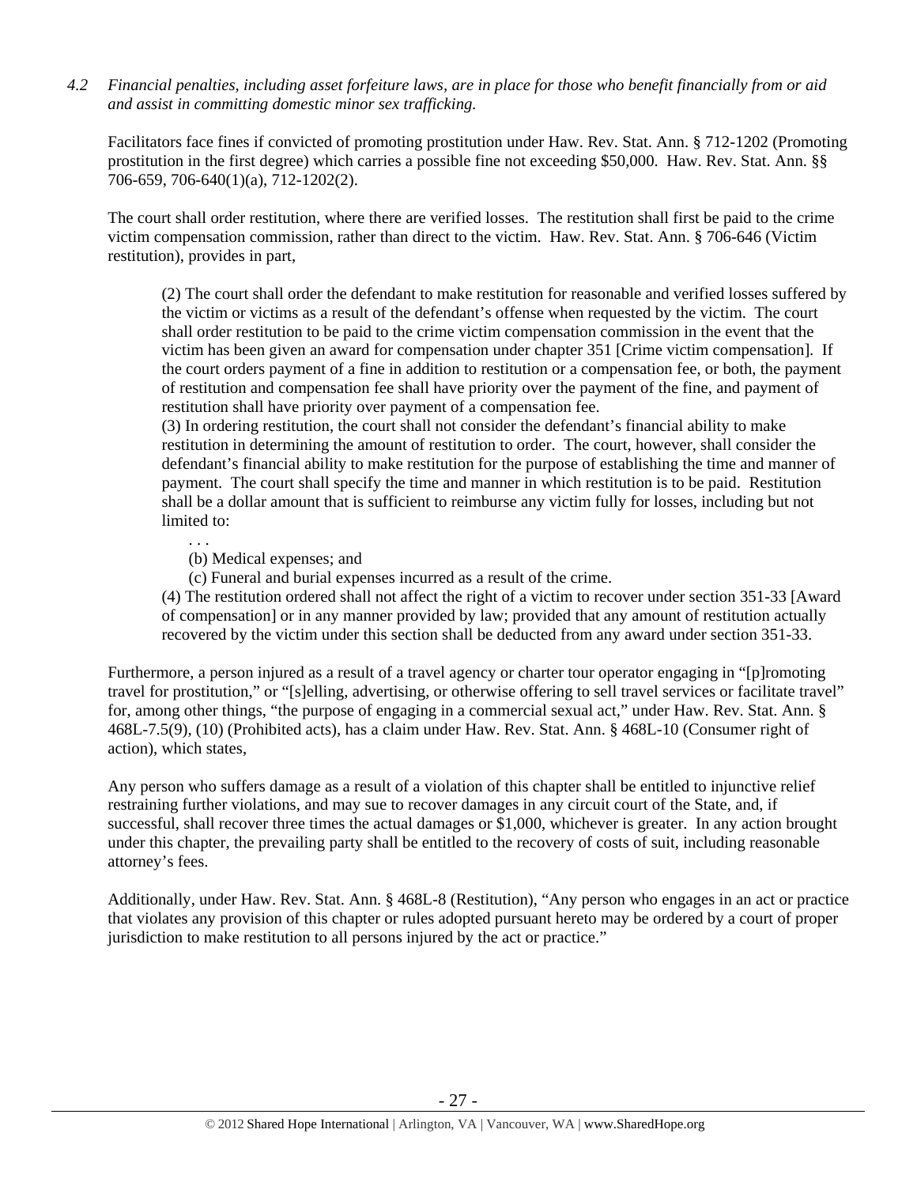*4.2 Financial penalties, including asset forfeiture laws, are in place for those who benefit financially from or aid and assist in committing domestic minor sex trafficking.*

Facilitators face fines if convicted of promoting prostitution under Haw. Rev. Stat. Ann. § 712-1202 (Promoting prostitution in the first degree) which carries a possible fine not exceeding $50,000. Haw. Rev. Stat. Ann. §§ 706-659, 706-640(1)(a), 712-1202(2).

The court shall order restitution, where there are verified losses. The restitution shall first be paid to the crime victim compensation commission, rather than direct to the victim. Haw. Rev. Stat. Ann. § 706-646 (Victim restitution), provides in part,

> (2) The court shall order the defendant to make restitution for reasonable and verified losses suffered by the victim or victims as a result of the defendant's offense when requested by the victim. The court shall order restitution to be paid to the crime victim compensation commission in the event that the victim has been given an award for compensation under chapter 351 [Crime victim compensation]. If the court orders payment of a fine in addition to restitution or a compensation fee, or both, the payment of restitution and compensation fee shall have priority over the payment of the fine, and payment of restitution shall have priority over payment of a compensation fee.
> (3) In ordering restitution, the court shall not consider the defendant's financial ability to make restitution in determining the amount of restitution to order. The court, however, shall consider the defendant's financial ability to make restitution for the purpose of establishing the time and manner of payment. The court shall specify the time and manner in which restitution is to be paid. Restitution shall be a dollar amount that is sufficient to reimburse any victim fully for losses, including but not limited to:
>
> > . . .
> > (b) Medical expenses; and
> > (c) Funeral and burial expenses incurred as a result of the crime.
>
> (4) The restitution ordered shall not affect the right of a victim to recover under section 351-33 [Award of compensation] or in any manner provided by law; provided that any amount of restitution actually recovered by the victim under this section shall be deducted from any award under section 351-33.

Furthermore, a person injured as a result of a travel agency or charter tour operator engaging in "[p]romoting travel for prostitution," or "[s]elling, advertising, or otherwise offering to sell travel services or facilitate travel" for, among other things, "the purpose of engaging in a commercial sexual act," under Haw. Rev. Stat. Ann. § 468L-7.5(9), (10) (Prohibited acts), has a claim under Haw. Rev. Stat. Ann. § 468L-10 (Consumer right of action), which states,

> Any person who suffers damage as a result of a violation of this chapter shall be entitled to injunctive relief restraining further violations, and may sue to recover damages in any circuit court of the State, and, if successful, shall recover three times the actual damages or $1,000, whichever is greater. In any action brought under this chapter, the prevailing party shall be entitled to the recovery of costs of suit, including reasonable attorney's fees.

Additionally, under Haw. Rev. Stat. Ann. § 468L-8 (Restitution), "Any person who engages in an act or practice that violates any provision of this chapter or rules adopted pursuant hereto may be ordered by a court of proper jurisdiction to make restitution to all persons injured by the act or practice."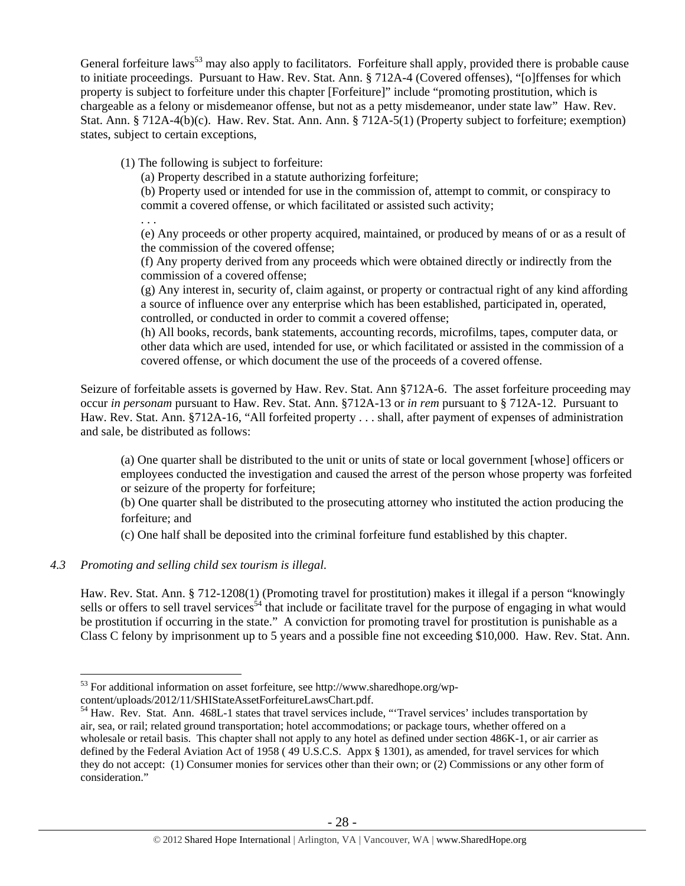General forfeiture laws[53] may also apply to facilitators. Forfeiture shall apply, provided there is probable cause to initiate proceedings. Pursuant to Haw. Rev. Stat. Ann. § 712A-4 (Covered offenses), "[o]ffenses for which property is subject to forfeiture under this chapter [Forfeiture]" include "promoting prostitution, which is chargeable as a felony or misdemeanor offense, but not as a petty misdemeanor, under state law" Haw. Rev. Stat. Ann. § 712A-4(b)(c). Haw. Rev. Stat. Ann. Ann. § 712A-5(1) (Property subject to forfeiture; exemption) states, subject to certain exceptions,

> (1) The following is subject to forfeiture:
>
> (a) Property described in a statute authorizing forfeiture;
>
> (b) Property used or intended for use in the commission of, attempt to commit, or conspiracy to commit a covered offense, or which facilitated or assisted such activity;
>
> . . .
>
> (e) Any proceeds or other property acquired, maintained, or produced by means of or as a result of the commission of the covered offense;
>
> (f) Any property derived from any proceeds which were obtained directly or indirectly from the commission of a covered offense;
>
> (g) Any interest in, security of, claim against, or property or contractual right of any kind affording a source of influence over any enterprise which has been established, participated in, operated, controlled, or conducted in order to commit a covered offense;
>
> (h) All books, records, bank statements, accounting records, microfilms, tapes, computer data, or other data which are used, intended for use, or which facilitated or assisted in the commission of a covered offense, or which document the use of the proceeds of a covered offense.

Seizure of forfeitable assets is governed by Haw. Rev. Stat. Ann §712A-6. The asset forfeiture proceeding may occur *in personam* pursuant to Haw. Rev. Stat. Ann. §712A-13 or *in rem* pursuant to § 712A-12. Pursuant to Haw. Rev. Stat. Ann. §712A-16, "All forfeited property . . . shall, after payment of expenses of administration and sale, be distributed as follows:

> (a) One quarter shall be distributed to the unit or units of state or local government [whose] officers or employees conducted the investigation and caused the arrest of the person whose property was forfeited or seizure of the property for forfeiture;
>
> (b) One quarter shall be distributed to the prosecuting attorney who instituted the action producing the forfeiture; and
>
> (c) One half shall be deposited into the criminal forfeiture fund established by this chapter.

### *4.3 Promoting and selling child sex tourism is illegal.*

Haw. Rev. Stat. Ann. § 712-1208(1) (Promoting travel for prostitution) makes it illegal if a person "knowingly sells or offers to sell travel services[54] that include or facilitate travel for the purpose of engaging in what would be prostitution if occurring in the state." A conviction for promoting travel for prostitution is punishable as a Class C felony by imprisonment up to 5 years and a possible fine not exceeding $10,000. Haw. Rev. Stat. Ann.

---

[53] For additional information on asset forfeiture, see http://www.sharedhope.org/wp-content/uploads/2012/11/SHIStateAssetForfeitureLawsChart.pdf.

[54] Haw. Rev. Stat. Ann. 468L-1 states that travel services include, "'Travel services' includes transportation by air, sea, or rail; related ground transportation; hotel accommodations; or package tours, whether offered on a wholesale or retail basis. This chapter shall not apply to any hotel as defined under section 486K-1, or air carrier as defined by the Federal Aviation Act of 1958 ( 49 U.S.C.S. Appx § 1301), as amended, for travel services for which they do not accept: (1) Consumer monies for services other than their own; or (2) Commissions or any other form of consideration."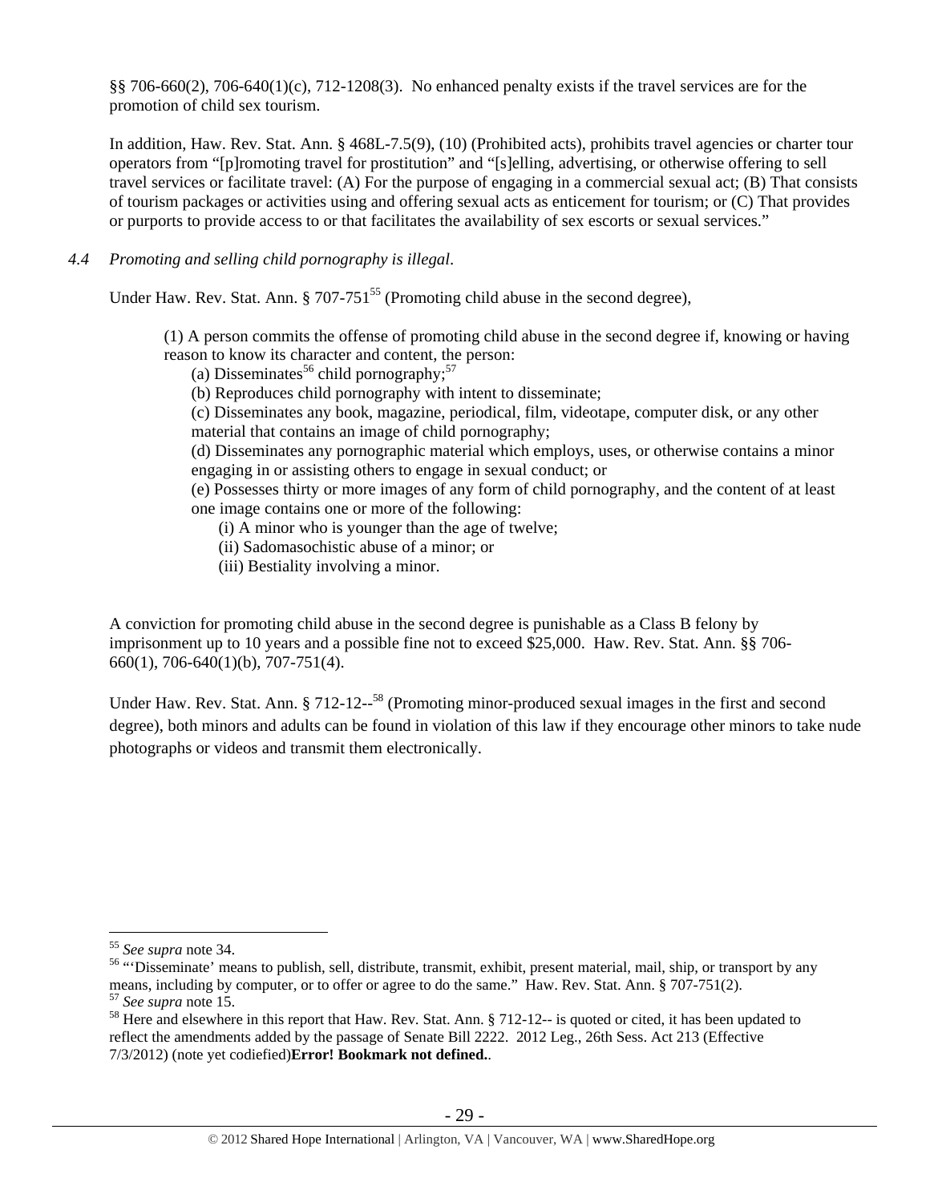§§ 706-660(2), 706-640(1)(c), 712-1208(3). No enhanced penalty exists if the travel services are for the promotion of child sex tourism.

In addition, Haw. Rev. Stat. Ann. § 468L-7.5(9), (10) (Prohibited acts), prohibits travel agencies or charter tour operators from "[p]romoting travel for prostitution" and "[s]elling, advertising, or otherwise offering to sell travel services or facilitate travel: (A) For the purpose of engaging in a commercial sexual act; (B) That consists of tourism packages or activities using and offering sexual acts as enticement for tourism; or (C) That provides or purports to provide access to or that facilitates the availability of sex escorts or sexual services."

*4.4 Promoting and selling child pornography is illegal.*

Under Haw. Rev. Stat. Ann. § 707-751[55] (Promoting child abuse in the second degree),

> (1) A person commits the offense of promoting child abuse in the second degree if, knowing or having reason to know its character and content, the person:
> (a) Disseminates[56] child pornography;[57]
> (b) Reproduces child pornography with intent to disseminate;
> (c) Disseminates any book, magazine, periodical, film, videotape, computer disk, or any other material that contains an image of child pornography;
> (d) Disseminates any pornographic material which employs, uses, or otherwise contains a minor engaging in or assisting others to engage in sexual conduct; or
> (e) Possesses thirty or more images of any form of child pornography, and the content of at least one image contains one or more of the following:
> (i) A minor who is younger than the age of twelve;
> (ii) Sadomasochistic abuse of a minor; or
> (iii) Bestiality involving a minor.

A conviction for promoting child abuse in the second degree is punishable as a Class B felony by imprisonment up to 10 years and a possible fine not to exceed $25,000. Haw. Rev. Stat. Ann. §§ 706-660(1), 706-640(1)(b), 707-751(4).

Under Haw. Rev. Stat. Ann. § 712-12--[58] (Promoting minor-produced sexual images in the first and second degree), both minors and adults can be found in violation of this law if they encourage other minors to take nude photographs or videos and transmit them electronically.

---

[55] *See supra* note 34.

[56] "'Disseminate' means to publish, sell, distribute, transmit, exhibit, present material, mail, ship, or transport by any means, including by computer, or to offer or agree to do the same." Haw. Rev. Stat. Ann. § 707-751(2).

[57] *See supra* note 15.

[58] Here and elsewhere in this report that Haw. Rev. Stat. Ann. § 712-12-- is quoted or cited, it has been updated to reflect the amendments added by the passage of Senate Bill 2222. 2012 Leg., 26th Sess. Act 213 (Effective 7/3/2012) (note yet codiefied)**Error! Bookmark not defined.**.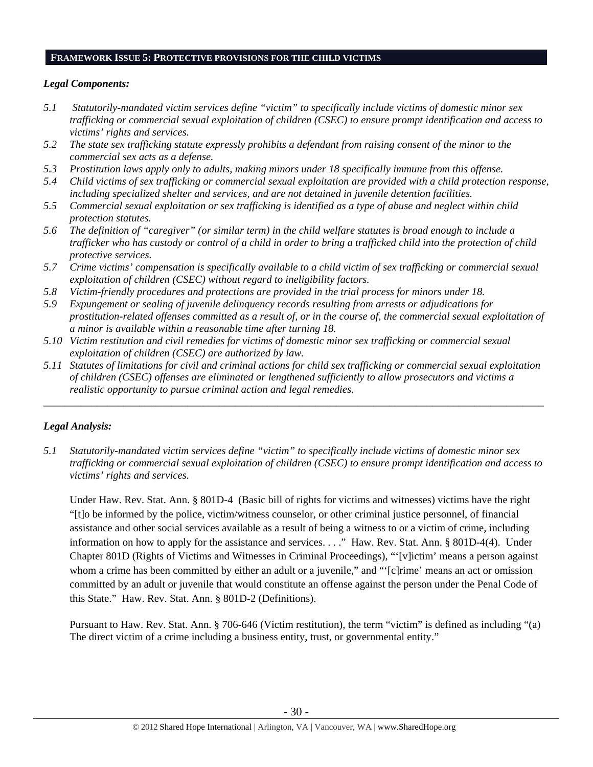## FRAMEWORK ISSUE 5: PROTECTIVE PROVISIONS FOR THE CHILD VICTIMS

### *Legal Components:*

*5.1 Statutorily-mandated victim services define "victim" to specifically include victims of domestic minor sex trafficking or commercial sexual exploitation of children (CSEC) to ensure prompt identification and access to victims' rights and services.*

*5.2 The state sex trafficking statute expressly prohibits a defendant from raising consent of the minor to the commercial sex acts as a defense.*

*5.3 Prostitution laws apply only to adults, making minors under 18 specifically immune from this offense.*

*5.4 Child victims of sex trafficking or commercial sexual exploitation are provided with a child protection response, including specialized shelter and services, and are not detained in juvenile detention facilities.*

*5.5 Commercial sexual exploitation or sex trafficking is identified as a type of abuse and neglect within child protection statutes.*

*5.6 The definition of "caregiver" (or similar term) in the child welfare statutes is broad enough to include a trafficker who has custody or control of a child in order to bring a trafficked child into the protection of child protective services.*

*5.7 Crime victims' compensation is specifically available to a child victim of sex trafficking or commercial sexual exploitation of children (CSEC) without regard to ineligibility factors.*

*5.8 Victim-friendly procedures and protections are provided in the trial process for minors under 18.*

*5.9 Expungement or sealing of juvenile delinquency records resulting from arrests or adjudications for prostitution-related offenses committed as a result of, or in the course of, the commercial sexual exploitation of a minor is available within a reasonable time after turning 18.*

*5.10 Victim restitution and civil remedies for victims of domestic minor sex trafficking or commercial sexual exploitation of children (CSEC) are authorized by law.*

*5.11 Statutes of limitations for civil and criminal actions for child sex trafficking or commercial sexual exploitation of children (CSEC) offenses are eliminated or lengthened sufficiently to allow prosecutors and victims a realistic opportunity to pursue criminal action and legal remedies.*

---

### *Legal Analysis:*

*5.1 Statutorily-mandated victim services define "victim" to specifically include victims of domestic minor sex trafficking or commercial sexual exploitation of children (CSEC) to ensure prompt identification and access to victims' rights and services.*

Under Haw. Rev. Stat. Ann. § 801D-4 (Basic bill of rights for victims and witnesses) victims have the right "[t]o be informed by the police, victim/witness counselor, or other criminal justice personnel, of financial assistance and other social services available as a result of being a witness to or a victim of crime, including information on how to apply for the assistance and services. . . ." Haw. Rev. Stat. Ann. § 801D-4(4). Under Chapter 801D (Rights of Victims and Witnesses in Criminal Proceedings), "'[v]ictim' means a person against whom a crime has been committed by either an adult or a juvenile," and "'[c]rime' means an act or omission committed by an adult or juvenile that would constitute an offense against the person under the Penal Code of this State." Haw. Rev. Stat. Ann. § 801D-2 (Definitions).

Pursuant to Haw. Rev. Stat. Ann. § 706-646 (Victim restitution), the term "victim" is defined as including "(a) The direct victim of a crime including a business entity, trust, or governmental entity."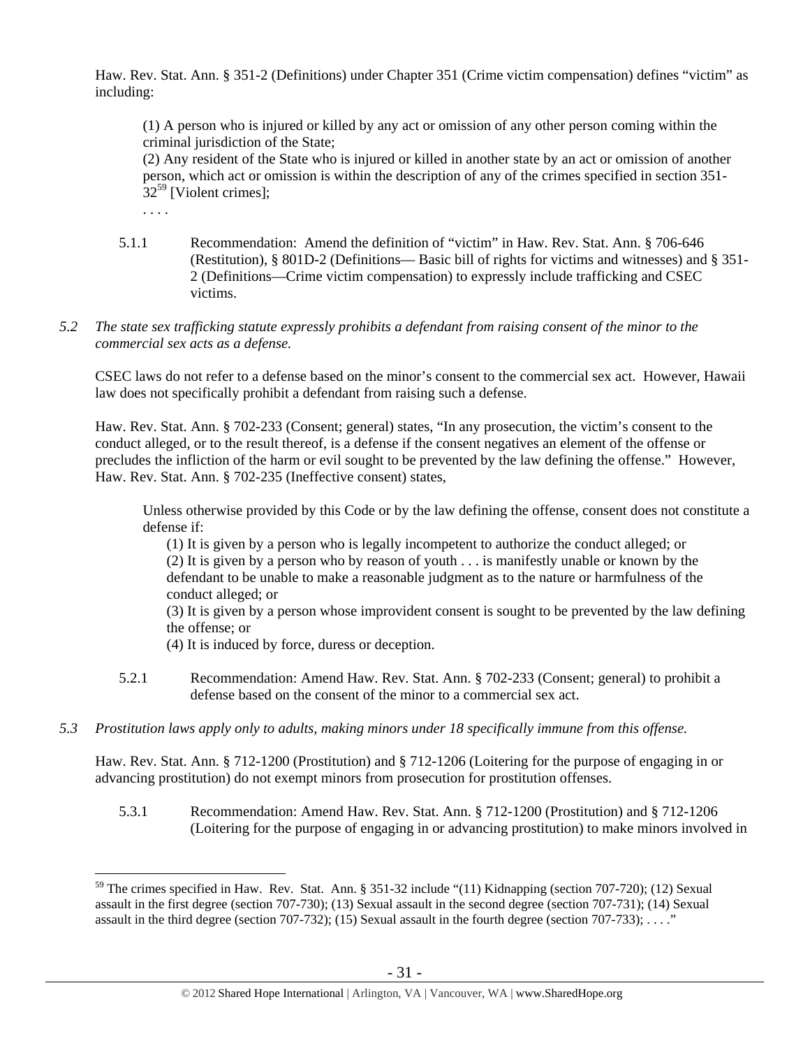Haw. Rev. Stat. Ann. § 351-2 (Definitions) under Chapter 351 (Crime victim compensation) defines "victim" as including:

> (1) A person who is injured or killed by any act or omission of any other person coming within the criminal jurisdiction of the State;
> (2) Any resident of the State who is injured or killed in another state by an act or omission of another person, which act or omission is within the description of any of the crimes specified in section 351-32[59] [Violent crimes];
> . . . .

5.1.1 Recommendation: Amend the definition of "victim" in Haw. Rev. Stat. Ann. § 706-646 (Restitution), § 801D-2 (Definitions— Basic bill of rights for victims and witnesses) and § 351-2 (Definitions—Crime victim compensation) to expressly include trafficking and CSEC victims.

*5.2 The state sex trafficking statute expressly prohibits a defendant from raising consent of the minor to the commercial sex acts as a defense.*

CSEC laws do not refer to a defense based on the minor's consent to the commercial sex act. However, Hawaii law does not specifically prohibit a defendant from raising such a defense.

Haw. Rev. Stat. Ann. § 702-233 (Consent; general) states, "In any prosecution, the victim's consent to the conduct alleged, or to the result thereof, is a defense if the consent negatives an element of the offense or precludes the infliction of the harm or evil sought to be prevented by the law defining the offense." However, Haw. Rev. Stat. Ann. § 702-235 (Ineffective consent) states,

> Unless otherwise provided by this Code or by the law defining the offense, consent does not constitute a defense if:
> (1) It is given by a person who is legally incompetent to authorize the conduct alleged; or
> (2) It is given by a person who by reason of youth . . . is manifestly unable or known by the defendant to be unable to make a reasonable judgment as to the nature or harmfulness of the conduct alleged; or
> (3) It is given by a person whose improvident consent is sought to be prevented by the law defining the offense; or
> (4) It is induced by force, duress or deception.

5.2.1 Recommendation: Amend Haw. Rev. Stat. Ann. § 702-233 (Consent; general) to prohibit a defense based on the consent of the minor to a commercial sex act.

*5.3 Prostitution laws apply only to adults, making minors under 18 specifically immune from this offense.*

Haw. Rev. Stat. Ann. § 712-1200 (Prostitution) and § 712-1206 (Loitering for the purpose of engaging in or advancing prostitution) do not exempt minors from prosecution for prostitution offenses.

5.3.1 Recommendation: Amend Haw. Rev. Stat. Ann. § 712-1200 (Prostitution) and § 712-1206 (Loitering for the purpose of engaging in or advancing prostitution) to make minors involved in

---

[59] The crimes specified in Haw. Rev. Stat. Ann. § 351-32 include "(11) Kidnapping (section 707-720); (12) Sexual assault in the first degree (section 707-730); (13) Sexual assault in the second degree (section 707-731); (14) Sexual assault in the third degree (section 707-732); (15) Sexual assault in the fourth degree (section 707-733); . . . ."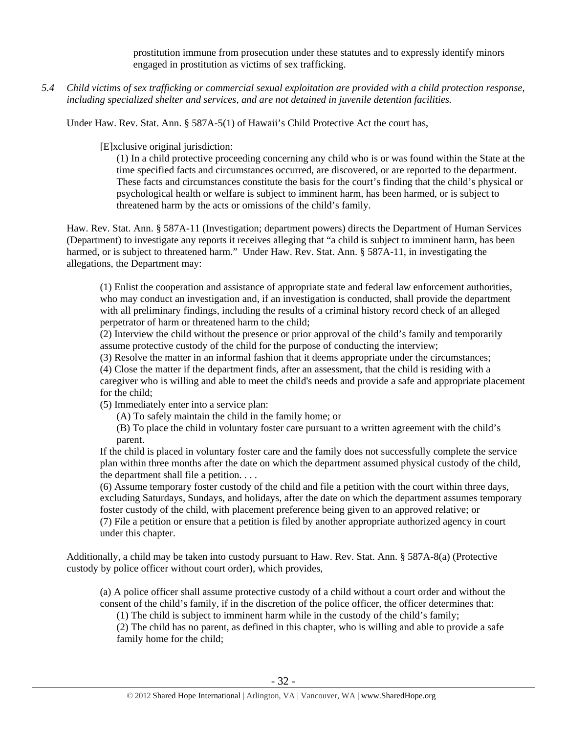prostitution immune from prosecution under these statutes and to expressly identify minors engaged in prostitution as victims of sex trafficking.

*5.4 Child victims of sex trafficking or commercial sexual exploitation are provided with a child protection response, including specialized shelter and services, and are not detained in juvenile detention facilities.*

Under Haw. Rev. Stat. Ann. § 587A-5(1) of Hawaii's Child Protective Act the court has,

> [E]xclusive original jurisdiction:
>
> (1) In a child protective proceeding concerning any child who is or was found within the State at the time specified facts and circumstances occurred, are discovered, or are reported to the department. These facts and circumstances constitute the basis for the court's finding that the child's physical or psychological health or welfare is subject to imminent harm, has been harmed, or is subject to threatened harm by the acts or omissions of the child's family.

Haw. Rev. Stat. Ann. § 587A-11 (Investigation; department powers) directs the Department of Human Services (Department) to investigate any reports it receives alleging that "a child is subject to imminent harm, has been harmed, or is subject to threatened harm." Under Haw. Rev. Stat. Ann. § 587A-11, in investigating the allegations, the Department may:

> (1) Enlist the cooperation and assistance of appropriate state and federal law enforcement authorities, who may conduct an investigation and, if an investigation is conducted, shall provide the department with all preliminary findings, including the results of a criminal history record check of an alleged perpetrator of harm or threatened harm to the child;
>
> (2) Interview the child without the presence or prior approval of the child's family and temporarily assume protective custody of the child for the purpose of conducting the interview;
>
> (3) Resolve the matter in an informal fashion that it deems appropriate under the circumstances;
>
> (4) Close the matter if the department finds, after an assessment, that the child is residing with a caregiver who is willing and able to meet the child's needs and provide a safe and appropriate placement for the child;
>
> (5) Immediately enter into a service plan:
>
> (A) To safely maintain the child in the family home; or
>
> (B) To place the child in voluntary foster care pursuant to a written agreement with the child's parent.
>
> If the child is placed in voluntary foster care and the family does not successfully complete the service plan within three months after the date on which the department assumed physical custody of the child, the department shall file a petition. . . .
>
> (6) Assume temporary foster custody of the child and file a petition with the court within three days, excluding Saturdays, Sundays, and holidays, after the date on which the department assumes temporary foster custody of the child, with placement preference being given to an approved relative; or
>
> (7) File a petition or ensure that a petition is filed by another appropriate authorized agency in court under this chapter.

Additionally, a child may be taken into custody pursuant to Haw. Rev. Stat. Ann. § 587A-8(a) (Protective custody by police officer without court order), which provides,

> (a) A police officer shall assume protective custody of a child without a court order and without the consent of the child's family, if in the discretion of the police officer, the officer determines that:
>
> (1) The child is subject to imminent harm while in the custody of the child's family;
>
> (2) The child has no parent, as defined in this chapter, who is willing and able to provide a safe family home for the child;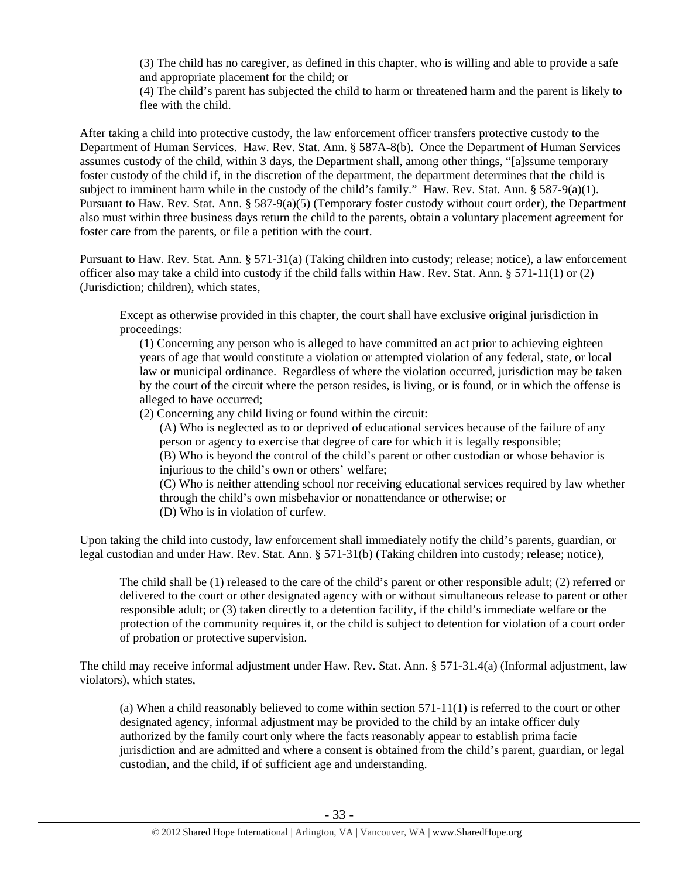> (3) The child has no caregiver, as defined in this chapter, who is willing and able to provide a safe and appropriate placement for the child; or
> (4) The child's parent has subjected the child to harm or threatened harm and the parent is likely to flee with the child.

After taking a child into protective custody, the law enforcement officer transfers protective custody to the Department of Human Services. Haw. Rev. Stat. Ann. § 587A-8(b). Once the Department of Human Services assumes custody of the child, within 3 days, the Department shall, among other things, "[a]ssume temporary foster custody of the child if, in the discretion of the department, the department determines that the child is subject to imminent harm while in the custody of the child's family." Haw. Rev. Stat. Ann. § 587-9(a)(1). Pursuant to Haw. Rev. Stat. Ann. § 587-9(a)(5) (Temporary foster custody without court order), the Department also must within three business days return the child to the parents, obtain a voluntary placement agreement for foster care from the parents, or file a petition with the court.

Pursuant to Haw. Rev. Stat. Ann. § 571-31(a) (Taking children into custody; release; notice), a law enforcement officer also may take a child into custody if the child falls within Haw. Rev. Stat. Ann. § 571-11(1) or (2) (Jurisdiction; children), which states,

> Except as otherwise provided in this chapter, the court shall have exclusive original jurisdiction in proceedings:
>
> (1) Concerning any person who is alleged to have committed an act prior to achieving eighteen years of age that would constitute a violation or attempted violation of any federal, state, or local law or municipal ordinance. Regardless of where the violation occurred, jurisdiction may be taken by the court of the circuit where the person resides, is living, or is found, or in which the offense is alleged to have occurred;
>
> (2) Concerning any child living or found within the circuit:
>
> (A) Who is neglected as to or deprived of educational services because of the failure of any person or agency to exercise that degree of care for which it is legally responsible;
> (B) Who is beyond the control of the child's parent or other custodian or whose behavior is injurious to the child's own or others' welfare;
> (C) Who is neither attending school nor receiving educational services required by law whether through the child's own misbehavior or nonattendance or otherwise; or
> (D) Who is in violation of curfew.

Upon taking the child into custody, law enforcement shall immediately notify the child's parents, guardian, or legal custodian and under Haw. Rev. Stat. Ann. § 571-31(b) (Taking children into custody; release; notice),

> The child shall be (1) released to the care of the child's parent or other responsible adult; (2) referred or delivered to the court or other designated agency with or without simultaneous release to parent or other responsible adult; or (3) taken directly to a detention facility, if the child's immediate welfare or the protection of the community requires it, or the child is subject to detention for violation of a court order of probation or protective supervision.

The child may receive informal adjustment under Haw. Rev. Stat. Ann. § 571-31.4(a) (Informal adjustment, law violators), which states,

> (a) When a child reasonably believed to come within section 571-11(1) is referred to the court or other designated agency, informal adjustment may be provided to the child by an intake officer duly authorized by the family court only where the facts reasonably appear to establish prima facie jurisdiction and are admitted and where a consent is obtained from the child's parent, guardian, or legal custodian, and the child, if of sufficient age and understanding.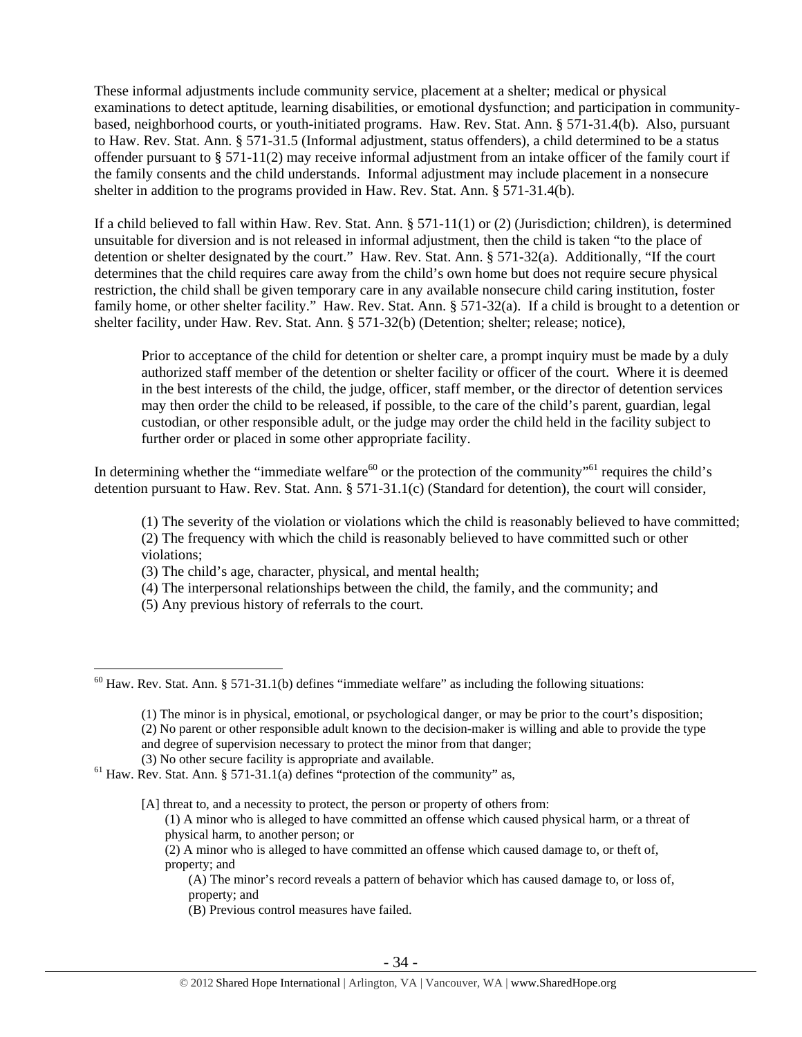These informal adjustments include community service, placement at a shelter; medical or physical examinations to detect aptitude, learning disabilities, or emotional dysfunction; and participation in community-based, neighborhood courts, or youth-initiated programs. Haw. Rev. Stat. Ann. § 571-31.4(b). Also, pursuant to Haw. Rev. Stat. Ann. § 571-31.5 (Informal adjustment, status offenders), a child determined to be a status offender pursuant to § 571-11(2) may receive informal adjustment from an intake officer of the family court if the family consents and the child understands. Informal adjustment may include placement in a nonsecure shelter in addition to the programs provided in Haw. Rev. Stat. Ann. § 571-31.4(b).

If a child believed to fall within Haw. Rev. Stat. Ann. § 571-11(1) or (2) (Jurisdiction; children), is determined unsuitable for diversion and is not released in informal adjustment, then the child is taken "to the place of detention or shelter designated by the court." Haw. Rev. Stat. Ann. § 571-32(a). Additionally, "If the court determines that the child requires care away from the child's own home but does not require secure physical restriction, the child shall be given temporary care in any available nonsecure child caring institution, foster family home, or other shelter facility." Haw. Rev. Stat. Ann. § 571-32(a). If a child is brought to a detention or shelter facility, under Haw. Rev. Stat. Ann. § 571-32(b) (Detention; shelter; release; notice),

> Prior to acceptance of the child for detention or shelter care, a prompt inquiry must be made by a duly authorized staff member of the detention or shelter facility or officer of the court. Where it is deemed in the best interests of the child, the judge, officer, staff member, or the director of detention services may then order the child to be released, if possible, to the care of the child's parent, guardian, legal custodian, or other responsible adult, or the judge may order the child held in the facility subject to further order or placed in some other appropriate facility.

In determining whether the "immediate welfare[60] or the protection of the community"[61] requires the child's detention pursuant to Haw. Rev. Stat. Ann. § 571-31.1(c) (Standard for detention), the court will consider,

> (1) The severity of the violation or violations which the child is reasonably believed to have committed;
> (2) The frequency with which the child is reasonably believed to have committed such or other violations;
> (3) The child's age, character, physical, and mental health;
> (4) The interpersonal relationships between the child, the family, and the community; and
> (5) Any previous history of referrals to the court.

---

[60] Haw. Rev. Stat. Ann. § 571-31.1(b) defines "immediate welfare" as including the following situations:

> (1) The minor is in physical, emotional, or psychological danger, or may be prior to the court's disposition;
> (2) No parent or other responsible adult known to the decision-maker is willing and able to provide the type and degree of supervision necessary to protect the minor from that danger;
> (3) No other secure facility is appropriate and available.

[61] Haw. Rev. Stat. Ann. § 571-31.1(a) defines "protection of the community" as,

> [A] threat to, and a necessity to protect, the person or property of others from:
> (1) A minor who is alleged to have committed an offense which caused physical harm, or a threat of physical harm, to another person; or
> (2) A minor who is alleged to have committed an offense which caused damage to, or theft of, property; and
> (A) The minor's record reveals a pattern of behavior which has caused damage to, or loss of, property; and
> (B) Previous control measures have failed.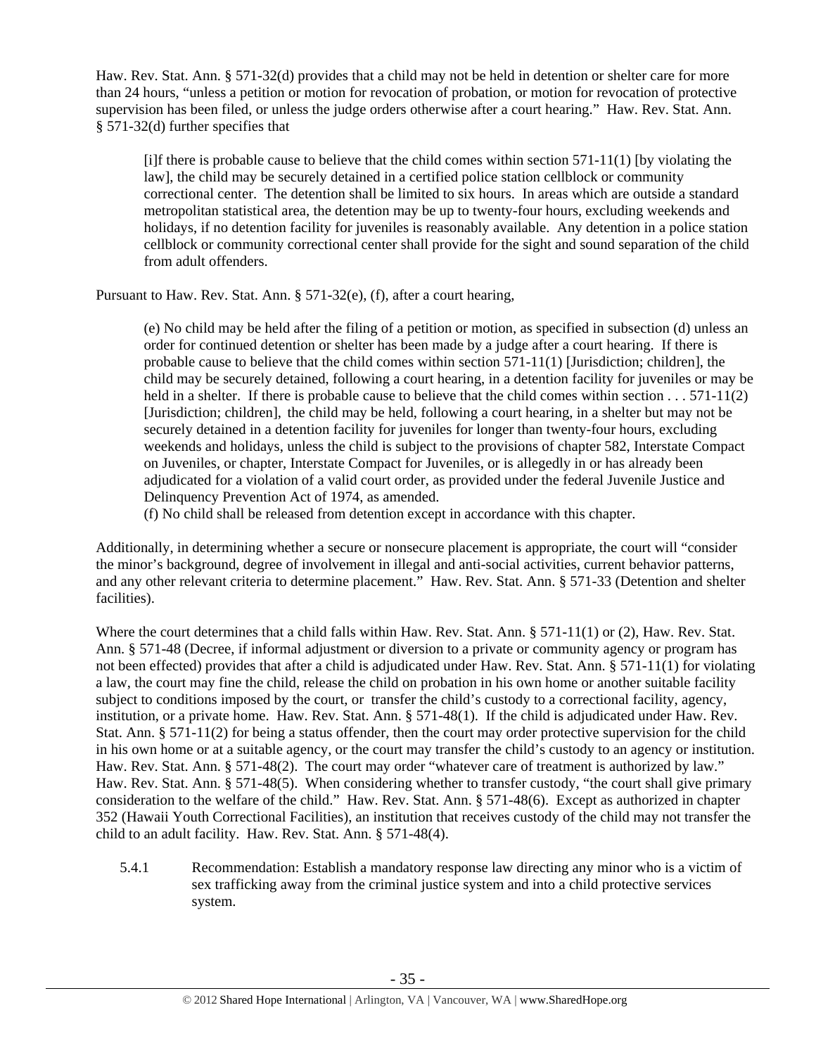Haw. Rev. Stat. Ann. § 571-32(d) provides that a child may not be held in detention or shelter care for more than 24 hours, "unless a petition or motion for revocation of probation, or motion for revocation of protective supervision has been filed, or unless the judge orders otherwise after a court hearing." Haw. Rev. Stat. Ann. § 571-32(d) further specifies that

> [i]f there is probable cause to believe that the child comes within section 571-11(1) [by violating the law], the child may be securely detained in a certified police station cellblock or community correctional center. The detention shall be limited to six hours. In areas which are outside a standard metropolitan statistical area, the detention may be up to twenty-four hours, excluding weekends and holidays, if no detention facility for juveniles is reasonably available. Any detention in a police station cellblock or community correctional center shall provide for the sight and sound separation of the child from adult offenders.

Pursuant to Haw. Rev. Stat. Ann. § 571-32(e), (f), after a court hearing,

> (e) No child may be held after the filing of a petition or motion, as specified in subsection (d) unless an order for continued detention or shelter has been made by a judge after a court hearing. If there is probable cause to believe that the child comes within section 571-11(1) [Jurisdiction; children], the child may be securely detained, following a court hearing, in a detention facility for juveniles or may be held in a shelter. If there is probable cause to believe that the child comes within section . . . 571-11(2) [Jurisdiction; children], the child may be held, following a court hearing, in a shelter but may not be securely detained in a detention facility for juveniles for longer than twenty-four hours, excluding weekends and holidays, unless the child is subject to the provisions of chapter 582, Interstate Compact on Juveniles, or chapter, Interstate Compact for Juveniles, or is allegedly in or has already been adjudicated for a violation of a valid court order, as provided under the federal Juvenile Justice and Delinquency Prevention Act of 1974, as amended.
>
> (f) No child shall be released from detention except in accordance with this chapter.

Additionally, in determining whether a secure or nonsecure placement is appropriate, the court will "consider the minor's background, degree of involvement in illegal and anti-social activities, current behavior patterns, and any other relevant criteria to determine placement." Haw. Rev. Stat. Ann. § 571-33 (Detention and shelter facilities).

Where the court determines that a child falls within Haw. Rev. Stat. Ann. § 571-11(1) or (2), Haw. Rev. Stat. Ann. § 571-48 (Decree, if informal adjustment or diversion to a private or community agency or program has not been effected) provides that after a child is adjudicated under Haw. Rev. Stat. Ann. § 571-11(1) for violating a law, the court may fine the child, release the child on probation in his own home or another suitable facility subject to conditions imposed by the court, or transfer the child's custody to a correctional facility, agency, institution, or a private home. Haw. Rev. Stat. Ann. § 571-48(1). If the child is adjudicated under Haw. Rev. Stat. Ann. § 571-11(2) for being a status offender, then the court may order protective supervision for the child in his own home or at a suitable agency, or the court may transfer the child's custody to an agency or institution. Haw. Rev. Stat. Ann. § 571-48(2). The court may order "whatever care of treatment is authorized by law." Haw. Rev. Stat. Ann. § 571-48(5). When considering whether to transfer custody, "the court shall give primary consideration to the welfare of the child." Haw. Rev. Stat. Ann. § 571-48(6). Except as authorized in chapter 352 (Hawaii Youth Correctional Facilities), an institution that receives custody of the child may not transfer the child to an adult facility. Haw. Rev. Stat. Ann. § 571-48(4).

5.4.1 Recommendation: Establish a mandatory response law directing any minor who is a victim of sex trafficking away from the criminal justice system and into a child protective services system.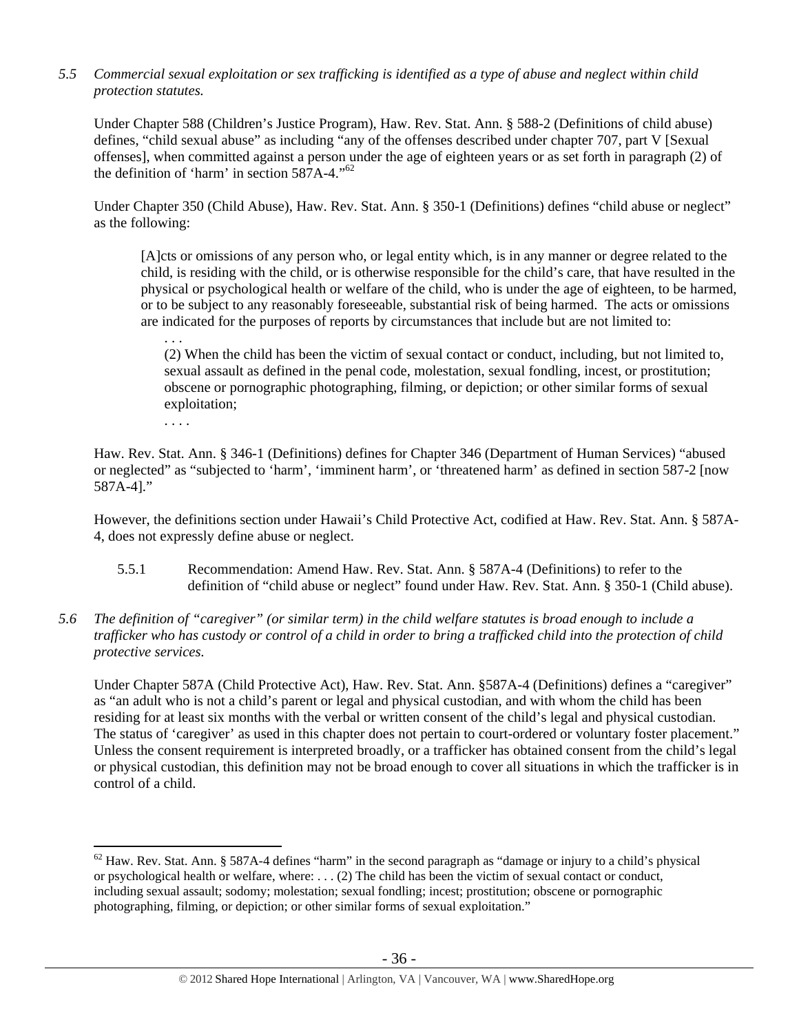*5.5 Commercial sexual exploitation or sex trafficking is identified as a type of abuse and neglect within child protection statutes.*

Under Chapter 588 (Children's Justice Program), Haw. Rev. Stat. Ann. § 588-2 (Definitions of child abuse) defines, "child sexual abuse" as including "any of the offenses described under chapter 707, part V [Sexual offenses], when committed against a person under the age of eighteen years or as set forth in paragraph (2) of the definition of 'harm' in section 587A-4."[62]

Under Chapter 350 (Child Abuse), Haw. Rev. Stat. Ann. § 350-1 (Definitions) defines "child abuse or neglect" as the following:

> [A]cts or omissions of any person who, or legal entity which, is in any manner or degree related to the child, is residing with the child, or is otherwise responsible for the child's care, that have resulted in the physical or psychological health or welfare of the child, who is under the age of eighteen, to be harmed, or to be subject to any reasonably foreseeable, substantial risk of being harmed. The acts or omissions are indicated for the purposes of reports by circumstances that include but are not limited to:
>
> . . .
>
> (2) When the child has been the victim of sexual contact or conduct, including, but not limited to, sexual assault as defined in the penal code, molestation, sexual fondling, incest, or prostitution; obscene or pornographic photographing, filming, or depiction; or other similar forms of sexual exploitation;
>
> . . . .

Haw. Rev. Stat. Ann. § 346-1 (Definitions) defines for Chapter 346 (Department of Human Services) "abused or neglected" as "subjected to 'harm', 'imminent harm', or 'threatened harm' as defined in section 587-2 [now 587A-4]."

However, the definitions section under Hawaii's Child Protective Act, codified at Haw. Rev. Stat. Ann. § 587A-4, does not expressly define abuse or neglect.

5.5.1 Recommendation: Amend Haw. Rev. Stat. Ann. § 587A-4 (Definitions) to refer to the definition of "child abuse or neglect" found under Haw. Rev. Stat. Ann. § 350-1 (Child abuse).

*5.6 The definition of "caregiver" (or similar term) in the child welfare statutes is broad enough to include a trafficker who has custody or control of a child in order to bring a trafficked child into the protection of child protective services.*

Under Chapter 587A (Child Protective Act), Haw. Rev. Stat. Ann. §587A-4 (Definitions) defines a "caregiver" as "an adult who is not a child's parent or legal and physical custodian, and with whom the child has been residing for at least six months with the verbal or written consent of the child's legal and physical custodian. The status of 'caregiver' as used in this chapter does not pertain to court-ordered or voluntary foster placement." Unless the consent requirement is interpreted broadly, or a trafficker has obtained consent from the child's legal or physical custodian, this definition may not be broad enough to cover all situations in which the trafficker is in control of a child.

---

[62] Haw. Rev. Stat. Ann. § 587A-4 defines "harm" in the second paragraph as "damage or injury to a child's physical or psychological health or welfare, where: . . . (2) The child has been the victim of sexual contact or conduct, including sexual assault; sodomy; molestation; sexual fondling; incest; prostitution; obscene or pornographic photographing, filming, or depiction; or other similar forms of sexual exploitation."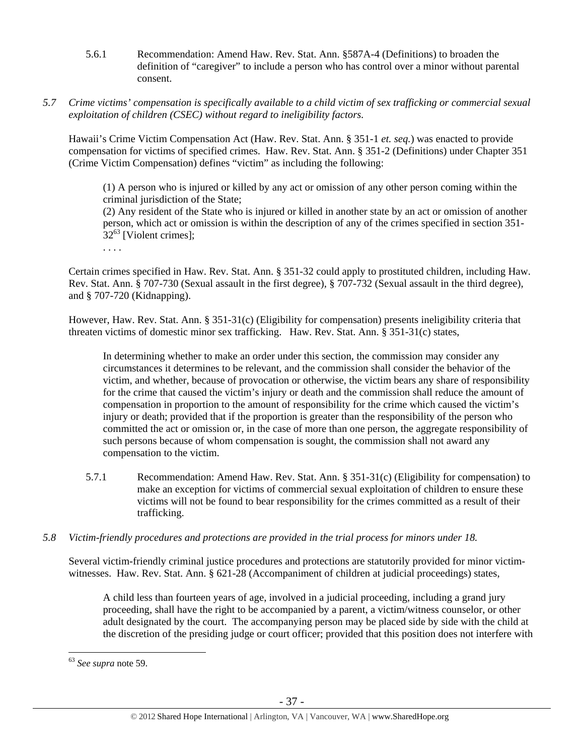5.6.1 Recommendation: Amend Haw. Rev. Stat. Ann. §587A-4 (Definitions) to broaden the definition of "caregiver" to include a person who has control over a minor without parental consent.

*5.7 Crime victims' compensation is specifically available to a child victim of sex trafficking or commercial sexual exploitation of children (CSEC) without regard to ineligibility factors.*

Hawaii's Crime Victim Compensation Act (Haw. Rev. Stat. Ann. § 351-1 *et. seq*.) was enacted to provide compensation for victims of specified crimes. Haw. Rev. Stat. Ann. § 351-2 (Definitions) under Chapter 351 (Crime Victim Compensation) defines "victim" as including the following:

> (1) A person who is injured or killed by any act or omission of any other person coming within the criminal jurisdiction of the State;
> (2) Any resident of the State who is injured or killed in another state by an act or omission of another person, which act or omission is within the description of any of the crimes specified in section 351-32[63] [Violent crimes];
> . . . .

Certain crimes specified in Haw. Rev. Stat. Ann. § 351-32 could apply to prostituted children, including Haw. Rev. Stat. Ann. § 707-730 (Sexual assault in the first degree), § 707-732 (Sexual assault in the third degree), and § 707-720 (Kidnapping).

However, Haw. Rev. Stat. Ann. § 351-31(c) (Eligibility for compensation) presents ineligibility criteria that threaten victims of domestic minor sex trafficking. Haw. Rev. Stat. Ann. § 351-31(c) states,

> In determining whether to make an order under this section, the commission may consider any circumstances it determines to be relevant, and the commission shall consider the behavior of the victim, and whether, because of provocation or otherwise, the victim bears any share of responsibility for the crime that caused the victim's injury or death and the commission shall reduce the amount of compensation in proportion to the amount of responsibility for the crime which caused the victim's injury or death; provided that if the proportion is greater than the responsibility of the person who committed the act or omission or, in the case of more than one person, the aggregate responsibility of such persons because of whom compensation is sought, the commission shall not award any compensation to the victim.

5.7.1 Recommendation: Amend Haw. Rev. Stat. Ann. § 351-31(c) (Eligibility for compensation) to make an exception for victims of commercial sexual exploitation of children to ensure these victims will not be found to bear responsibility for the crimes committed as a result of their trafficking.

*5.8 Victim-friendly procedures and protections are provided in the trial process for minors under 18.*

Several victim-friendly criminal justice procedures and protections are statutorily provided for minor victim-witnesses. Haw. Rev. Stat. Ann. § 621-28 (Accompaniment of children at judicial proceedings) states,

> A child less than fourteen years of age, involved in a judicial proceeding, including a grand jury proceeding, shall have the right to be accompanied by a parent, a victim/witness counselor, or other adult designated by the court. The accompanying person may be placed side by side with the child at the discretion of the presiding judge or court officer; provided that this position does not interfere with

---

[63] *See supra* note 59.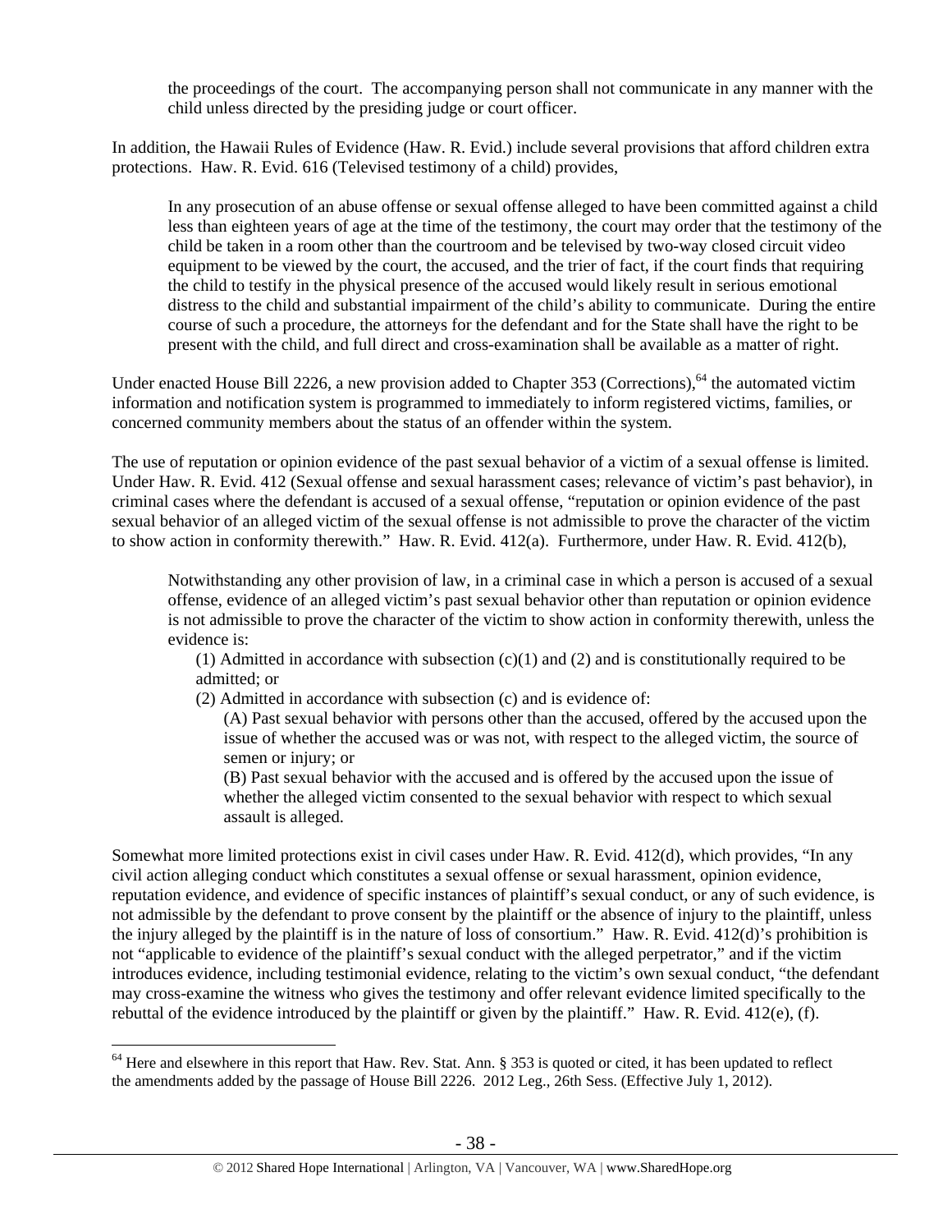the proceedings of the court. The accompanying person shall not communicate in any manner with the child unless directed by the presiding judge or court officer.

In addition, the Hawaii Rules of Evidence (Haw. R. Evid.) include several provisions that afford children extra protections. Haw. R. Evid. 616 (Televised testimony of a child) provides,

> In any prosecution of an abuse offense or sexual offense alleged to have been committed against a child less than eighteen years of age at the time of the testimony, the court may order that the testimony of the child be taken in a room other than the courtroom and be televised by two-way closed circuit video equipment to be viewed by the court, the accused, and the trier of fact, if the court finds that requiring the child to testify in the physical presence of the accused would likely result in serious emotional distress to the child and substantial impairment of the child's ability to communicate. During the entire course of such a procedure, the attorneys for the defendant and for the State shall have the right to be present with the child, and full direct and cross-examination shall be available as a matter of right.

Under enacted House Bill 2226, a new provision added to Chapter 353 (Corrections),[64] the automated victim information and notification system is programmed to immediately to inform registered victims, families, or concerned community members about the status of an offender within the system.

The use of reputation or opinion evidence of the past sexual behavior of a victim of a sexual offense is limited. Under Haw. R. Evid. 412 (Sexual offense and sexual harassment cases; relevance of victim's past behavior), in criminal cases where the defendant is accused of a sexual offense, "reputation or opinion evidence of the past sexual behavior of an alleged victim of the sexual offense is not admissible to prove the character of the victim to show action in conformity therewith." Haw. R. Evid. 412(a). Furthermore, under Haw. R. Evid. 412(b),

> Notwithstanding any other provision of law, in a criminal case in which a person is accused of a sexual offense, evidence of an alleged victim's past sexual behavior other than reputation or opinion evidence is not admissible to prove the character of the victim to show action in conformity therewith, unless the evidence is:
>
> (1) Admitted in accordance with subsection (c)(1) and (2) and is constitutionally required to be admitted; or
>
> (2) Admitted in accordance with subsection (c) and is evidence of:
>
> (A) Past sexual behavior with persons other than the accused, offered by the accused upon the issue of whether the accused was or was not, with respect to the alleged victim, the source of semen or injury; or
>
> (B) Past sexual behavior with the accused and is offered by the accused upon the issue of whether the alleged victim consented to the sexual behavior with respect to which sexual assault is alleged.

Somewhat more limited protections exist in civil cases under Haw. R. Evid. 412(d), which provides, "In any civil action alleging conduct which constitutes a sexual offense or sexual harassment, opinion evidence, reputation evidence, and evidence of specific instances of plaintiff's sexual conduct, or any of such evidence, is not admissible by the defendant to prove consent by the plaintiff or the absence of injury to the plaintiff, unless the injury alleged by the plaintiff is in the nature of loss of consortium." Haw. R. Evid. 412(d)'s prohibition is not "applicable to evidence of the plaintiff's sexual conduct with the alleged perpetrator," and if the victim introduces evidence, including testimonial evidence, relating to the victim's own sexual conduct, "the defendant may cross-examine the witness who gives the testimony and offer relevant evidence limited specifically to the rebuttal of the evidence introduced by the plaintiff or given by the plaintiff." Haw. R. Evid. 412(e), (f).

---

[64] Here and elsewhere in this report that Haw. Rev. Stat. Ann. § 353 is quoted or cited, it has been updated to reflect the amendments added by the passage of House Bill 2226. 2012 Leg., 26th Sess. (Effective July 1, 2012).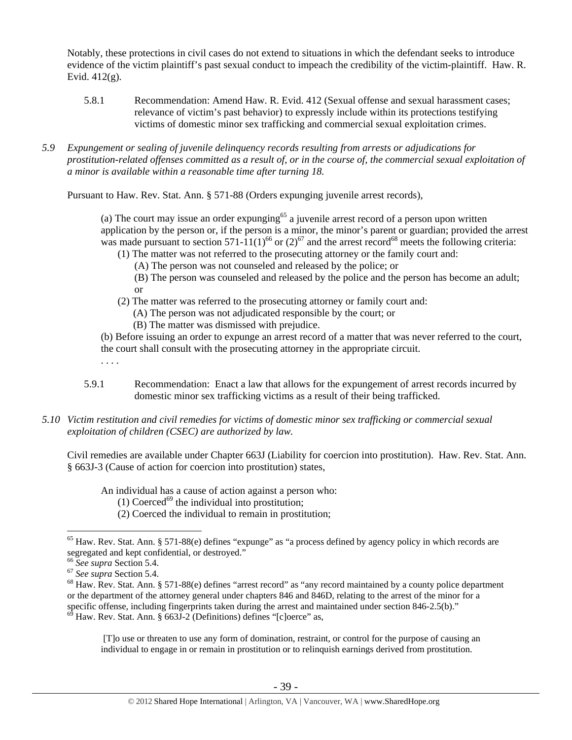Notably, these protections in civil cases do not extend to situations in which the defendant seeks to introduce evidence of the victim plaintiff's past sexual conduct to impeach the credibility of the victim-plaintiff. Haw. R. Evid. 412(g).

5.8.1 Recommendation: Amend Haw. R. Evid. 412 (Sexual offense and sexual harassment cases; relevance of victim's past behavior) to expressly include within its protections testifying victims of domestic minor sex trafficking and commercial sexual exploitation crimes.

*5.9 Expungement or sealing of juvenile delinquency records resulting from arrests or adjudications for prostitution-related offenses committed as a result of, or in the course of, the commercial sexual exploitation of a minor is available within a reasonable time after turning 18.*

Pursuant to Haw. Rev. Stat. Ann. § 571-88 (Orders expunging juvenile arrest records),

> (a) The court may issue an order expunging[65] a juvenile arrest record of a person upon written application by the person or, if the person is a minor, the minor's parent or guardian; provided the arrest was made pursuant to section 571-11(1)[66] or (2)[67] and the arrest record[68] meets the following criteria:
>
> (1) The matter was not referred to the prosecuting attorney or the family court and:
>
> (A) The person was not counseled and released by the police; or
>
> (B) The person was counseled and released by the police and the person has become an adult; or
>
> (2) The matter was referred to the prosecuting attorney or family court and:
>
> (A) The person was not adjudicated responsible by the court; or
>
> (B) The matter was dismissed with prejudice.
>
> (b) Before issuing an order to expunge an arrest record of a matter that was never referred to the court, the court shall consult with the prosecuting attorney in the appropriate circuit.
>
> . . . .

5.9.1 Recommendation: Enact a law that allows for the expungement of arrest records incurred by domestic minor sex trafficking victims as a result of their being trafficked.

*5.10 Victim restitution and civil remedies for victims of domestic minor sex trafficking or commercial sexual exploitation of children (CSEC) are authorized by law.*

Civil remedies are available under Chapter 663J (Liability for coercion into prostitution). Haw. Rev. Stat. Ann. § 663J-3 (Cause of action for coercion into prostitution) states,

> An individual has a cause of action against a person who:
>
> (1) Coerced[69] the individual into prostitution;
>
> (2) Coerced the individual to remain in prostitution;

---

[65] Haw. Rev. Stat. Ann. § 571-88(e) defines "expunge" as "a process defined by agency policy in which records are segregated and kept confidential, or destroyed."

[66] *See supra* Section 5.4.

[67] *See supra* Section 5.4.

[68] Haw. Rev. Stat. Ann. § 571-88(e) defines "arrest record" as "any record maintained by a county police department or the department of the attorney general under chapters 846 and 846D, relating to the arrest of the minor for a specific offense, including fingerprints taken during the arrest and maintained under section 846-2.5(b)."

[69] Haw. Rev. Stat. Ann. § 663J-2 (Definitions) defines "[c]oerce" as,

> [T]o use or threaten to use any form of domination, restraint, or control for the purpose of causing an individual to engage in or remain in prostitution or to relinquish earnings derived from prostitution.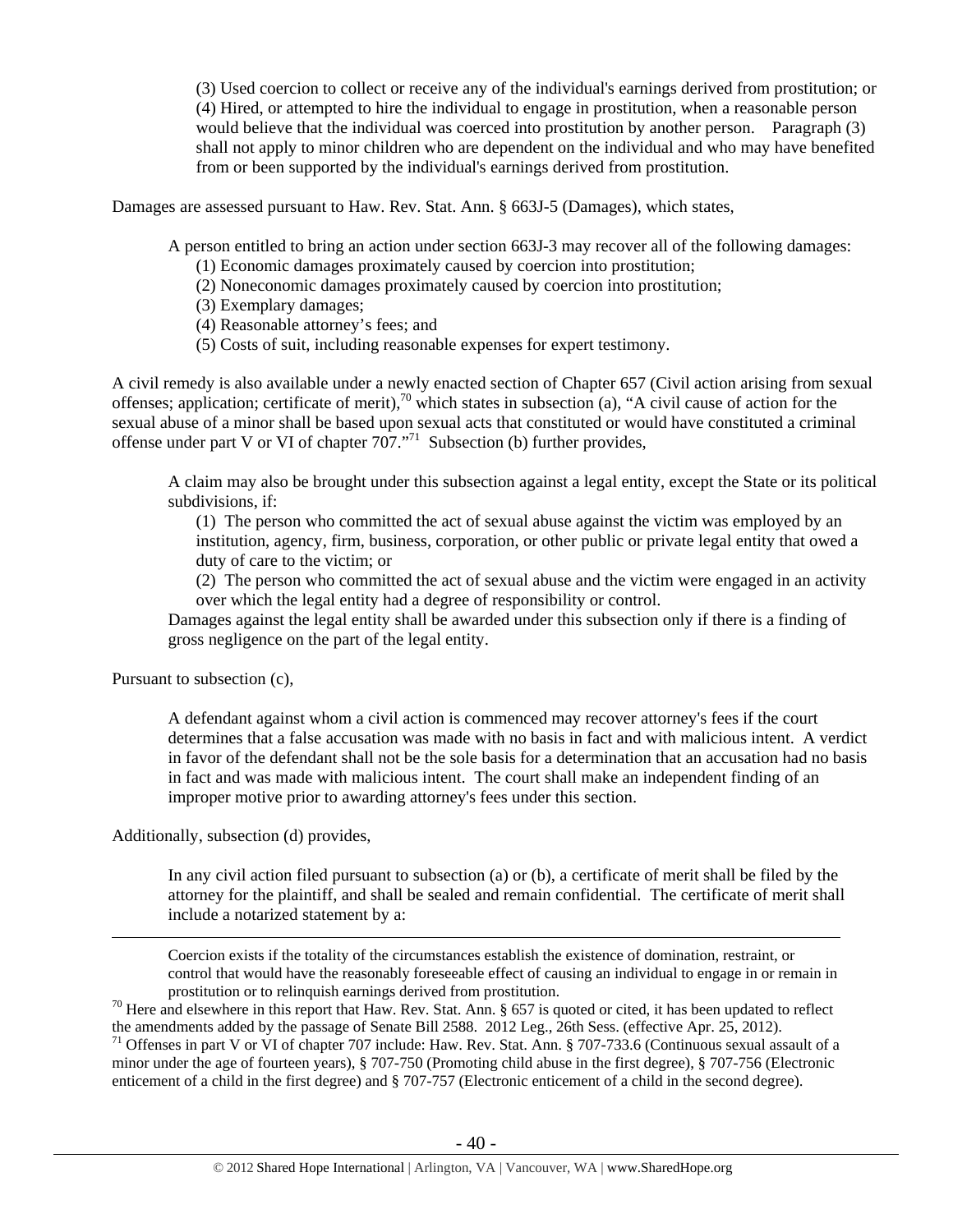> (3) Used coercion to collect or receive any of the individual's earnings derived from prostitution; or
> (4) Hired, or attempted to hire the individual to engage in prostitution, when a reasonable person would believe that the individual was coerced into prostitution by another person. Paragraph (3) shall not apply to minor children who are dependent on the individual and who may have benefited from or been supported by the individual's earnings derived from prostitution.

Damages are assessed pursuant to Haw. Rev. Stat. Ann. § 663J-5 (Damages), which states,

> A person entitled to bring an action under section 663J-3 may recover all of the following damages:
> (1) Economic damages proximately caused by coercion into prostitution;
> (2) Noneconomic damages proximately caused by coercion into prostitution;
> (3) Exemplary damages;
> (4) Reasonable attorney's fees; and
> (5) Costs of suit, including reasonable expenses for expert testimony.

A civil remedy is also available under a newly enacted section of Chapter 657 (Civil action arising from sexual offenses; application; certificate of merit),[70] which states in subsection (a), "A civil cause of action for the sexual abuse of a minor shall be based upon sexual acts that constituted or would have constituted a criminal offense under part V or VI of chapter 707."[71] Subsection (b) further provides,

> A claim may also be brought under this subsection against a legal entity, except the State or its political subdivisions, if:
> (1) The person who committed the act of sexual abuse against the victim was employed by an institution, agency, firm, business, corporation, or other public or private legal entity that owed a duty of care to the victim; or
> (2) The person who committed the act of sexual abuse and the victim were engaged in an activity over which the legal entity had a degree of responsibility or control.
>
> Damages against the legal entity shall be awarded under this subsection only if there is a finding of gross negligence on the part of the legal entity.

Pursuant to subsection (c),

> A defendant against whom a civil action is commenced may recover attorney's fees if the court determines that a false accusation was made with no basis in fact and with malicious intent. A verdict in favor of the defendant shall not be the sole basis for a determination that an accusation had no basis in fact and was made with malicious intent. The court shall make an independent finding of an improper motive prior to awarding attorney's fees under this section.

Additionally, subsection (d) provides,

> In any civil action filed pursuant to subsection (a) or (b), a certificate of merit shall be filed by the attorney for the plaintiff, and shall be sealed and remain confidential. The certificate of merit shall include a notarized statement by a:

---

> Coercion exists if the totality of the circumstances establish the existence of domination, restraint, or control that would have the reasonably foreseeable effect of causing an individual to engage in or remain in prostitution or to relinquish earnings derived from prostitution.

[70] Here and elsewhere in this report that Haw. Rev. Stat. Ann. § 657 is quoted or cited, it has been updated to reflect the amendments added by the passage of Senate Bill 2588. 2012 Leg., 26th Sess. (effective Apr. 25, 2012).

[71] Offenses in part V or VI of chapter 707 include: Haw. Rev. Stat. Ann. § 707-733.6 (Continuous sexual assault of a minor under the age of fourteen years), § 707-750 (Promoting child abuse in the first degree), § 707-756 (Electronic enticement of a child in the first degree) and § 707-757 (Electronic enticement of a child in the second degree).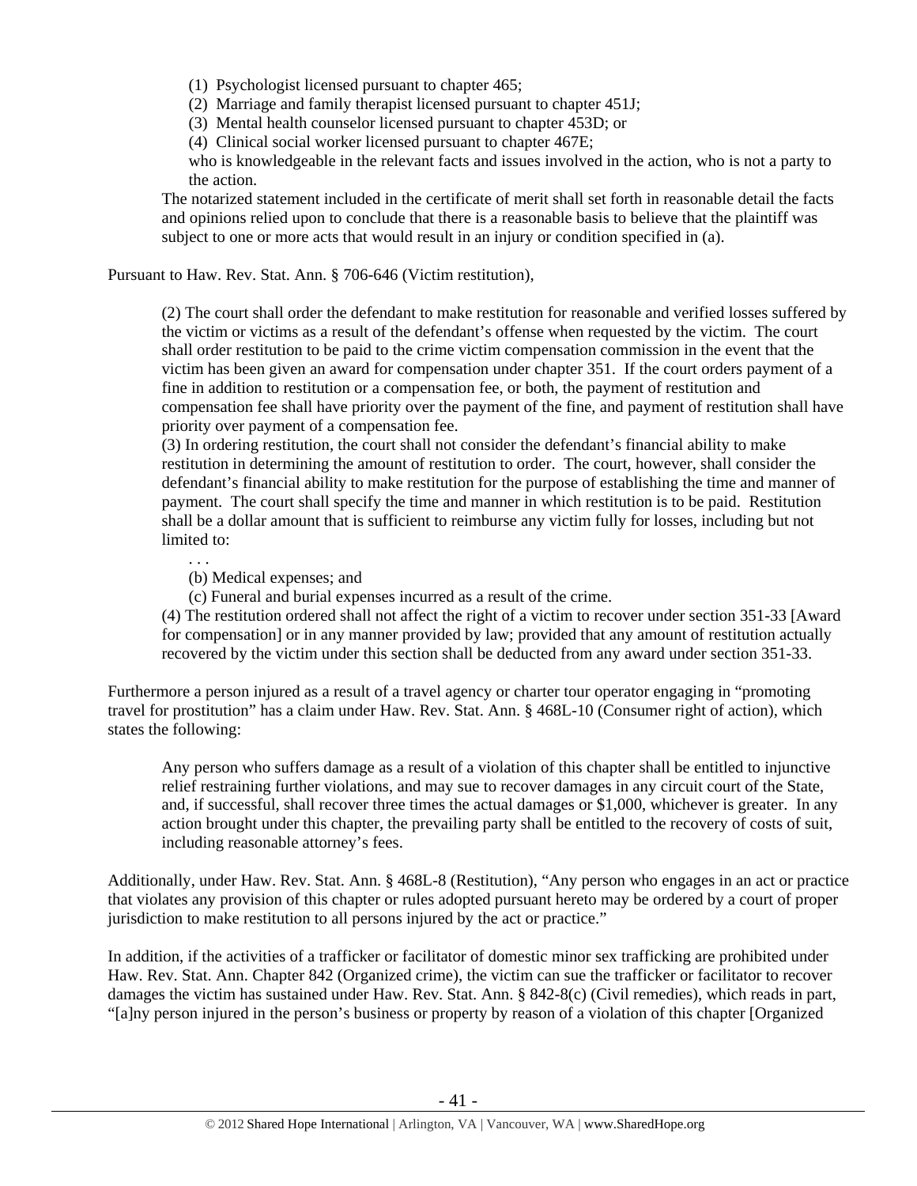(1) Psychologist licensed pursuant to chapter 465;
(2) Marriage and family therapist licensed pursuant to chapter 451J;
(3) Mental health counselor licensed pursuant to chapter 453D; or
(4) Clinical social worker licensed pursuant to chapter 467E;

who is knowledgeable in the relevant facts and issues involved in the action, who is not a party to the action.

> The notarized statement included in the certificate of merit shall set forth in reasonable detail the facts and opinions relied upon to conclude that there is a reasonable basis to believe that the plaintiff was subject to one or more acts that would result in an injury or condition specified in (a).

Pursuant to Haw. Rev. Stat. Ann. § 706-646 (Victim restitution),

> (2) The court shall order the defendant to make restitution for reasonable and verified losses suffered by the victim or victims as a result of the defendant's offense when requested by the victim. The court shall order restitution to be paid to the crime victim compensation commission in the event that the victim has been given an award for compensation under chapter 351. If the court orders payment of a fine in addition to restitution or a compensation fee, or both, the payment of restitution and compensation fee shall have priority over the payment of the fine, and payment of restitution shall have priority over payment of a compensation fee.
>
> (3) In ordering restitution, the court shall not consider the defendant's financial ability to make restitution in determining the amount of restitution to order. The court, however, shall consider the defendant's financial ability to make restitution for the purpose of establishing the time and manner of payment. The court shall specify the time and manner in which restitution is to be paid. Restitution shall be a dollar amount that is sufficient to reimburse any victim fully for losses, including but not limited to:
>
> . . .
>
> (b) Medical expenses; and
>
> (c) Funeral and burial expenses incurred as a result of the crime.
>
> (4) The restitution ordered shall not affect the right of a victim to recover under section 351-33 [Award for compensation] or in any manner provided by law; provided that any amount of restitution actually recovered by the victim under this section shall be deducted from any award under section 351-33.

Furthermore a person injured as a result of a travel agency or charter tour operator engaging in "promoting travel for prostitution" has a claim under Haw. Rev. Stat. Ann. § 468L-10 (Consumer right of action), which states the following:

> Any person who suffers damage as a result of a violation of this chapter shall be entitled to injunctive relief restraining further violations, and may sue to recover damages in any circuit court of the State, and, if successful, shall recover three times the actual damages or $1,000, whichever is greater. In any action brought under this chapter, the prevailing party shall be entitled to the recovery of costs of suit, including reasonable attorney's fees.

Additionally, under Haw. Rev. Stat. Ann. § 468L-8 (Restitution), "Any person who engages in an act or practice that violates any provision of this chapter or rules adopted pursuant hereto may be ordered by a court of proper jurisdiction to make restitution to all persons injured by the act or practice."

In addition, if the activities of a trafficker or facilitator of domestic minor sex trafficking are prohibited under Haw. Rev. Stat. Ann. Chapter 842 (Organized crime), the victim can sue the trafficker or facilitator to recover damages the victim has sustained under Haw. Rev. Stat. Ann. § 842-8(c) (Civil remedies), which reads in part, "[a]ny person injured in the person's business or property by reason of a violation of this chapter [Organized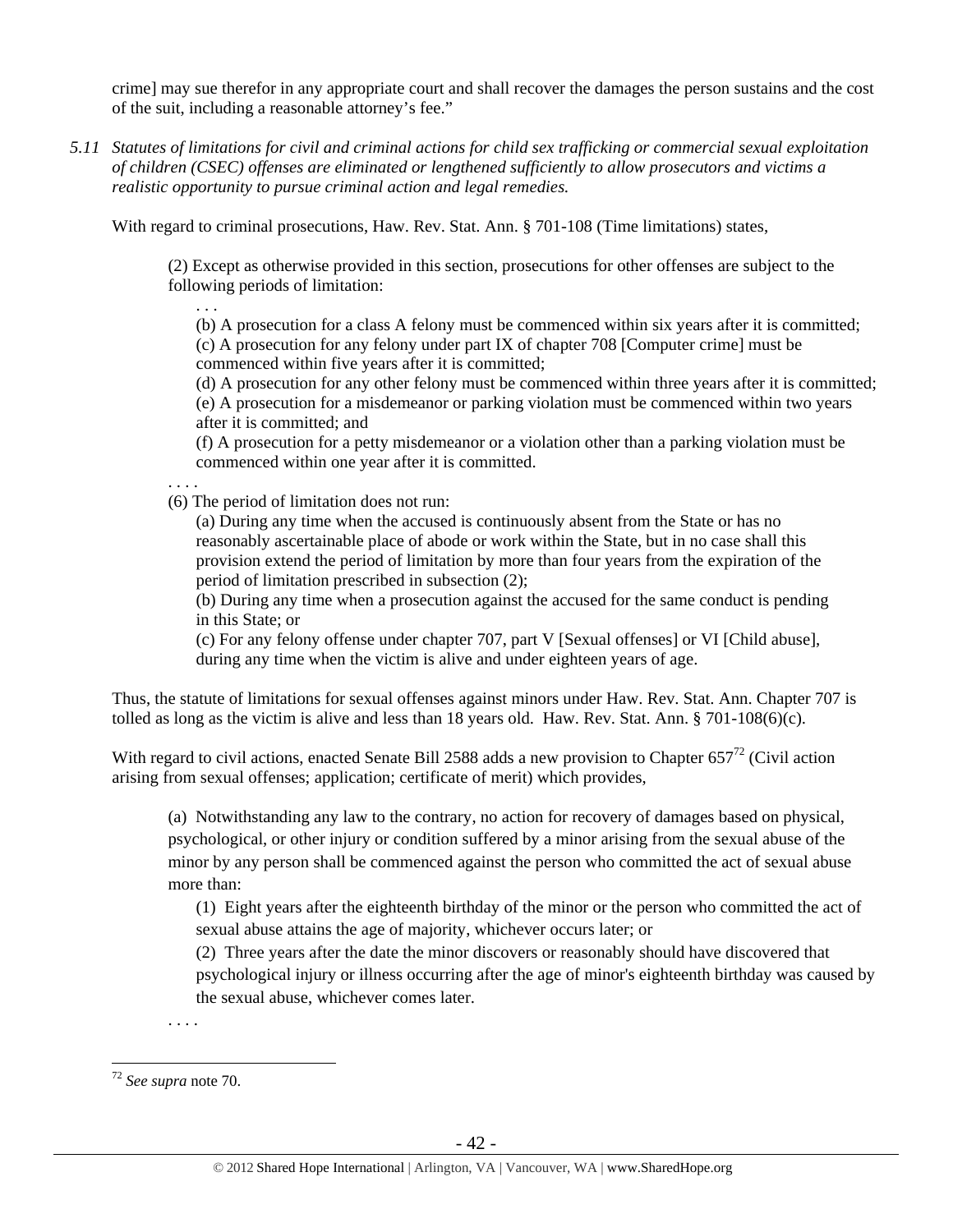crime] may sue therefor in any appropriate court and shall recover the damages the person sustains and the cost of the suit, including a reasonable attorney's fee."

*5.11 Statutes of limitations for civil and criminal actions for child sex trafficking or commercial sexual exploitation of children (CSEC) offenses are eliminated or lengthened sufficiently to allow prosecutors and victims a realistic opportunity to pursue criminal action and legal remedies.*

With regard to criminal prosecutions, Haw. Rev. Stat. Ann. § 701-108 (Time limitations) states,

> (2) Except as otherwise provided in this section, prosecutions for other offenses are subject to the following periods of limitation:
>
> > . . .
> >
> > (b) A prosecution for a class A felony must be commenced within six years after it is committed;
> > (c) A prosecution for any felony under part IX of chapter 708 [Computer crime] must be commenced within five years after it is committed;
> > (d) A prosecution for any other felony must be commenced within three years after it is committed;
> > (e) A prosecution for a misdemeanor or parking violation must be commenced within two years after it is committed; and
> > (f) A prosecution for a petty misdemeanor or a violation other than a parking violation must be commenced within one year after it is committed.
>
> . . . .
>
> (6) The period of limitation does not run:
>
> > (a) During any time when the accused is continuously absent from the State or has no reasonably ascertainable place of abode or work within the State, but in no case shall this provision extend the period of limitation by more than four years from the expiration of the period of limitation prescribed in subsection (2);
> > (b) During any time when a prosecution against the accused for the same conduct is pending in this State; or
> > (c) For any felony offense under chapter 707, part V [Sexual offenses] or VI [Child abuse], during any time when the victim is alive and under eighteen years of age.

Thus, the statute of limitations for sexual offenses against minors under Haw. Rev. Stat. Ann. Chapter 707 is tolled as long as the victim is alive and less than 18 years old. Haw. Rev. Stat. Ann. § 701-108(6)(c).

With regard to civil actions, enacted Senate Bill 2588 adds a new provision to Chapter 657[72] (Civil action arising from sexual offenses; application; certificate of merit) which provides,

> (a) Notwithstanding any law to the contrary, no action for recovery of damages based on physical, psychological, or other injury or condition suffered by a minor arising from the sexual abuse of the minor by any person shall be commenced against the person who committed the act of sexual abuse more than:
>
> > (1) Eight years after the eighteenth birthday of the minor or the person who committed the act of sexual abuse attains the age of majority, whichever occurs later; or
> > (2) Three years after the date the minor discovers or reasonably should have discovered that psychological injury or illness occurring after the age of minor's eighteenth birthday was caused by the sexual abuse, whichever comes later.
>
> . . . .

---

[72] *See supra* note 70.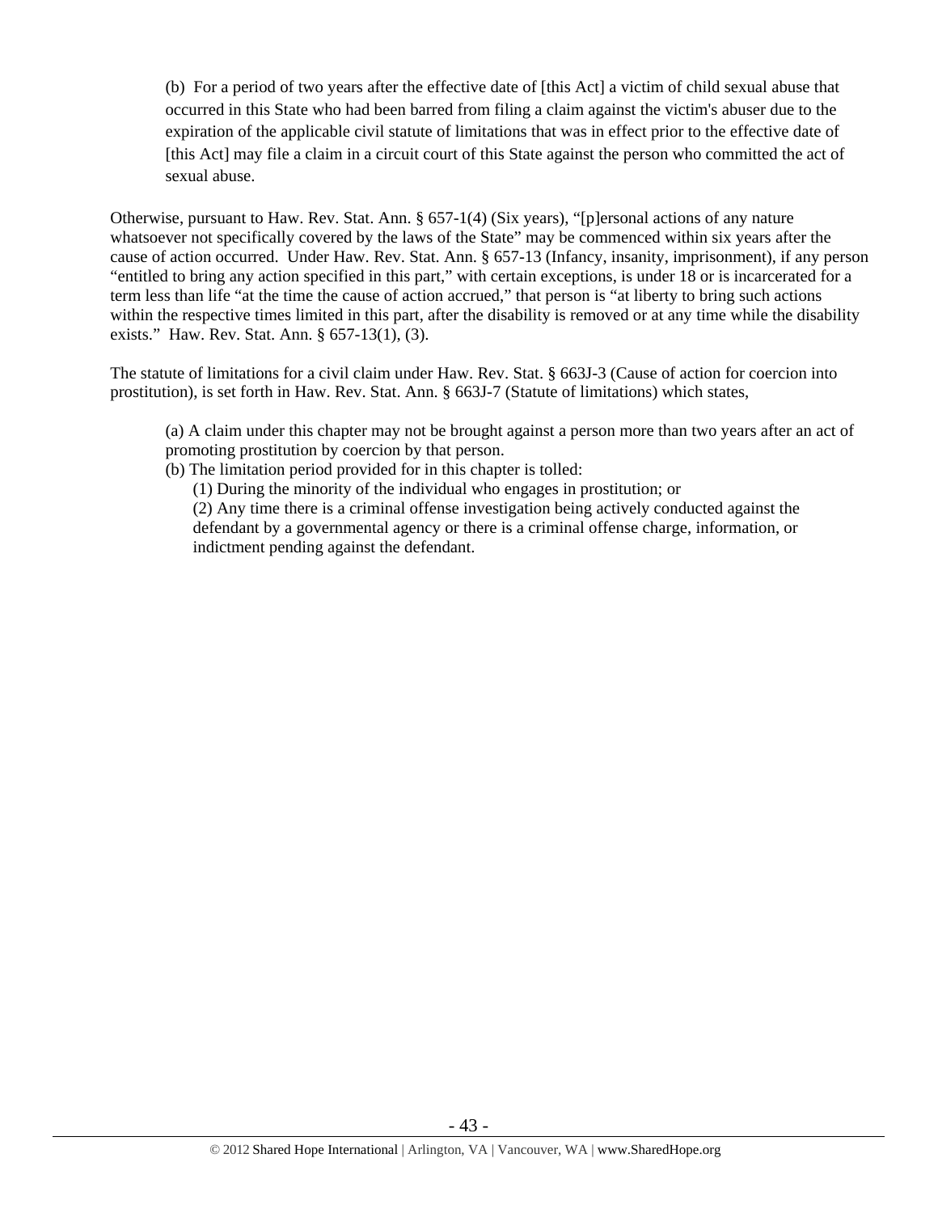> (b) For a period of two years after the effective date of [this Act] a victim of child sexual abuse that occurred in this State who had been barred from filing a claim against the victim's abuser due to the expiration of the applicable civil statute of limitations that was in effect prior to the effective date of [this Act] may file a claim in a circuit court of this State against the person who committed the act of sexual abuse.

Otherwise, pursuant to Haw. Rev. Stat. Ann. § 657-1(4) (Six years), "[p]ersonal actions of any nature whatsoever not specifically covered by the laws of the State" may be commenced within six years after the cause of action occurred. Under Haw. Rev. Stat. Ann. § 657-13 (Infancy, insanity, imprisonment), if any person "entitled to bring any action specified in this part," with certain exceptions, is under 18 or is incarcerated for a term less than life "at the time the cause of action accrued," that person is "at liberty to bring such actions within the respective times limited in this part, after the disability is removed or at any time while the disability exists." Haw. Rev. Stat. Ann. § 657-13(1), (3).

The statute of limitations for a civil claim under Haw. Rev. Stat. § 663J-3 (Cause of action for coercion into prostitution), is set forth in Haw. Rev. Stat. Ann. § 663J-7 (Statute of limitations) which states,

> (a) A claim under this chapter may not be brought against a person more than two years after an act of promoting prostitution by coercion by that person.
> (b) The limitation period provided for in this chapter is tolled:
>
> (1) During the minority of the individual who engages in prostitution; or
> (2) Any time there is a criminal offense investigation being actively conducted against the defendant by a governmental agency or there is a criminal offense charge, information, or indictment pending against the defendant.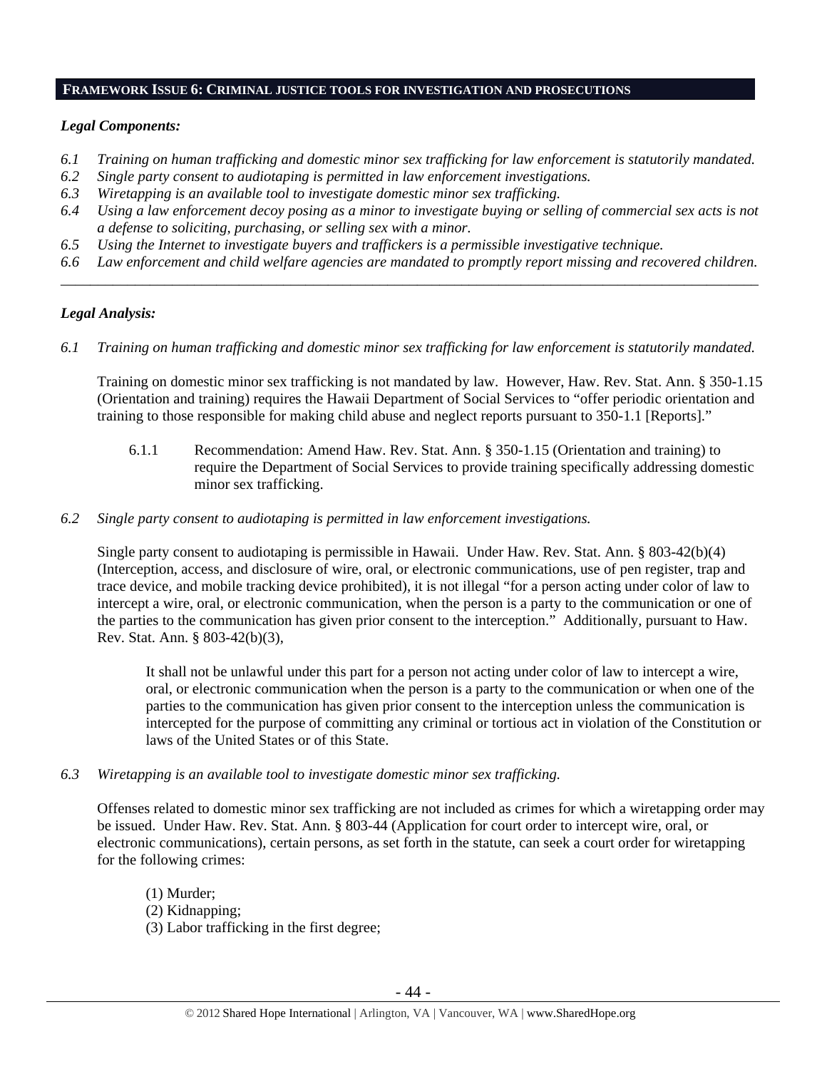## FRAMEWORK ISSUE 6: CRIMINAL JUSTICE TOOLS FOR INVESTIGATION AND PROSECUTIONS

***Legal Components:***

*6.1 Training on human trafficking and domestic minor sex trafficking for law enforcement is statutorily mandated.*
*6.2 Single party consent to audiotaping is permitted in law enforcement investigations.*
*6.3 Wiretapping is an available tool to investigate domestic minor sex trafficking.*
*6.4 Using a law enforcement decoy posing as a minor to investigate buying or selling of commercial sex acts is not a defense to soliciting, purchasing, or selling sex with a minor.*
*6.5 Using the Internet to investigate buyers and traffickers is a permissible investigative technique.*
*6.6 Law enforcement and child welfare agencies are mandated to promptly report missing and recovered children.*

---

***Legal Analysis:***

*6.1 Training on human trafficking and domestic minor sex trafficking for law enforcement is statutorily mandated.*

Training on domestic minor sex trafficking is not mandated by law. However, Haw. Rev. Stat. Ann. § 350-1.15 (Orientation and training) requires the Hawaii Department of Social Services to "offer periodic orientation and training to those responsible for making child abuse and neglect reports pursuant to 350-1.1 [Reports]."

> 6.1.1 Recommendation: Amend Haw. Rev. Stat. Ann. § 350-1.15 (Orientation and training) to require the Department of Social Services to provide training specifically addressing domestic minor sex trafficking.

*6.2 Single party consent to audiotaping is permitted in law enforcement investigations.*

Single party consent to audiotaping is permissible in Hawaii. Under Haw. Rev. Stat. Ann. § 803-42(b)(4) (Interception, access, and disclosure of wire, oral, or electronic communications, use of pen register, trap and trace device, and mobile tracking device prohibited), it is not illegal "for a person acting under color of law to intercept a wire, oral, or electronic communication, when the person is a party to the communication or one of the parties to the communication has given prior consent to the interception." Additionally, pursuant to Haw. Rev. Stat. Ann. § 803-42(b)(3),

> It shall not be unlawful under this part for a person not acting under color of law to intercept a wire, oral, or electronic communication when the person is a party to the communication or when one of the parties to the communication has given prior consent to the interception unless the communication is intercepted for the purpose of committing any criminal or tortious act in violation of the Constitution or laws of the United States or of this State.

*6.3 Wiretapping is an available tool to investigate domestic minor sex trafficking.*

Offenses related to domestic minor sex trafficking are not included as crimes for which a wiretapping order may be issued. Under Haw. Rev. Stat. Ann. § 803-44 (Application for court order to intercept wire, oral, or electronic communications), certain persons, as set forth in the statute, can seek a court order for wiretapping for the following crimes:

> (1) Murder;
> (2) Kidnapping;
> (3) Labor trafficking in the first degree;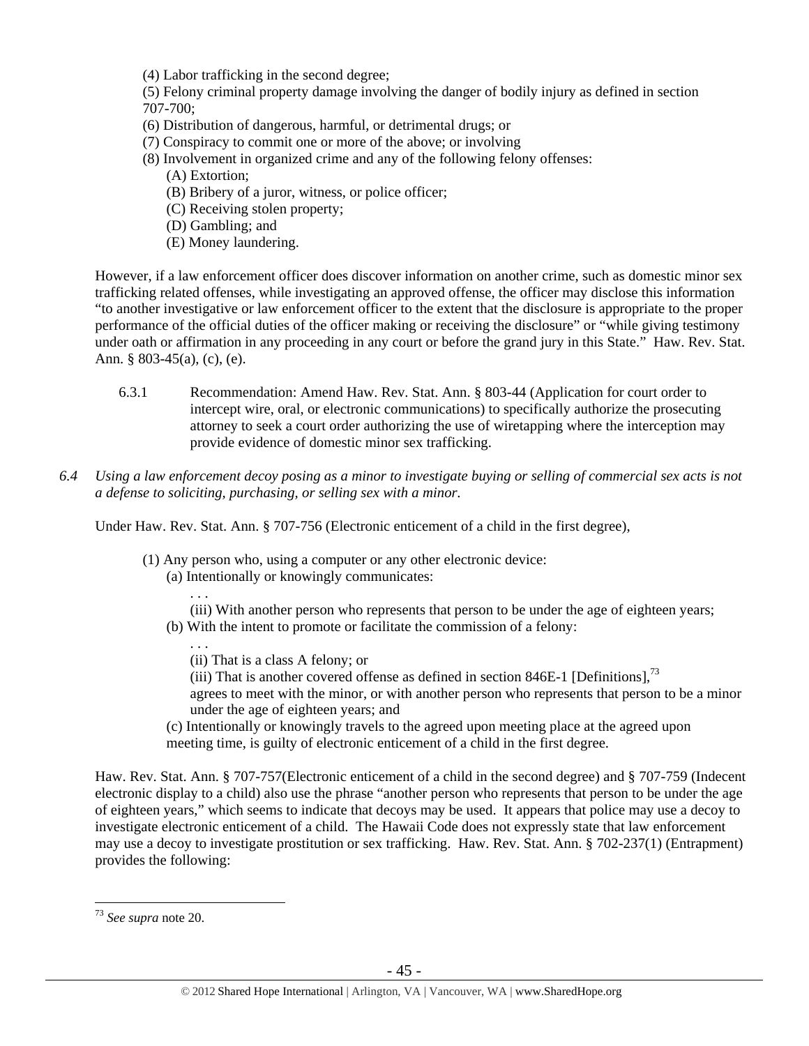(4) Labor trafficking in the second degree;

(5) Felony criminal property damage involving the danger of bodily injury as defined in section 707-700;

(6) Distribution of dangerous, harmful, or detrimental drugs; or

(7) Conspiracy to commit one or more of the above; or involving

(8) Involvement in organized crime and any of the following felony offenses:

(A) Extortion;

(B) Bribery of a juror, witness, or police officer;

(C) Receiving stolen property;

(D) Gambling; and

(E) Money laundering.

However, if a law enforcement officer does discover information on another crime, such as domestic minor sex trafficking related offenses, while investigating an approved offense, the officer may disclose this information "to another investigative or law enforcement officer to the extent that the disclosure is appropriate to the proper performance of the official duties of the officer making or receiving the disclosure" or "while giving testimony under oath or affirmation in any proceeding in any court or before the grand jury in this State." Haw. Rev. Stat. Ann. § 803-45(a), (c), (e).

6.3.1 Recommendation: Amend Haw. Rev. Stat. Ann. § 803-44 (Application for court order to intercept wire, oral, or electronic communications) to specifically authorize the prosecuting attorney to seek a court order authorizing the use of wiretapping where the interception may provide evidence of domestic minor sex trafficking.

*6.4 Using a law enforcement decoy posing as a minor to investigate buying or selling of commercial sex acts is not a defense to soliciting, purchasing, or selling sex with a minor.*

Under Haw. Rev. Stat. Ann. § 707-756 (Electronic enticement of a child in the first degree),

(1) Any person who, using a computer or any other electronic device:

(a) Intentionally or knowingly communicates:

. . .

(iii) With another person who represents that person to be under the age of eighteen years;

(b) With the intent to promote or facilitate the commission of a felony:

. . .

(ii) That is a class A felony; or

(iii) That is another covered offense as defined in section 846E-1 [Definitions],[73] agrees to meet with the minor, or with another person who represents that person to be a minor under the age of eighteen years; and

(c) Intentionally or knowingly travels to the agreed upon meeting place at the agreed upon meeting time, is guilty of electronic enticement of a child in the first degree.

Haw. Rev. Stat. Ann. § 707-757(Electronic enticement of a child in the second degree) and § 707-759 (Indecent electronic display to a child) also use the phrase "another person who represents that person to be under the age of eighteen years," which seems to indicate that decoys may be used. It appears that police may use a decoy to investigate electronic enticement of a child. The Hawaii Code does not expressly state that law enforcement may use a decoy to investigate prostitution or sex trafficking. Haw. Rev. Stat. Ann. § 702-237(1) (Entrapment) provides the following:

[73] *See supra* note 20.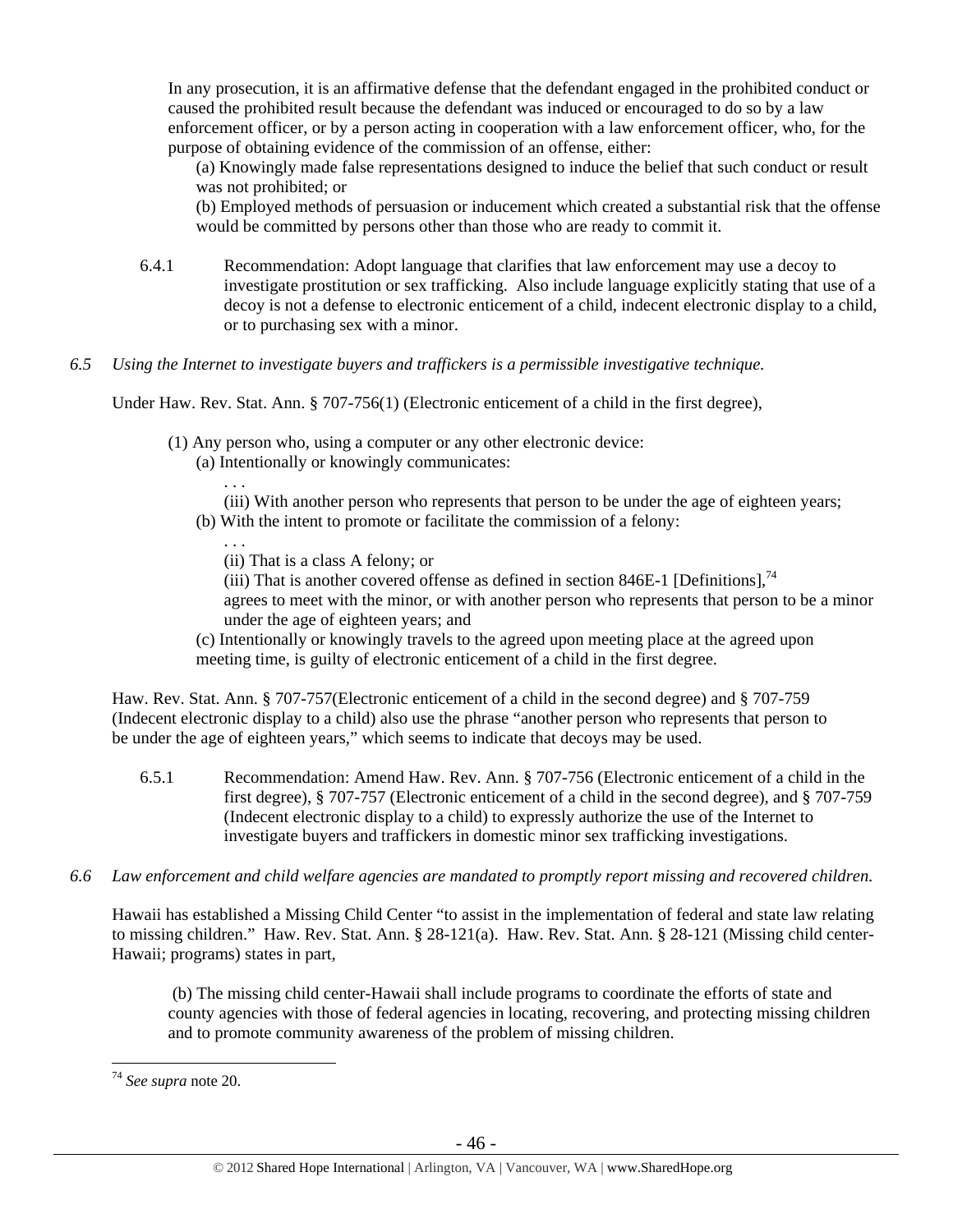In any prosecution, it is an affirmative defense that the defendant engaged in the prohibited conduct or caused the prohibited result because the defendant was induced or encouraged to do so by a law enforcement officer, or by a person acting in cooperation with a law enforcement officer, who, for the purpose of obtaining evidence of the commission of an offense, either:

(a) Knowingly made false representations designed to induce the belief that such conduct or result was not prohibited; or

(b) Employed methods of persuasion or inducement which created a substantial risk that the offense would be committed by persons other than those who are ready to commit it.

6.4.1 Recommendation: Adopt language that clarifies that law enforcement may use a decoy to investigate prostitution or sex trafficking. Also include language explicitly stating that use of a decoy is not a defense to electronic enticement of a child, indecent electronic display to a child, or to purchasing sex with a minor.

*6.5 Using the Internet to investigate buyers and traffickers is a permissible investigative technique.*

Under Haw. Rev. Stat. Ann. § 707-756(1) (Electronic enticement of a child in the first degree),

(1) Any person who, using a computer or any other electronic device:

(a) Intentionally or knowingly communicates:

. . .

(iii) With another person who represents that person to be under the age of eighteen years;

(b) With the intent to promote or facilitate the commission of a felony:

. . .

(ii) That is a class A felony; or

(iii) That is another covered offense as defined in section 846E-1 [Definitions],[74] agrees to meet with the minor, or with another person who represents that person to be a minor under the age of eighteen years; and

(c) Intentionally or knowingly travels to the agreed upon meeting place at the agreed upon meeting time, is guilty of electronic enticement of a child in the first degree.

Haw. Rev. Stat. Ann. § 707-757(Electronic enticement of a child in the second degree) and § 707-759 (Indecent electronic display to a child) also use the phrase "another person who represents that person to be under the age of eighteen years," which seems to indicate that decoys may be used.

6.5.1 Recommendation: Amend Haw. Rev. Ann. § 707-756 (Electronic enticement of a child in the first degree), § 707-757 (Electronic enticement of a child in the second degree), and § 707-759 (Indecent electronic display to a child) to expressly authorize the use of the Internet to investigate buyers and traffickers in domestic minor sex trafficking investigations.

*6.6 Law enforcement and child welfare agencies are mandated to promptly report missing and recovered children.*

Hawaii has established a Missing Child Center "to assist in the implementation of federal and state law relating to missing children." Haw. Rev. Stat. Ann. § 28-121(a). Haw. Rev. Stat. Ann. § 28-121 (Missing child center-Hawaii; programs) states in part,

(b) The missing child center-Hawaii shall include programs to coordinate the efforts of state and county agencies with those of federal agencies in locating, recovering, and protecting missing children and to promote community awareness of the problem of missing children.

---

[74] *See supra* note 20.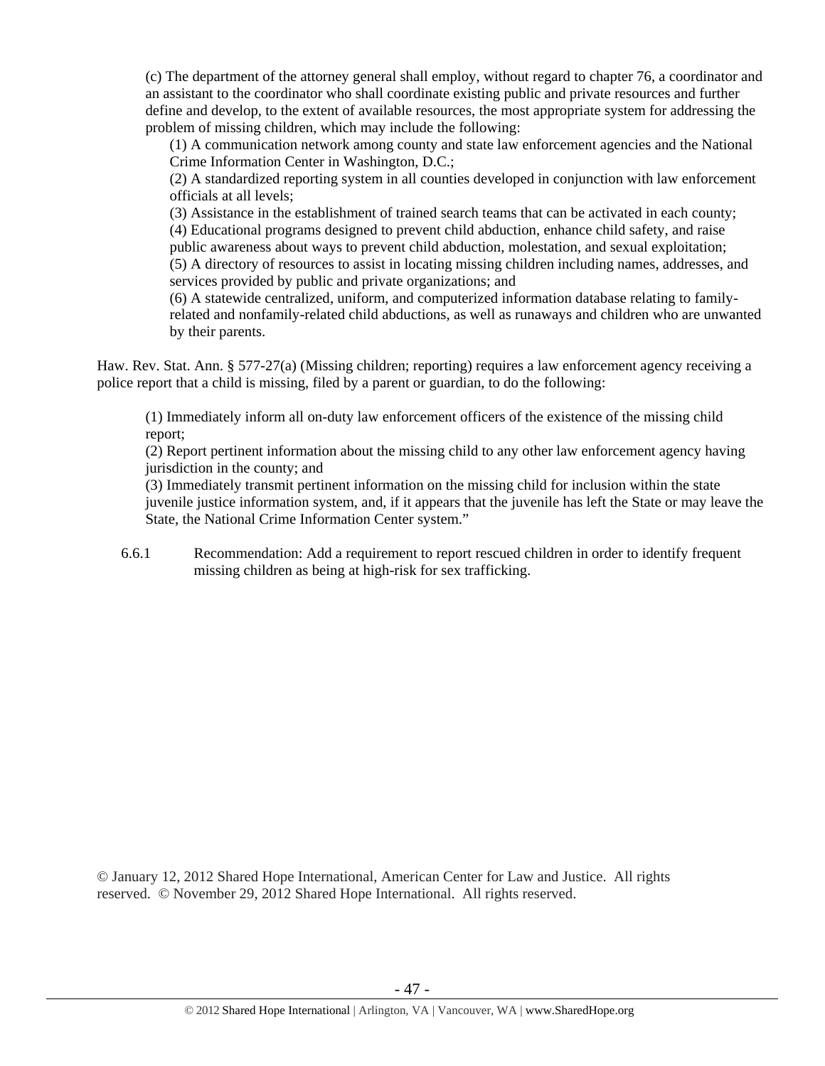(c) The department of the attorney general shall employ, without regard to chapter 76, a coordinator and an assistant to the coordinator who shall coordinate existing public and private resources and further define and develop, to the extent of available resources, the most appropriate system for addressing the problem of missing children, which may include the following:

(1) A communication network among county and state law enforcement agencies and the National Crime Information Center in Washington, D.C.;
(2) A standardized reporting system in all counties developed in conjunction with law enforcement officials at all levels;
(3) Assistance in the establishment of trained search teams that can be activated in each county;
(4) Educational programs designed to prevent child abduction, enhance child safety, and raise public awareness about ways to prevent child abduction, molestation, and sexual exploitation;
(5) A directory of resources to assist in locating missing children including names, addresses, and services provided by public and private organizations; and
(6) A statewide centralized, uniform, and computerized information database relating to family-related and nonfamily-related child abductions, as well as runaways and children who are unwanted by their parents.

Haw. Rev. Stat. Ann. § 577-27(a) (Missing children; reporting) requires a law enforcement agency receiving a police report that a child is missing, filed by a parent or guardian, to do the following:

(1) Immediately inform all on-duty law enforcement officers of the existence of the missing child report;
(2) Report pertinent information about the missing child to any other law enforcement agency having jurisdiction in the county; and
(3) Immediately transmit pertinent information on the missing child for inclusion within the state juvenile justice information system, and, if it appears that the juvenile has left the State or may leave the State, the National Crime Information Center system."

6.6.1 Recommendation: Add a requirement to report rescued children in order to identify frequent missing children as being at high-risk for sex trafficking.

© January 12, 2012 Shared Hope International, American Center for Law and Justice. All rights reserved. © November 29, 2012 Shared Hope International. All rights reserved.